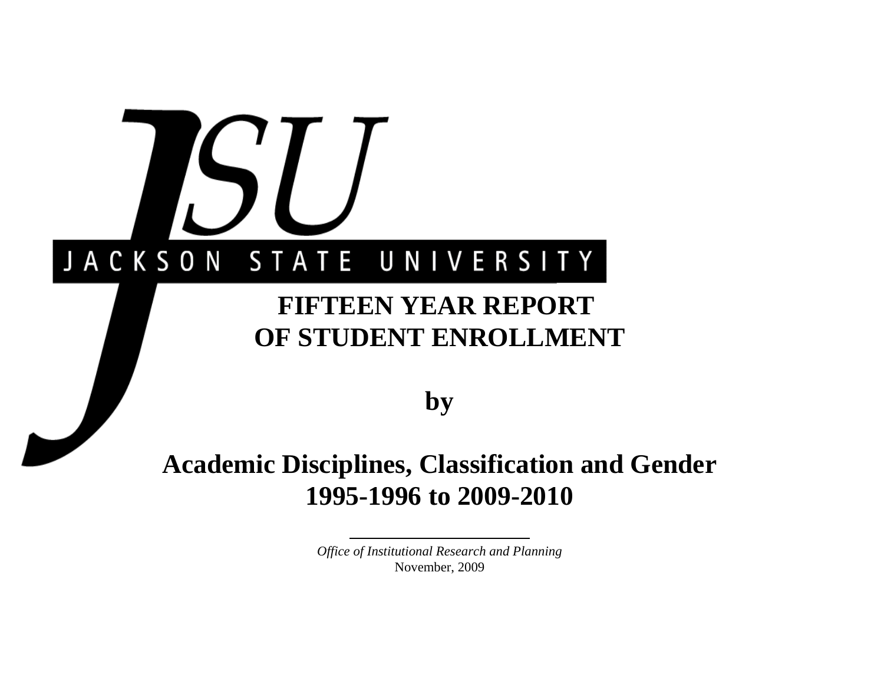JSU

JACKSON STATE UNIVERSITY

# FIFTEEN YEAR REPORT OF STUDENT ENROLLMENT

## by

## Academic Disciplines, Classification and Gender 1995-1996 to 2009-2010

*Office of Institutional Research and Planning*

November, 2009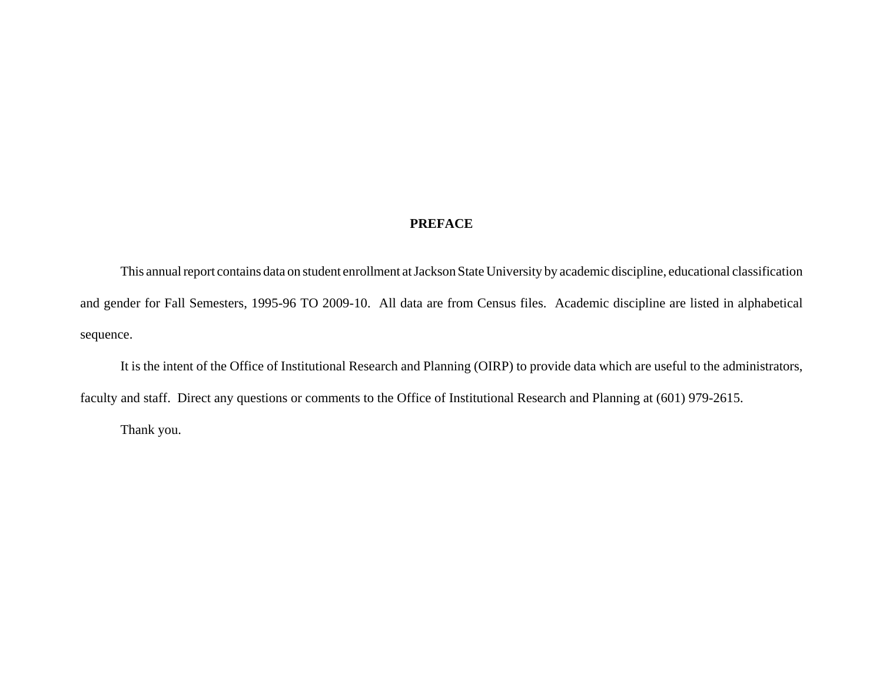# PREFACE

This annual report contains data on student enrollment at Jackson State University by academic discipline, educational classification and gender for Fall Semesters, 1995-96 TO 2009-10. All data are from Census files. Academic discipline are listed in alphabetical sequence.

It is the intent of the Office of Institutional Research and Planning (OIRP) to provide data which are useful to the administrators, faculty and staff. Direct any questions or comments to the Office of Institutional Research and Planning at (601) 979-2615.

Thank you.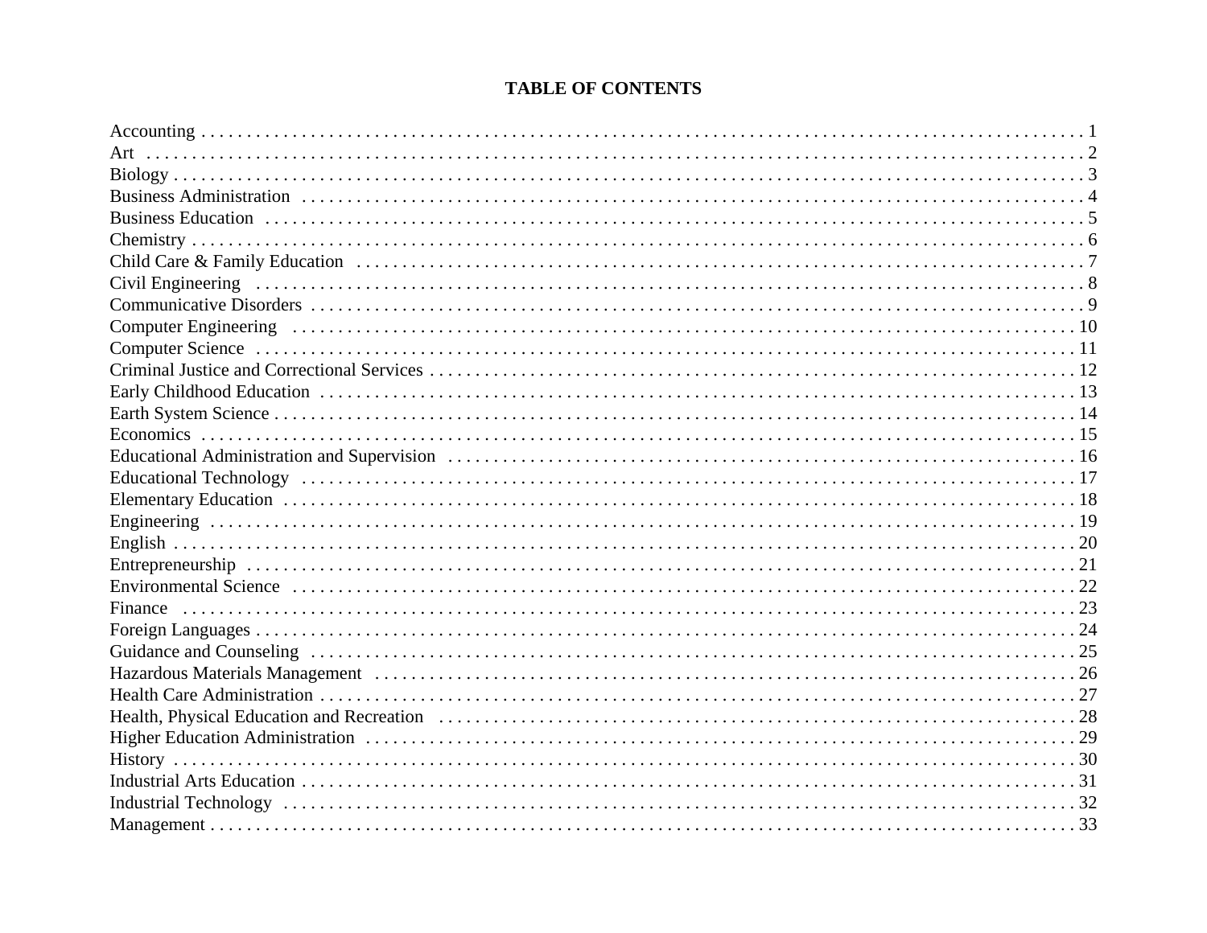# TABLE OF CONTENTS

| | |
|---|---|
| Accounting | 1 |
| Art | 2 |
| Biology | 3 |
| Business Administration | 4 |
| Business Education | 5 |
| Chemistry | 6 |
| Child Care & Family Education | 7 |
| Civil Engineering | 8 |
| Communicative Disorders | 9 |
| Computer Engineering | 10 |
| Computer Science | 11 |
| Criminal Justice and Correctional Services | 12 |
| Early Childhood Education | 13 |
| Earth System Science | 14 |
| Economics | 15 |
| Educational Administration and Supervision | 16 |
| Educational Technology | 17 |
| Elementary Education | 18 |
| Engineering | 19 |
| English | 20 |
| Entrepreneurship | 21 |
| Environmental Science | 22 |
| Finance | 23 |
| Foreign Languages | 24 |
| Guidance and Counseling | 25 |
| Hazardous Materials Management | 26 |
| Health Care Administration | 27 |
| Health, Physical Education and Recreation | 28 |
| Higher Education Administration | 29 |
| History | 30 |
| Industrial Arts Education | 31 |
| Industrial Technology | 32 |
| Management | 33 |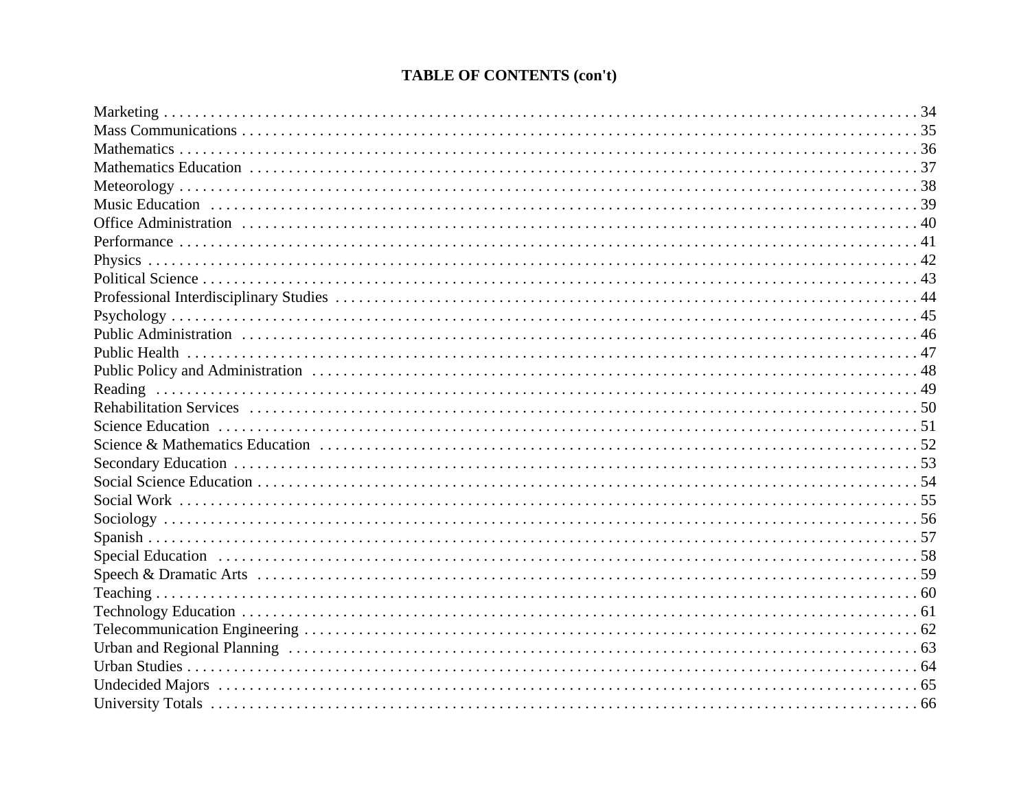# TABLE OF CONTENTS (con't)

| Section | Page |
|---|---|
| Marketing | 34 |
| Mass Communications | 35 |
| Mathematics | 36 |
| Mathematics Education | 37 |
| Meteorology | 38 |
| Music Education | 39 |
| Office Administration | 40 |
| Performance | 41 |
| Physics | 42 |
| Political Science | 43 |
| Professional Interdisciplinary Studies | 44 |
| Psychology | 45 |
| Public Administration | 46 |
| Public Health | 47 |
| Public Policy and Administration | 48 |
| Reading | 49 |
| Rehabilitation Services | 50 |
| Science Education | 51 |
| Science & Mathematics Education | 52 |
| Secondary Education | 53 |
| Social Science Education | 54 |
| Social Work | 55 |
| Sociology | 56 |
| Spanish | 57 |
| Special Education | 58 |
| Speech & Dramatic Arts | 59 |
| Teaching | 60 |
| Technology Education | 61 |
| Telecommunication Engineering | 62 |
| Urban and Regional Planning | 63 |
| Urban Studies | 64 |
| Undecided Majors | 65 |
| University Totals | 66 |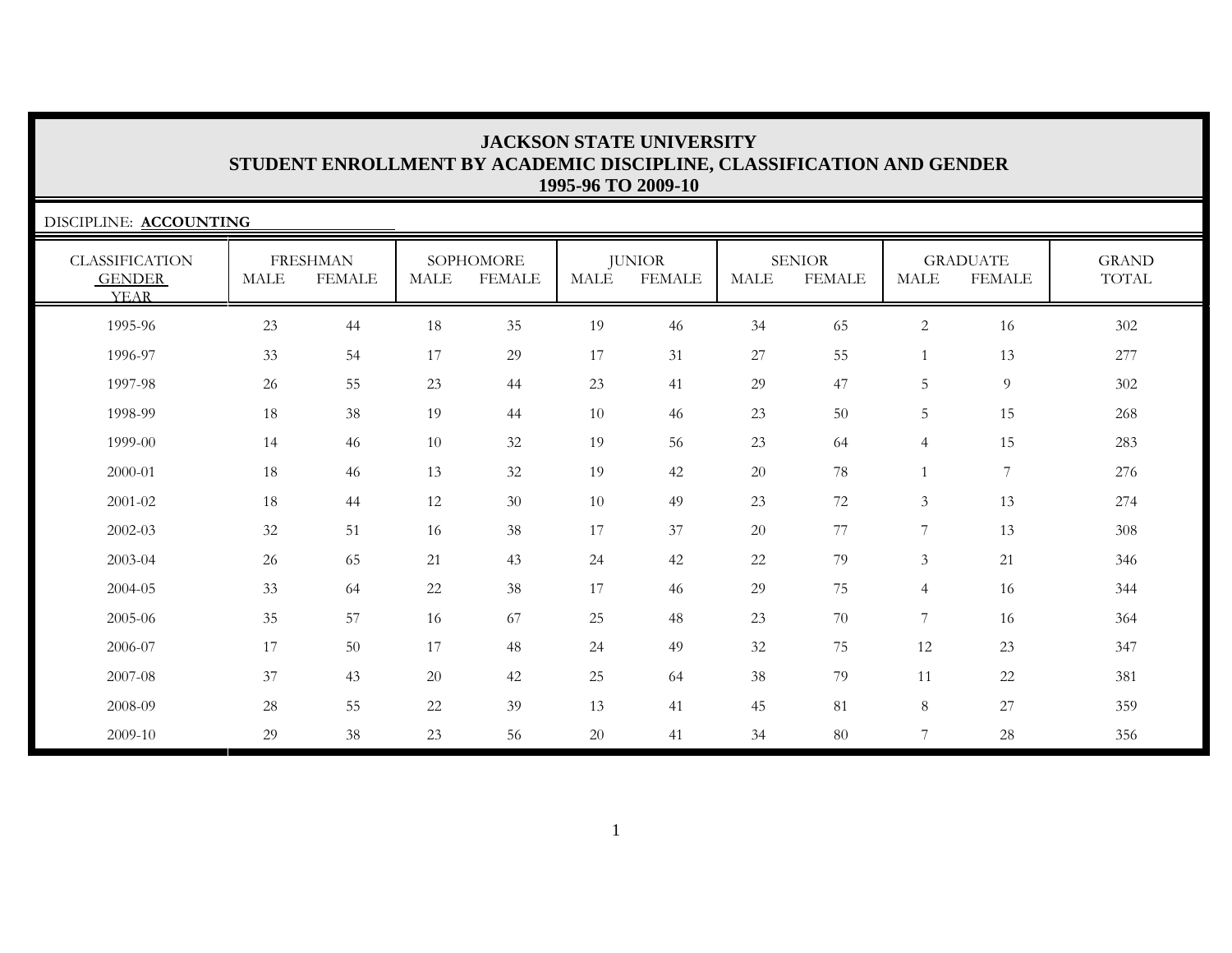# JACKSON STATE UNIVERSITY
## STUDENT ENROLLMENT BY ACADEMIC DISCIPLINE, CLASSIFICATION AND GENDER
## 1995-96 TO 2009-10

DISCIPLINE: **ACCOUNTING**

| CLASSIFICATION | FRESHMAN | | SOPHOMORE | | JUNIOR | | SENIOR | | GRADUATE | | GRAND |
|---|---|---|---|---|---|---|---|---|---|---|---|
| GENDER / YEAR | MALE | FEMALE | MALE | FEMALE | MALE | FEMALE | MALE | FEMALE | MALE | FEMALE | TOTAL |
| 1995-96 | 23 | 44 | 18 | 35 | 19 | 46 | 34 | 65 | 2 | 16 | 302 |
| 1996-97 | 33 | 54 | 17 | 29 | 17 | 31 | 27 | 55 | 1 | 13 | 277 |
| 1997-98 | 26 | 55 | 23 | 44 | 23 | 41 | 29 | 47 | 5 | 9 | 302 |
| 1998-99 | 18 | 38 | 19 | 44 | 10 | 46 | 23 | 50 | 5 | 15 | 268 |
| 1999-00 | 14 | 46 | 10 | 32 | 19 | 56 | 23 | 64 | 4 | 15 | 283 |
| 2000-01 | 18 | 46 | 13 | 32 | 19 | 42 | 20 | 78 | 1 | 7 | 276 |
| 2001-02 | 18 | 44 | 12 | 30 | 10 | 49 | 23 | 72 | 3 | 13 | 274 |
| 2002-03 | 32 | 51 | 16 | 38 | 17 | 37 | 20 | 77 | 7 | 13 | 308 |
| 2003-04 | 26 | 65 | 21 | 43 | 24 | 42 | 22 | 79 | 3 | 21 | 346 |
| 2004-05 | 33 | 64 | 22 | 38 | 17 | 46 | 29 | 75 | 4 | 16 | 344 |
| 2005-06 | 35 | 57 | 16 | 67 | 25 | 48 | 23 | 70 | 7 | 16 | 364 |
| 2006-07 | 17 | 50 | 17 | 48 | 24 | 49 | 32 | 75 | 12 | 23 | 347 |
| 2007-08 | 37 | 43 | 20 | 42 | 25 | 64 | 38 | 79 | 11 | 22 | 381 |
| 2008-09 | 28 | 55 | 22 | 39 | 13 | 41 | 45 | 81 | 8 | 27 | 359 |
| 2009-10 | 29 | 38 | 23 | 56 | 20 | 41 | 34 | 80 | 7 | 28 | 356 |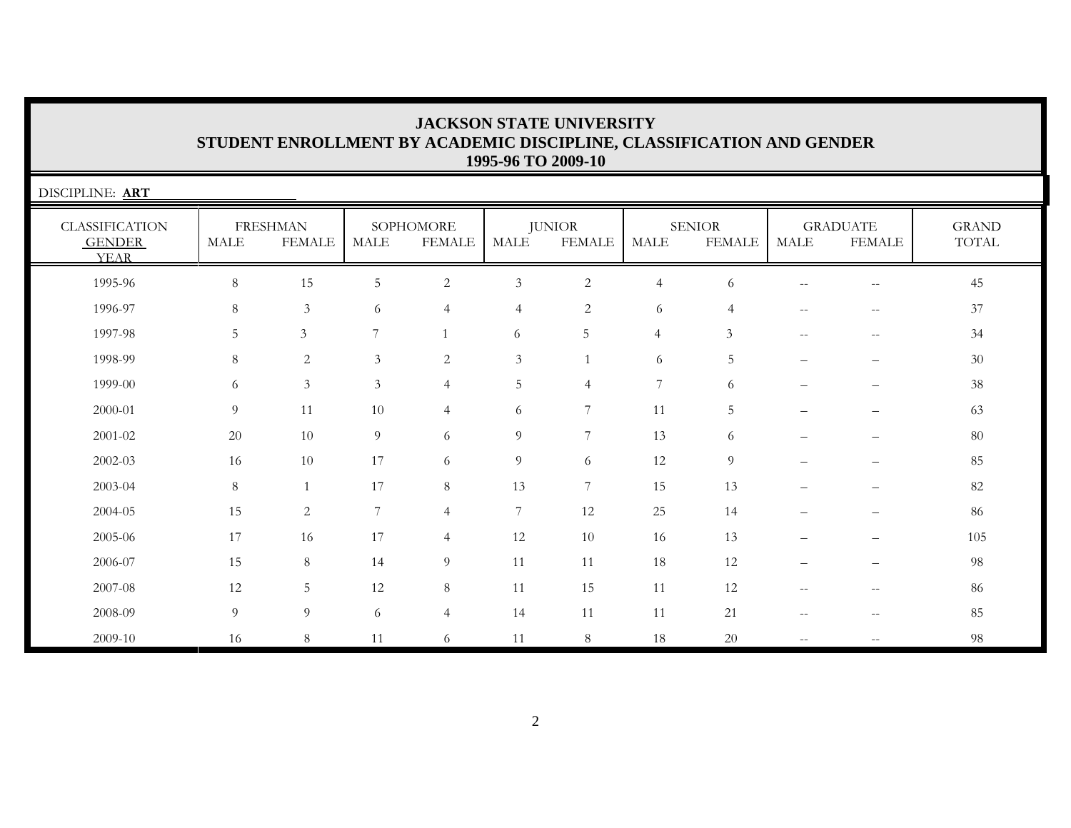# JACKSON STATE UNIVERSITY
## STUDENT ENROLLMENT BY ACADEMIC DISCIPLINE, CLASSIFICATION AND GENDER
### 1995-96 TO 2009-10

DISCIPLINE: **ART**

| CLASSIFICATION GENDER YEAR | FRESHMAN | | SOPHOMORE | | JUNIOR | | SENIOR | | GRADUATE | | GRAND TOTAL |
|---|---|---|---|---|---|---|---|---|---|---|---|
| | MALE | FEMALE | MALE | FEMALE | MALE | FEMALE | MALE | FEMALE | MALE | FEMALE | |
| 1995-96 | 8 | 15 | 5 | 2 | 3 | 2 | 4 | 6 | -- | -- | 45 |
| 1996-97 | 8 | 3 | 6 | 4 | 4 | 2 | 6 | 4 | -- | -- | 37 |
| 1997-98 | 5 | 3 | 7 | 1 | 6 | 5 | 4 | 3 | -- | -- | 34 |
| 1998-99 | 8 | 2 | 3 | 2 | 3 | 1 | 6 | 5 | – | – | 30 |
| 1999-00 | 6 | 3 | 3 | 4 | 5 | 4 | 7 | 6 | – | – | 38 |
| 2000-01 | 9 | 11 | 10 | 4 | 6 | 7 | 11 | 5 | – | – | 63 |
| 2001-02 | 20 | 10 | 9 | 6 | 9 | 7 | 13 | 6 | – | – | 80 |
| 2002-03 | 16 | 10 | 17 | 6 | 9 | 6 | 12 | 9 | – | – | 85 |
| 2003-04 | 8 | 1 | 17 | 8 | 13 | 7 | 15 | 13 | – | – | 82 |
| 2004-05 | 15 | 2 | 7 | 4 | 7 | 12 | 25 | 14 | – | – | 86 |
| 2005-06 | 17 | 16 | 17 | 4 | 12 | 10 | 16 | 13 | – | – | 105 |
| 2006-07 | 15 | 8 | 14 | 9 | 11 | 11 | 18 | 12 | – | – | 98 |
| 2007-08 | 12 | 5 | 12 | 8 | 11 | 15 | 11 | 12 | -- | -- | 86 |
| 2008-09 | 9 | 9 | 6 | 4 | 14 | 11 | 11 | 21 | -- | -- | 85 |
| 2009-10 | 16 | 8 | 11 | 6 | 11 | 8 | 18 | 20 | -- | -- | 98 |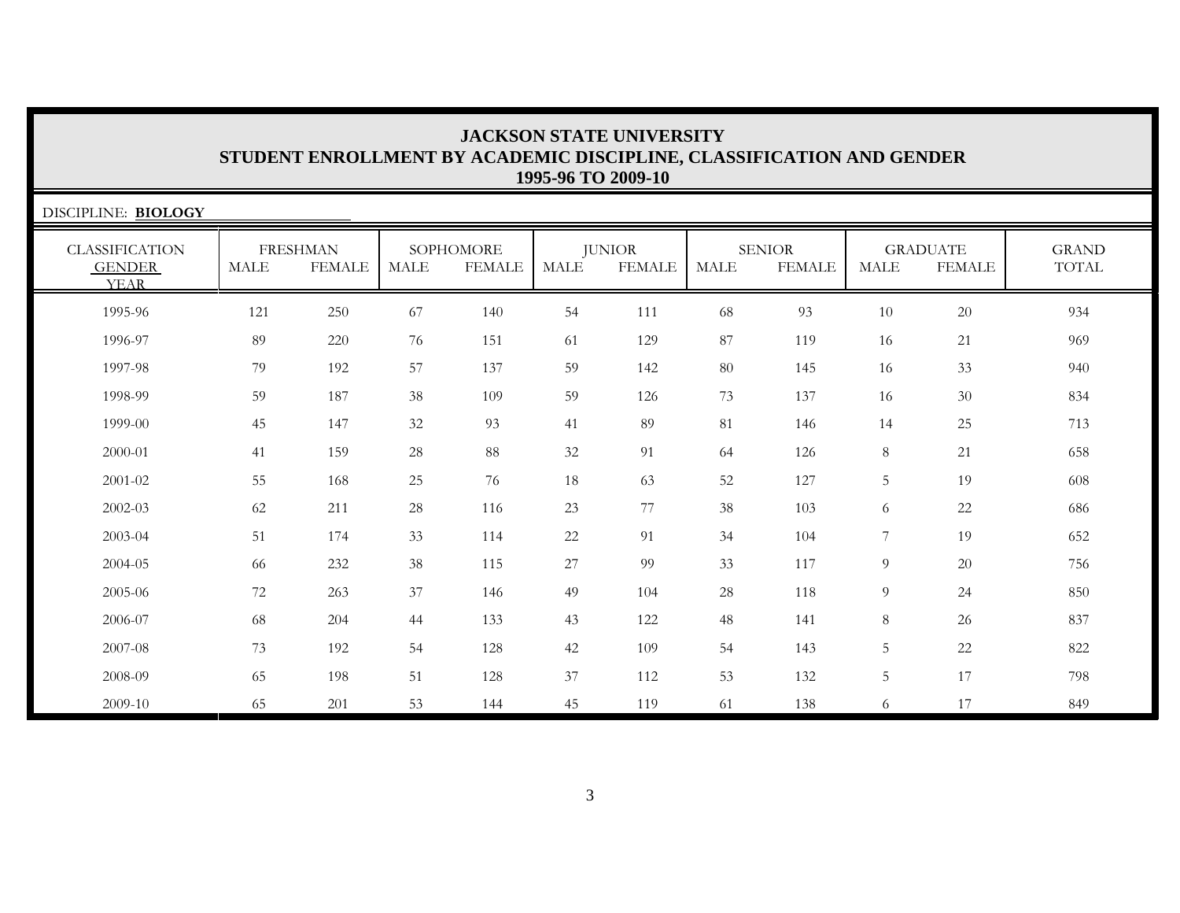# JACKSON STATE UNIVERSITY
## STUDENT ENROLLMENT BY ACADEMIC DISCIPLINE, CLASSIFICATION AND GENDER
### 1995-96 TO 2009-10

DISCIPLINE: **BIOLOGY**

| CLASSIFICATION | FRESHMAN | | SOPHOMORE | | JUNIOR | | SENIOR | | GRADUATE | | GRAND |
|---|---|---|---|---|---|---|---|---|---|---|---|
| GENDER / YEAR | MALE | FEMALE | MALE | FEMALE | MALE | FEMALE | MALE | FEMALE | MALE | FEMALE | TOTAL |
| 1995-96 | 121 | 250 | 67 | 140 | 54 | 111 | 68 | 93 | 10 | 20 | 934 |
| 1996-97 | 89 | 220 | 76 | 151 | 61 | 129 | 87 | 119 | 16 | 21 | 969 |
| 1997-98 | 79 | 192 | 57 | 137 | 59 | 142 | 80 | 145 | 16 | 33 | 940 |
| 1998-99 | 59 | 187 | 38 | 109 | 59 | 126 | 73 | 137 | 16 | 30 | 834 |
| 1999-00 | 45 | 147 | 32 | 93 | 41 | 89 | 81 | 146 | 14 | 25 | 713 |
| 2000-01 | 41 | 159 | 28 | 88 | 32 | 91 | 64 | 126 | 8 | 21 | 658 |
| 2001-02 | 55 | 168 | 25 | 76 | 18 | 63 | 52 | 127 | 5 | 19 | 608 |
| 2002-03 | 62 | 211 | 28 | 116 | 23 | 77 | 38 | 103 | 6 | 22 | 686 |
| 2003-04 | 51 | 174 | 33 | 114 | 22 | 91 | 34 | 104 | 7 | 19 | 652 |
| 2004-05 | 66 | 232 | 38 | 115 | 27 | 99 | 33 | 117 | 9 | 20 | 756 |
| 2005-06 | 72 | 263 | 37 | 146 | 49 | 104 | 28 | 118 | 9 | 24 | 850 |
| 2006-07 | 68 | 204 | 44 | 133 | 43 | 122 | 48 | 141 | 8 | 26 | 837 |
| 2007-08 | 73 | 192 | 54 | 128 | 42 | 109 | 54 | 143 | 5 | 22 | 822 |
| 2008-09 | 65 | 198 | 51 | 128 | 37 | 112 | 53 | 132 | 5 | 17 | 798 |
| 2009-10 | 65 | 201 | 53 | 144 | 45 | 119 | 61 | 138 | 6 | 17 | 849 |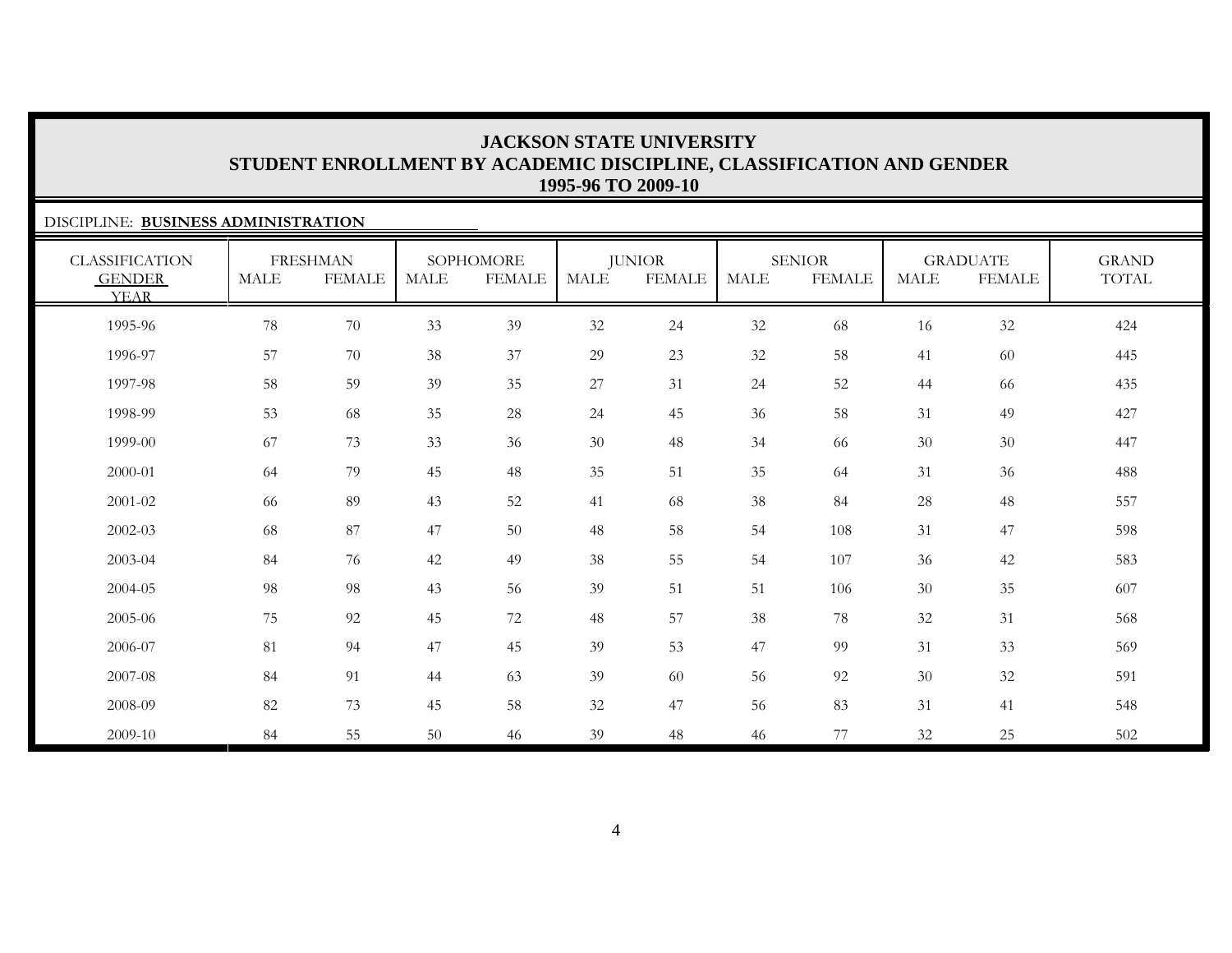# JACKSON STATE UNIVERSITY
## STUDENT ENROLLMENT BY ACADEMIC DISCIPLINE, CLASSIFICATION AND GENDER
### 1995-96 TO 2009-10

DISCIPLINE: **BUSINESS ADMINISTRATION**

| CLASSIFICATION GENDER YEAR | FRESHMAN | | SOPHOMORE | | JUNIOR | | SENIOR | | GRADUATE | | GRAND TOTAL |
|---|---|---|---|---|---|---|---|---|---|---|---|
| | MALE | FEMALE | MALE | FEMALE | MALE | FEMALE | MALE | FEMALE | MALE | FEMALE | |
| 1995-96 | 78 | 70 | 33 | 39 | 32 | 24 | 32 | 68 | 16 | 32 | 424 |
| 1996-97 | 57 | 70 | 38 | 37 | 29 | 23 | 32 | 58 | 41 | 60 | 445 |
| 1997-98 | 58 | 59 | 39 | 35 | 27 | 31 | 24 | 52 | 44 | 66 | 435 |
| 1998-99 | 53 | 68 | 35 | 28 | 24 | 45 | 36 | 58 | 31 | 49 | 427 |
| 1999-00 | 67 | 73 | 33 | 36 | 30 | 48 | 34 | 66 | 30 | 30 | 447 |
| 2000-01 | 64 | 79 | 45 | 48 | 35 | 51 | 35 | 64 | 31 | 36 | 488 |
| 2001-02 | 66 | 89 | 43 | 52 | 41 | 68 | 38 | 84 | 28 | 48 | 557 |
| 2002-03 | 68 | 87 | 47 | 50 | 48 | 58 | 54 | 108 | 31 | 47 | 598 |
| 2003-04 | 84 | 76 | 42 | 49 | 38 | 55 | 54 | 107 | 36 | 42 | 583 |
| 2004-05 | 98 | 98 | 43 | 56 | 39 | 51 | 51 | 106 | 30 | 35 | 607 |
| 2005-06 | 75 | 92 | 45 | 72 | 48 | 57 | 38 | 78 | 32 | 31 | 568 |
| 2006-07 | 81 | 94 | 47 | 45 | 39 | 53 | 47 | 99 | 31 | 33 | 569 |
| 2007-08 | 84 | 91 | 44 | 63 | 39 | 60 | 56 | 92 | 30 | 32 | 591 |
| 2008-09 | 82 | 73 | 45 | 58 | 32 | 47 | 56 | 83 | 31 | 41 | 548 |
| 2009-10 | 84 | 55 | 50 | 46 | 39 | 48 | 46 | 77 | 32 | 25 | 502 |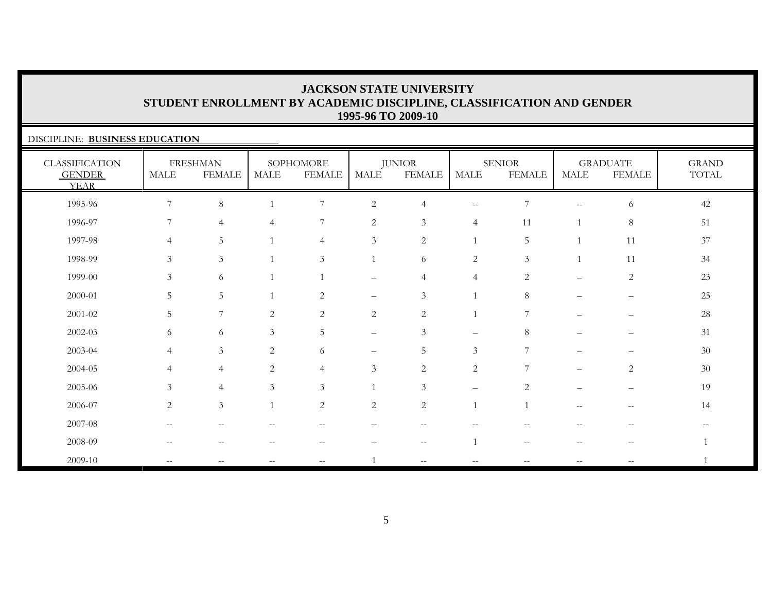# JACKSON STATE UNIVERSITY
## STUDENT ENROLLMENT BY ACADEMIC DISCIPLINE, CLASSIFICATION AND GENDER
### 1995-96 TO 2009-10

DISCIPLINE: **BUSINESS EDUCATION**

| CLASSIFICATION | FRESHMAN | | SOPHOMORE | | JUNIOR | | SENIOR | | GRADUATE | | GRAND |
|---|---|---|---|---|---|---|---|---|---|---|---|
| GENDER / YEAR | MALE | FEMALE | MALE | FEMALE | MALE | FEMALE | MALE | FEMALE | MALE | FEMALE | TOTAL |
| 1995-96 | 7 | 8 | 1 | 7 | 2 | 4 | -- | 7 | -- | 6 | 42 |
| 1996-97 | 7 | 4 | 4 | 7 | 2 | 3 | 4 | 11 | 1 | 8 | 51 |
| 1997-98 | 4 | 5 | 1 | 4 | 3 | 2 | 1 | 5 | 1 | 11 | 37 |
| 1998-99 | 3 | 3 | 1 | 3 | 1 | 6 | 2 | 3 | 1 | 11 | 34 |
| 1999-00 | 3 | 6 | 1 | 1 | – | 4 | 4 | 2 | – | 2 | 23 |
| 2000-01 | 5 | 5 | 1 | 2 | – | 3 | 1 | 8 | – | – | 25 |
| 2001-02 | 5 | 7 | 2 | 2 | 2 | 2 | 1 | 7 | – | – | 28 |
| 2002-03 | 6 | 6 | 3 | 5 | – | 3 | – | 8 | – | – | 31 |
| 2003-04 | 4 | 3 | 2 | 6 | – | 5 | 3 | 7 | – | – | 30 |
| 2004-05 | 4 | 4 | 2 | 4 | 3 | 2 | 2 | 7 | – | 2 | 30 |
| 2005-06 | 3 | 4 | 3 | 3 | 1 | 3 | – | 2 | – | – | 19 |
| 2006-07 | 2 | 3 | 1 | 2 | 2 | 2 | 1 | 1 | -- | -- | 14 |
| 2007-08 | -- | -- | -- | -- | -- | -- | -- | -- | -- | -- | -- |
| 2008-09 | -- | -- | -- | -- | -- | -- | 1 | -- | -- | -- | 1 |
| 2009-10 | -- | -- | -- | -- | 1 | -- | -- | -- | -- | -- | 1 |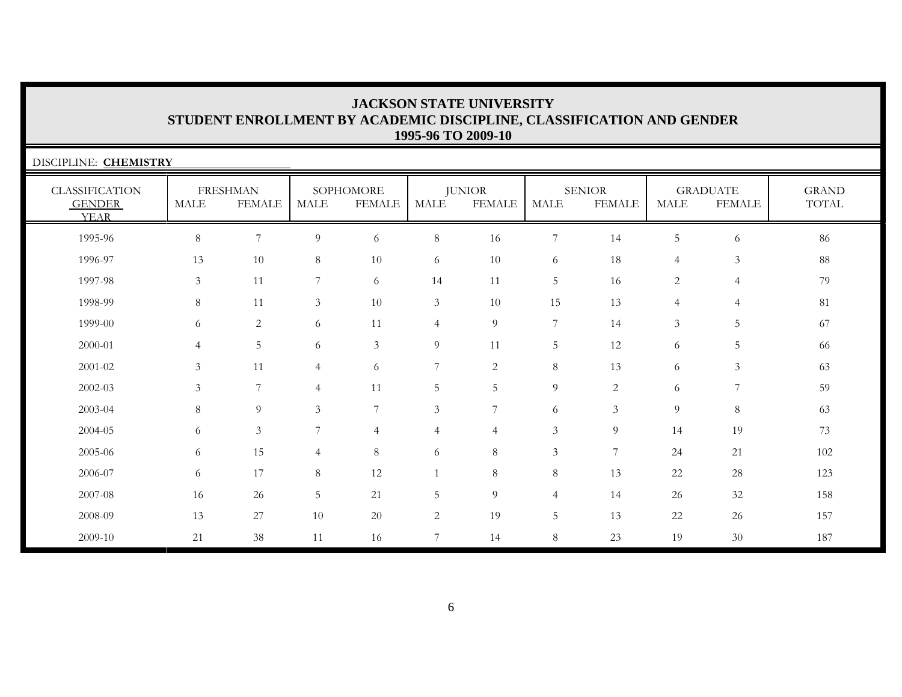# JACKSON STATE UNIVERSITY
## STUDENT ENROLLMENT BY ACADEMIC DISCIPLINE, CLASSIFICATION AND GENDER
### 1995-96 TO 2009-10

DISCIPLINE: **CHEMISTRY**

| CLASSIFICATION GENDER YEAR | FRESHMAN | | SOPHOMORE | | JUNIOR | | SENIOR | | GRADUATE | | GRAND TOTAL |
|---|---|---|---|---|---|---|---|---|---|---|---|
| | MALE | FEMALE | MALE | FEMALE | MALE | FEMALE | MALE | FEMALE | MALE | FEMALE | |
| 1995-96 | 8 | 7 | 9 | 6 | 8 | 16 | 7 | 14 | 5 | 6 | 86 |
| 1996-97 | 13 | 10 | 8 | 10 | 6 | 10 | 6 | 18 | 4 | 3 | 88 |
| 1997-98 | 3 | 11 | 7 | 6 | 14 | 11 | 5 | 16 | 2 | 4 | 79 |
| 1998-99 | 8 | 11 | 3 | 10 | 3 | 10 | 15 | 13 | 4 | 4 | 81 |
| 1999-00 | 6 | 2 | 6 | 11 | 4 | 9 | 7 | 14 | 3 | 5 | 67 |
| 2000-01 | 4 | 5 | 6 | 3 | 9 | 11 | 5 | 12 | 6 | 5 | 66 |
| 2001-02 | 3 | 11 | 4 | 6 | 7 | 2 | 8 | 13 | 6 | 3 | 63 |
| 2002-03 | 3 | 7 | 4 | 11 | 5 | 5 | 9 | 2 | 6 | 7 | 59 |
| 2003-04 | 8 | 9 | 3 | 7 | 3 | 7 | 6 | 3 | 9 | 8 | 63 |
| 2004-05 | 6 | 3 | 7 | 4 | 4 | 4 | 3 | 9 | 14 | 19 | 73 |
| 2005-06 | 6 | 15 | 4 | 8 | 6 | 8 | 3 | 7 | 24 | 21 | 102 |
| 2006-07 | 6 | 17 | 8 | 12 | 1 | 8 | 8 | 13 | 22 | 28 | 123 |
| 2007-08 | 16 | 26 | 5 | 21 | 5 | 9 | 4 | 14 | 26 | 32 | 158 |
| 2008-09 | 13 | 27 | 10 | 20 | 2 | 19 | 5 | 13 | 22 | 26 | 157 |
| 2009-10 | 21 | 38 | 11 | 16 | 7 | 14 | 8 | 23 | 19 | 30 | 187 |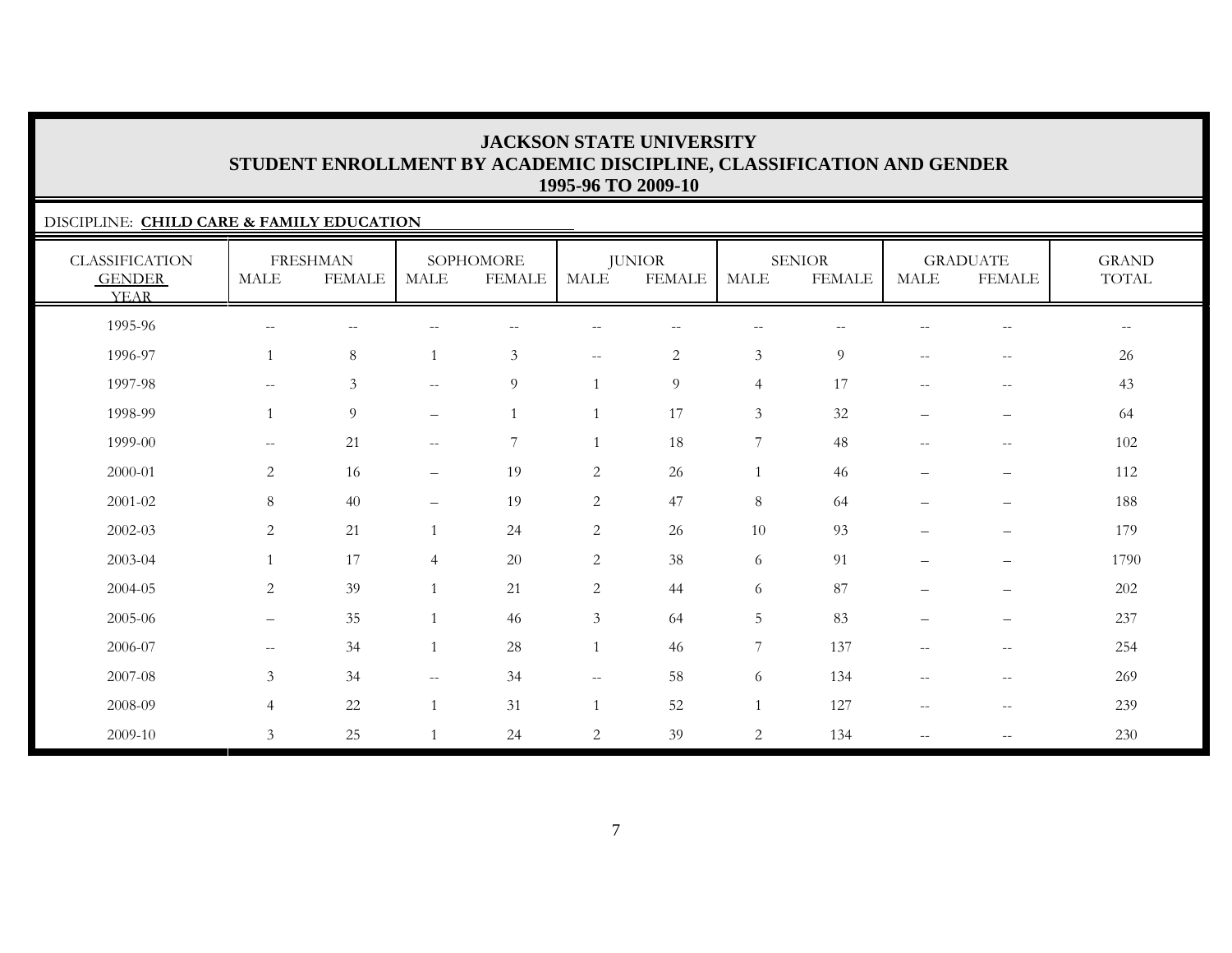# JACKSON STATE UNIVERSITY
## STUDENT ENROLLMENT BY ACADEMIC DISCIPLINE, CLASSIFICATION AND GENDER
### 1995-96 TO 2009-10

DISCIPLINE: **CHILD CARE & FAMILY EDUCATION**

| CLASSIFICATION GENDER YEAR | FRESHMAN | | SOPHOMORE | | JUNIOR | | SENIOR | | GRADUATE | | GRAND TOTAL |
|---|---|---|---|---|---|---|---|---|---|---|---|
| | MALE | FEMALE | MALE | FEMALE | MALE | FEMALE | MALE | FEMALE | MALE | FEMALE | |
| 1995-96 | -- | -- | -- | -- | -- | -- | -- | -- | -- | -- | -- |
| 1996-97 | 1 | 8 | 1 | 3 | -- | 2 | 3 | 9 | -- | -- | 26 |
| 1997-98 | -- | 3 | -- | 9 | 1 | 9 | 4 | 17 | -- | -- | 43 |
| 1998-99 | 1 | 9 | – | 1 | 1 | 17 | 3 | 32 | – | – | 64 |
| 1999-00 | -- | 21 | -- | 7 | 1 | 18 | 7 | 48 | -- | -- | 102 |
| 2000-01 | 2 | 16 | – | 19 | 2 | 26 | 1 | 46 | – | – | 112 |
| 2001-02 | 8 | 40 | – | 19 | 2 | 47 | 8 | 64 | – | – | 188 |
| 2002-03 | 2 | 21 | 1 | 24 | 2 | 26 | 10 | 93 | – | – | 179 |
| 2003-04 | 1 | 17 | 4 | 20 | 2 | 38 | 6 | 91 | – | – | 1790 |
| 2004-05 | 2 | 39 | 1 | 21 | 2 | 44 | 6 | 87 | – | – | 202 |
| 2005-06 | – | 35 | 1 | 46 | 3 | 64 | 5 | 83 | – | – | 237 |
| 2006-07 | -- | 34 | 1 | 28 | 1 | 46 | 7 | 137 | -- | -- | 254 |
| 2007-08 | 3 | 34 | -- | 34 | -- | 58 | 6 | 134 | -- | -- | 269 |
| 2008-09 | 4 | 22 | 1 | 31 | 1 | 52 | 1 | 127 | -- | -- | 239 |
| 2009-10 | 3 | 25 | 1 | 24 | 2 | 39 | 2 | 134 | -- | -- | 230 |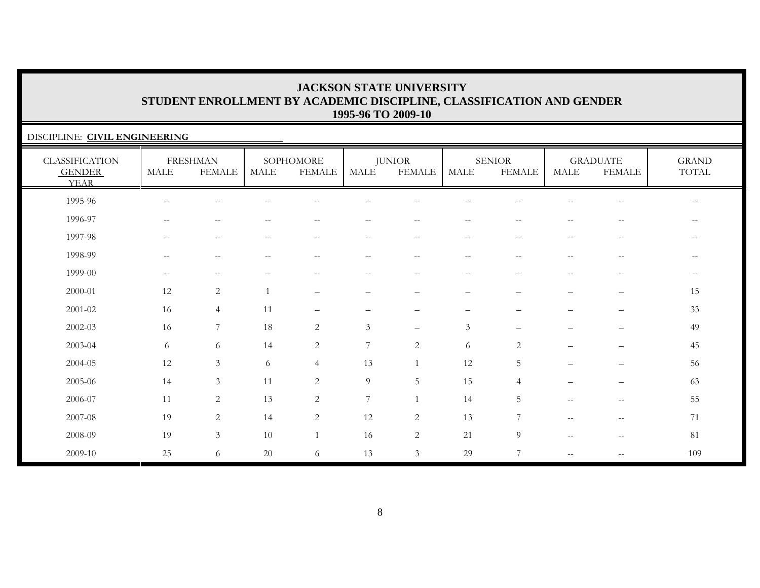# JACKSON STATE UNIVERSITY
## STUDENT ENROLLMENT BY ACADEMIC DISCIPLINE, CLASSIFICATION AND GENDER
## 1995-96 TO 2009-10

DISCIPLINE: **CIVIL ENGINEERING**

| CLASSIFICATION | FRESHMAN | | SOPHOMORE | | JUNIOR | | SENIOR | | GRADUATE | | GRAND |
|---|---|---|---|---|---|---|---|---|---|---|---|
| GENDER<br>YEAR | MALE | FEMALE | MALE | FEMALE | MALE | FEMALE | MALE | FEMALE | MALE | FEMALE | TOTAL |
| 1995-96 | -- | -- | -- | -- | -- | -- | -- | -- | -- | -- | -- |
| 1996-97 | -- | -- | -- | -- | -- | -- | -- | -- | -- | -- | -- |
| 1997-98 | -- | -- | -- | -- | -- | -- | -- | -- | -- | -- | -- |
| 1998-99 | -- | -- | -- | -- | -- | -- | -- | -- | -- | -- | -- |
| 1999-00 | -- | -- | -- | -- | -- | -- | -- | -- | -- | -- | -- |
| 2000-01 | 12 | 2 | 1 | – | – | – | – | – | – | – | 15 |
| 2001-02 | 16 | 4 | 11 | – | – | – | – | – | – | – | 33 |
| 2002-03 | 16 | 7 | 18 | 2 | 3 | – | 3 | – | – | – | 49 |
| 2003-04 | 6 | 6 | 14 | 2 | 7 | 2 | 6 | 2 | – | – | 45 |
| 2004-05 | 12 | 3 | 6 | 4 | 13 | 1 | 12 | 5 | – | – | 56 |
| 2005-06 | 14 | 3 | 11 | 2 | 9 | 5 | 15 | 4 | – | – | 63 |
| 2006-07 | 11 | 2 | 13 | 2 | 7 | 1 | 14 | 5 | -- | -- | 55 |
| 2007-08 | 19 | 2 | 14 | 2 | 12 | 2 | 13 | 7 | -- | -- | 71 |
| 2008-09 | 19 | 3 | 10 | 1 | 16 | 2 | 21 | 9 | -- | -- | 81 |
| 2009-10 | 25 | 6 | 20 | 6 | 13 | 3 | 29 | 7 | -- | -- | 109 |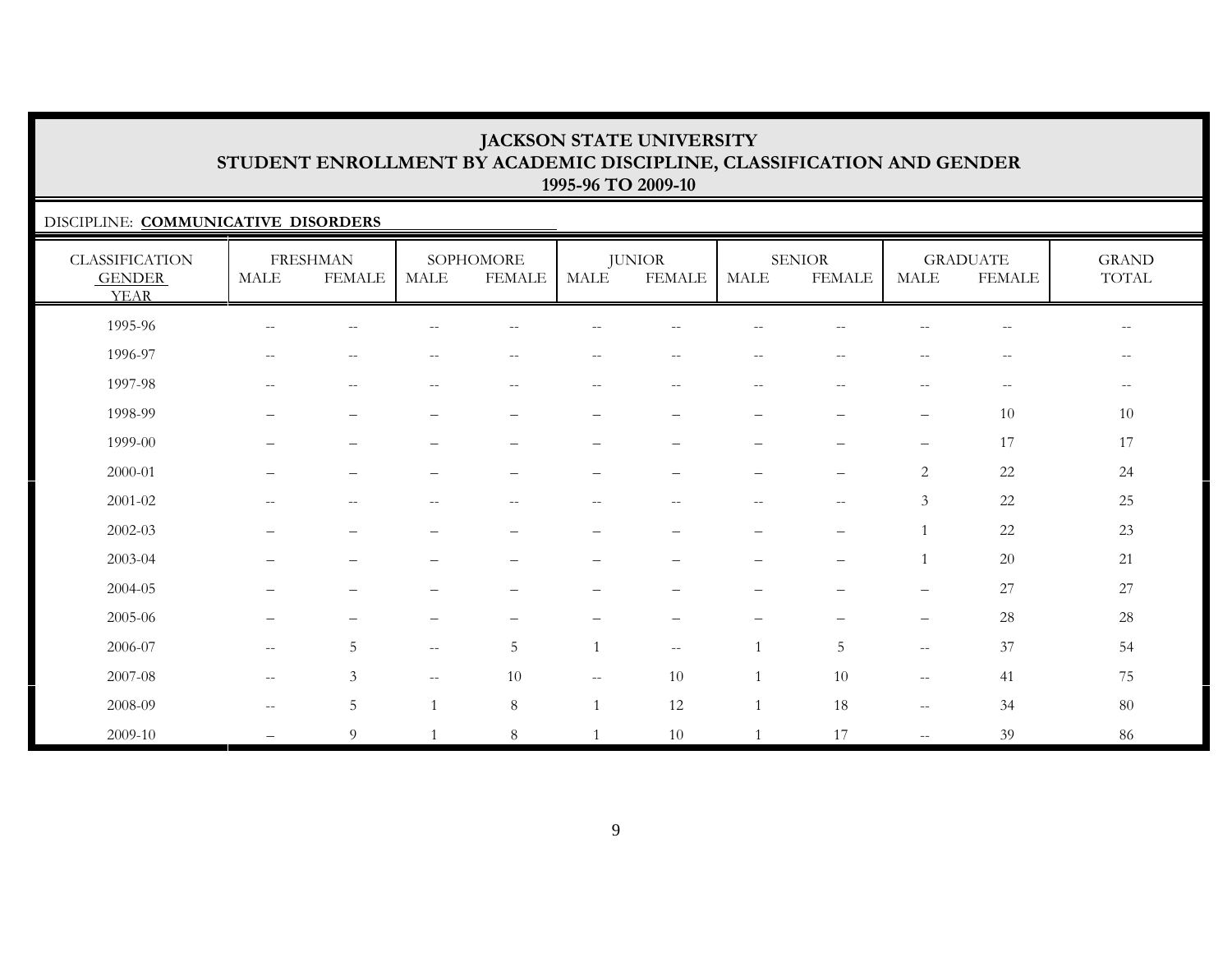# JACKSON STATE UNIVERSITY
## STUDENT ENROLLMENT BY ACADEMIC DISCIPLINE, CLASSIFICATION AND GENDER
### 1995-96 TO 2009-10

DISCIPLINE: **COMMUNICATIVE DISORDERS**

| CLASSIFICATION GENDER YEAR | FRESHMAN | | SOPHOMORE | | JUNIOR | | SENIOR | | GRADUATE | | GRAND TOTAL |
|---|---|---|---|---|---|---|---|---|---|---|---|
| | MALE | FEMALE | MALE | FEMALE | MALE | FEMALE | MALE | FEMALE | MALE | FEMALE | |
| 1995-96 | -- | -- | -- | -- | -- | -- | -- | -- | -- | -- | -- |
| 1996-97 | -- | -- | -- | -- | -- | -- | -- | -- | -- | -- | -- |
| 1997-98 | -- | -- | -- | -- | -- | -- | -- | -- | -- | -- | -- |
| 1998-99 | – | – | – | – | – | – | – | – | – | 10 | 10 |
| 1999-00 | – | – | – | – | – | – | – | – | – | 17 | 17 |
| 2000-01 | – | – | – | – | – | – | – | – | 2 | 22 | 24 |
| 2001-02 | -- | -- | -- | -- | -- | -- | -- | -- | 3 | 22 | 25 |
| 2002-03 | – | – | – | – | – | – | – | – | 1 | 22 | 23 |
| 2003-04 | – | – | – | – | – | – | – | – | 1 | 20 | 21 |
| 2004-05 | – | – | – | – | – | – | – | – | – | 27 | 27 |
| 2005-06 | – | – | – | – | – | – | – | – | – | 28 | 28 |
| 2006-07 | -- | 5 | -- | 5 | 1 | -- | 1 | 5 | -- | 37 | 54 |
| 2007-08 | -- | 3 | -- | 10 | -- | 10 | 1 | 10 | -- | 41 | 75 |
| 2008-09 | -- | 5 | 1 | 8 | 1 | 12 | 1 | 18 | -- | 34 | 80 |
| 2009-10 | – | 9 | 1 | 8 | 1 | 10 | 1 | 17 | -- | 39 | 86 |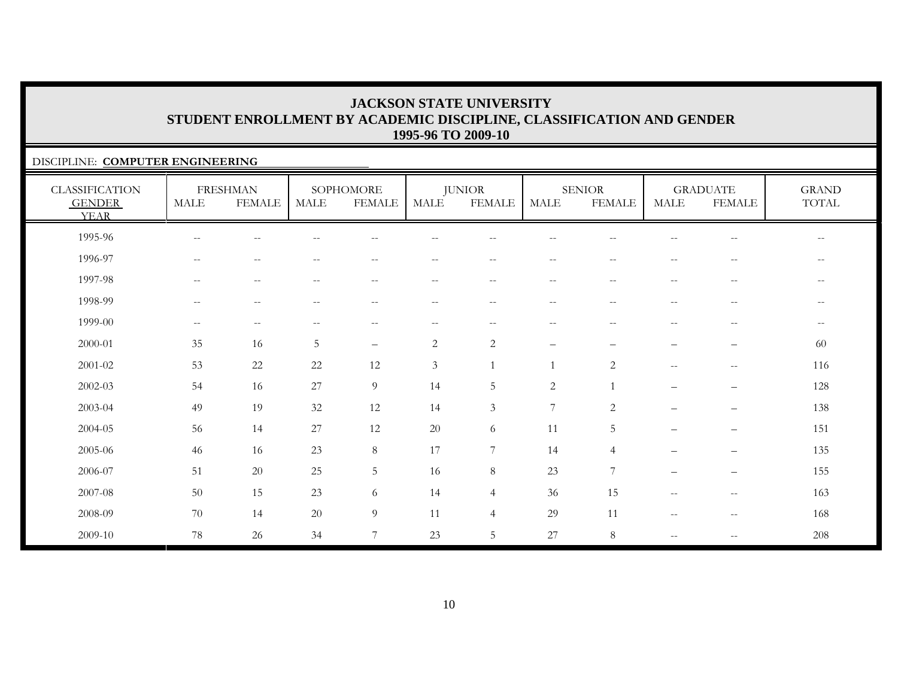# JACKSON STATE UNIVERSITY
## STUDENT ENROLLMENT BY ACADEMIC DISCIPLINE, CLASSIFICATION AND GENDER
### 1995-96 TO 2009-10

DISCIPLINE: **COMPUTER ENGINEERING**

| CLASSIFICATION | FRESHMAN | | SOPHOMORE | | JUNIOR | | SENIOR | | GRADUATE | | GRAND |
|---|---|---|---|---|---|---|---|---|---|---|---|
| GENDER / YEAR | MALE | FEMALE | MALE | FEMALE | MALE | FEMALE | MALE | FEMALE | MALE | FEMALE | TOTAL |
| 1995-96 | -- | -- | -- | -- | -- | -- | -- | -- | -- | -- | -- |
| 1996-97 | -- | -- | -- | -- | -- | -- | -- | -- | -- | -- | -- |
| 1997-98 | -- | -- | -- | -- | -- | -- | -- | -- | -- | -- | -- |
| 1998-99 | -- | -- | -- | -- | -- | -- | -- | -- | -- | -- | -- |
| 1999-00 | -- | -- | -- | -- | -- | -- | -- | -- | -- | -- | -- |
| 2000-01 | 35 | 16 | 5 | – | 2 | 2 | – | – | – | – | 60 |
| 2001-02 | 53 | 22 | 22 | 12 | 3 | 1 | 1 | 2 | -- | -- | 116 |
| 2002-03 | 54 | 16 | 27 | 9 | 14 | 5 | 2 | 1 | – | – | 128 |
| 2003-04 | 49 | 19 | 32 | 12 | 14 | 3 | 7 | 2 | – | – | 138 |
| 2004-05 | 56 | 14 | 27 | 12 | 20 | 6 | 11 | 5 | – | – | 151 |
| 2005-06 | 46 | 16 | 23 | 8 | 17 | 7 | 14 | 4 | – | – | 135 |
| 2006-07 | 51 | 20 | 25 | 5 | 16 | 8 | 23 | 7 | – | – | 155 |
| 2007-08 | 50 | 15 | 23 | 6 | 14 | 4 | 36 | 15 | -- | -- | 163 |
| 2008-09 | 70 | 14 | 20 | 9 | 11 | 4 | 29 | 11 | -- | -- | 168 |
| 2009-10 | 78 | 26 | 34 | 7 | 23 | 5 | 27 | 8 | -- | -- | 208 |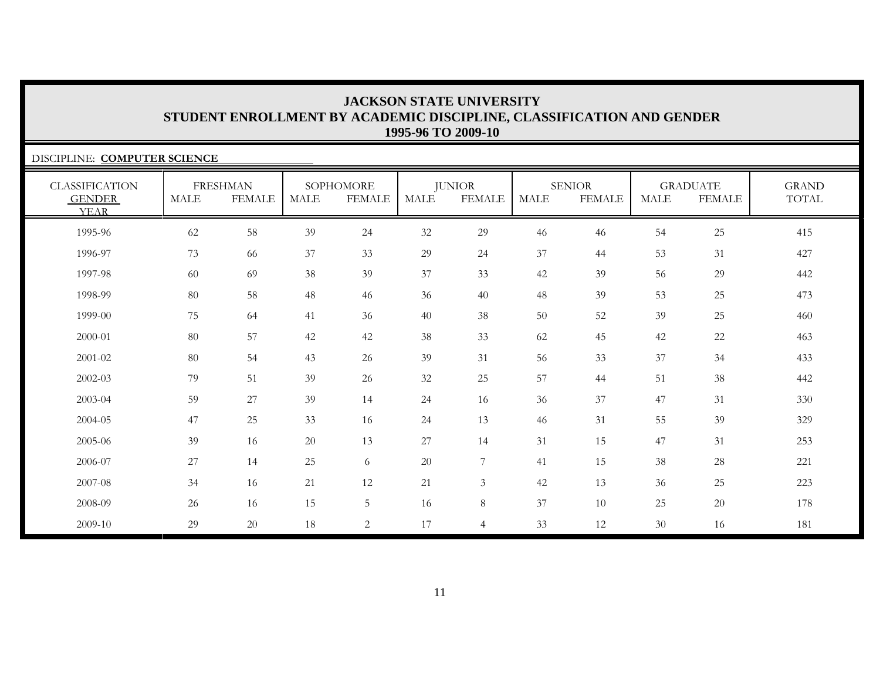# JACKSON STATE UNIVERSITY
## STUDENT ENROLLMENT BY ACADEMIC DISCIPLINE, CLASSIFICATION AND GENDER
### 1995-96 TO 2009-10

DISCIPLINE: **COMPUTER SCIENCE**

| CLASSIFICATION | FRESHMAN | | SOPHOMORE | | JUNIOR | | SENIOR | | GRADUATE | | GRAND |
|---|---|---|---|---|---|---|---|---|---|---|---|
| GENDER<br>YEAR | MALE | FEMALE | MALE | FEMALE | MALE | FEMALE | MALE | FEMALE | MALE | FEMALE | TOTAL |
| 1995-96 | 62 | 58 | 39 | 24 | 32 | 29 | 46 | 46 | 54 | 25 | 415 |
| 1996-97 | 73 | 66 | 37 | 33 | 29 | 24 | 37 | 44 | 53 | 31 | 427 |
| 1997-98 | 60 | 69 | 38 | 39 | 37 | 33 | 42 | 39 | 56 | 29 | 442 |
| 1998-99 | 80 | 58 | 48 | 46 | 36 | 40 | 48 | 39 | 53 | 25 | 473 |
| 1999-00 | 75 | 64 | 41 | 36 | 40 | 38 | 50 | 52 | 39 | 25 | 460 |
| 2000-01 | 80 | 57 | 42 | 42 | 38 | 33 | 62 | 45 | 42 | 22 | 463 |
| 2001-02 | 80 | 54 | 43 | 26 | 39 | 31 | 56 | 33 | 37 | 34 | 433 |
| 2002-03 | 79 | 51 | 39 | 26 | 32 | 25 | 57 | 44 | 51 | 38 | 442 |
| 2003-04 | 59 | 27 | 39 | 14 | 24 | 16 | 36 | 37 | 47 | 31 | 330 |
| 2004-05 | 47 | 25 | 33 | 16 | 24 | 13 | 46 | 31 | 55 | 39 | 329 |
| 2005-06 | 39 | 16 | 20 | 13 | 27 | 14 | 31 | 15 | 47 | 31 | 253 |
| 2006-07 | 27 | 14 | 25 | 6 | 20 | 7 | 41 | 15 | 38 | 28 | 221 |
| 2007-08 | 34 | 16 | 21 | 12 | 21 | 3 | 42 | 13 | 36 | 25 | 223 |
| 2008-09 | 26 | 16 | 15 | 5 | 16 | 8 | 37 | 10 | 25 | 20 | 178 |
| 2009-10 | 29 | 20 | 18 | 2 | 17 | 4 | 33 | 12 | 30 | 16 | 181 |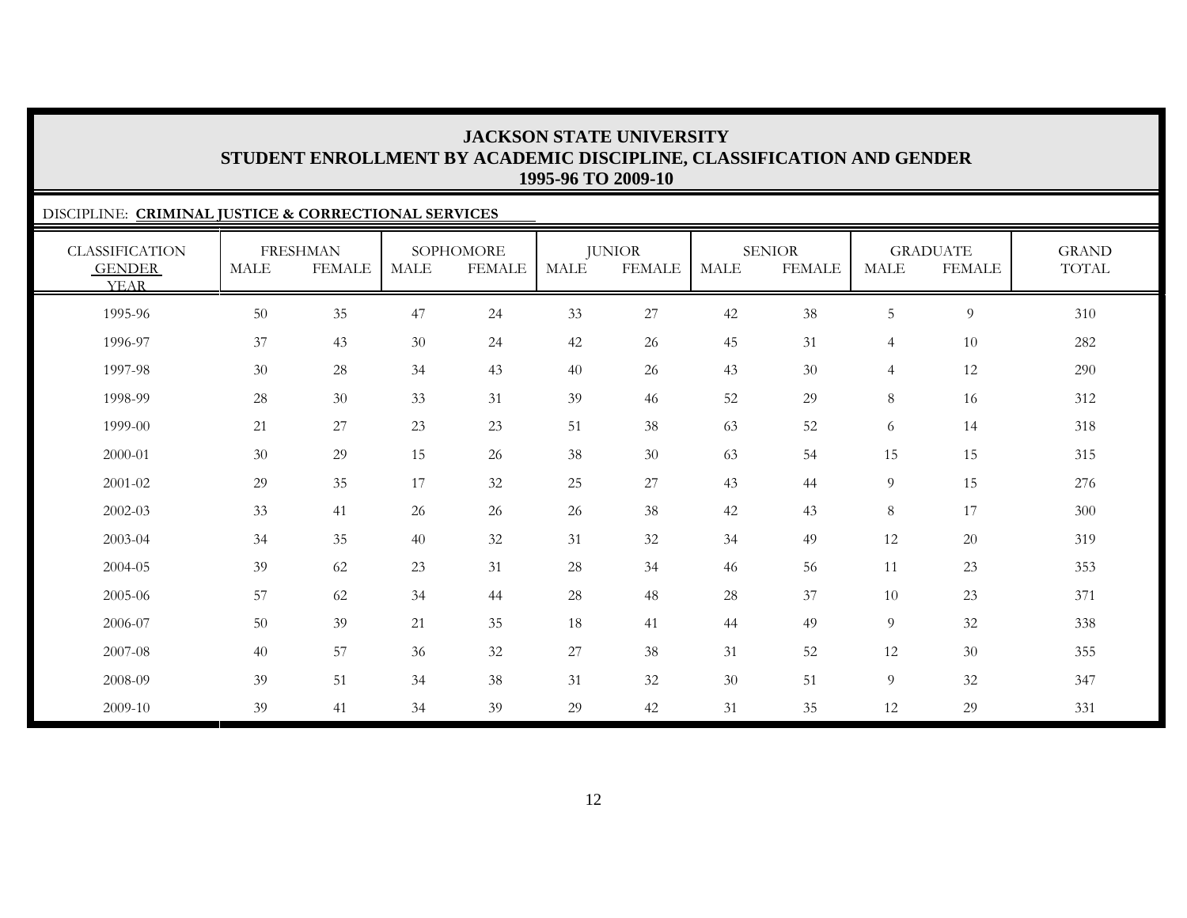# JACKSON STATE UNIVERSITY
## STUDENT ENROLLMENT BY ACADEMIC DISCIPLINE, CLASSIFICATION AND GENDER
### 1995-96 TO 2009-10

DISCIPLINE: **CRIMINAL JUSTICE & CORRECTIONAL SERVICES**

| CLASSIFICATION | FRESHMAN | | SOPHOMORE | | JUNIOR | | SENIOR | | GRADUATE | | GRAND |
|---|---|---|---|---|---|---|---|---|---|---|---|
| GENDER / YEAR | MALE | FEMALE | MALE | FEMALE | MALE | FEMALE | MALE | FEMALE | MALE | FEMALE | TOTAL |
| 1995-96 | 50 | 35 | 47 | 24 | 33 | 27 | 42 | 38 | 5 | 9 | 310 |
| 1996-97 | 37 | 43 | 30 | 24 | 42 | 26 | 45 | 31 | 4 | 10 | 282 |
| 1997-98 | 30 | 28 | 34 | 43 | 40 | 26 | 43 | 30 | 4 | 12 | 290 |
| 1998-99 | 28 | 30 | 33 | 31 | 39 | 46 | 52 | 29 | 8 | 16 | 312 |
| 1999-00 | 21 | 27 | 23 | 23 | 51 | 38 | 63 | 52 | 6 | 14 | 318 |
| 2000-01 | 30 | 29 | 15 | 26 | 38 | 30 | 63 | 54 | 15 | 15 | 315 |
| 2001-02 | 29 | 35 | 17 | 32 | 25 | 27 | 43 | 44 | 9 | 15 | 276 |
| 2002-03 | 33 | 41 | 26 | 26 | 26 | 38 | 42 | 43 | 8 | 17 | 300 |
| 2003-04 | 34 | 35 | 40 | 32 | 31 | 32 | 34 | 49 | 12 | 20 | 319 |
| 2004-05 | 39 | 62 | 23 | 31 | 28 | 34 | 46 | 56 | 11 | 23 | 353 |
| 2005-06 | 57 | 62 | 34 | 44 | 28 | 48 | 28 | 37 | 10 | 23 | 371 |
| 2006-07 | 50 | 39 | 21 | 35 | 18 | 41 | 44 | 49 | 9 | 32 | 338 |
| 2007-08 | 40 | 57 | 36 | 32 | 27 | 38 | 31 | 52 | 12 | 30 | 355 |
| 2008-09 | 39 | 51 | 34 | 38 | 31 | 32 | 30 | 51 | 9 | 32 | 347 |
| 2009-10 | 39 | 41 | 34 | 39 | 29 | 42 | 31 | 35 | 12 | 29 | 331 |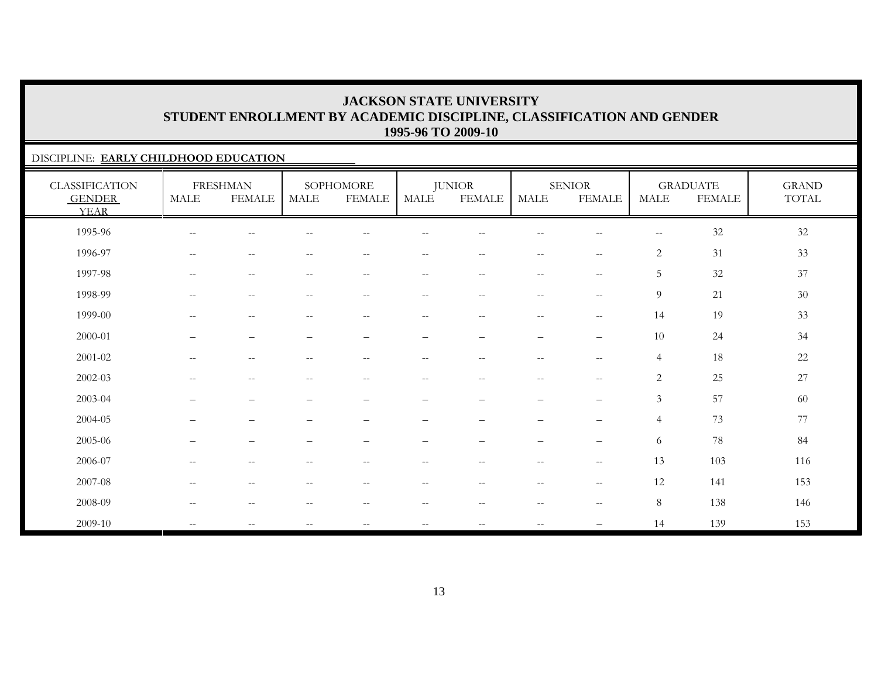# JACKSON STATE UNIVERSITY
## STUDENT ENROLLMENT BY ACADEMIC DISCIPLINE, CLASSIFICATION AND GENDER
## 1995-96 TO 2009-10

DISCIPLINE: **EARLY CHILDHOOD EDUCATION**

| CLASSIFICATION GENDER YEAR | FRESHMAN | | SOPHOMORE | | JUNIOR | | SENIOR | | GRADUATE | | GRAND TOTAL |
|---|---|---|---|---|---|---|---|---|---|---|---|
| | MALE | FEMALE | MALE | FEMALE | MALE | FEMALE | MALE | FEMALE | MALE | FEMALE | |
| 1995-96 | -- | -- | -- | -- | -- | -- | -- | -- | -- | 32 | 32 |
| 1996-97 | -- | -- | -- | -- | -- | -- | -- | -- | 2 | 31 | 33 |
| 1997-98 | -- | -- | -- | -- | -- | -- | -- | -- | 5 | 32 | 37 |
| 1998-99 | -- | -- | -- | -- | -- | -- | -- | -- | 9 | 21 | 30 |
| 1999-00 | -- | -- | -- | -- | -- | -- | -- | -- | 14 | 19 | 33 |
| 2000-01 | – | – | – | – | – | – | – | – | 10 | 24 | 34 |
| 2001-02 | -- | -- | -- | -- | -- | -- | -- | -- | 4 | 18 | 22 |
| 2002-03 | -- | -- | -- | -- | -- | -- | -- | -- | 2 | 25 | 27 |
| 2003-04 | – | – | – | – | – | – | – | – | 3 | 57 | 60 |
| 2004-05 | – | – | – | – | – | – | – | – | 4 | 73 | 77 |
| 2005-06 | – | – | – | – | – | – | – | – | 6 | 78 | 84 |
| 2006-07 | -- | -- | -- | -- | -- | -- | -- | -- | 13 | 103 | 116 |
| 2007-08 | -- | -- | -- | -- | -- | -- | -- | -- | 12 | 141 | 153 |
| 2008-09 | -- | -- | -- | -- | -- | -- | -- | -- | 8 | 138 | 146 |
| 2009-10 | -- | -- | -- | -- | -- | -- | -- | – | 14 | 139 | 153 |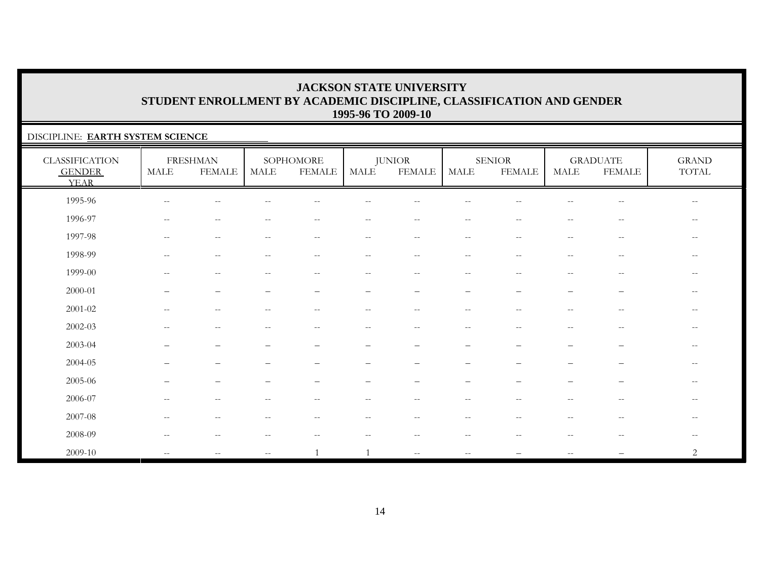# JACKSON STATE UNIVERSITY
## STUDENT ENROLLMENT BY ACADEMIC DISCIPLINE, CLASSIFICATION AND GENDER
### 1995-96 TO 2009-10

DISCIPLINE: **EARTH SYSTEM SCIENCE**

| CLASSIFICATION GENDER YEAR | FRESHMAN | | SOPHOMORE | | JUNIOR | | SENIOR | | GRADUATE | | GRAND TOTAL |
|---|---|---|---|---|---|---|---|---|---|---|---|
| | MALE | FEMALE | MALE | FEMALE | MALE | FEMALE | MALE | FEMALE | MALE | FEMALE | |
| 1995-96 | -- | -- | -- | -- | -- | -- | -- | -- | -- | -- | -- |
| 1996-97 | -- | -- | -- | -- | -- | -- | -- | -- | -- | -- | -- |
| 1997-98 | -- | -- | -- | -- | -- | -- | -- | -- | -- | -- | -- |
| 1998-99 | -- | -- | -- | -- | -- | -- | -- | -- | -- | -- | -- |
| 1999-00 | -- | -- | -- | -- | -- | -- | -- | -- | -- | -- | -- |
| 2000-01 | – | – | – | – | – | – | – | – | – | – | -- |
| 2001-02 | -- | -- | -- | -- | -- | -- | -- | -- | -- | -- | -- |
| 2002-03 | -- | -- | -- | -- | -- | -- | -- | -- | -- | -- | -- |
| 2003-04 | – | – | – | – | – | – | – | – | – | – | -- |
| 2004-05 | – | – | – | – | – | – | – | – | – | – | -- |
| 2005-06 | – | – | – | – | – | – | – | – | – | – | -- |
| 2006-07 | -- | -- | -- | -- | -- | -- | -- | -- | -- | -- | -- |
| 2007-08 | -- | -- | -- | -- | -- | -- | -- | -- | -- | -- | -- |
| 2008-09 | -- | -- | -- | -- | -- | -- | -- | -- | -- | -- | -- |
| 2009-10 | -- | -- | -- | 1 | 1 | -- | -- | – | -- | – | 2 |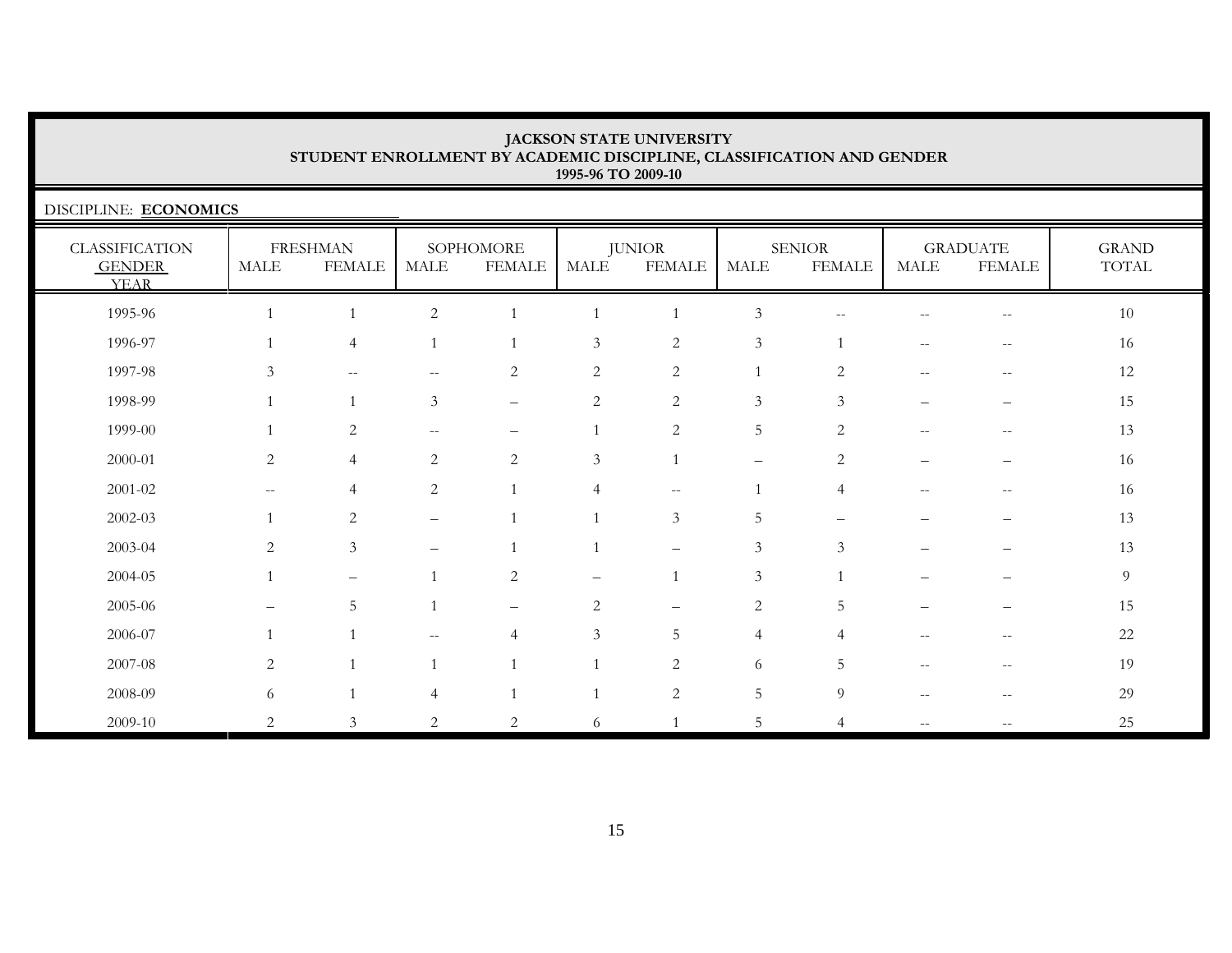**JACKSON STATE UNIVERSITY**
**STUDENT ENROLLMENT BY ACADEMIC DISCIPLINE, CLASSIFICATION AND GENDER**
**1995-96 TO 2009-10**

DISCIPLINE: **ECONOMICS**

| CLASSIFICATION | FRESHMAN | | SOPHOMORE | | JUNIOR | | SENIOR | | GRADUATE | | GRAND |
|---|---|---|---|---|---|---|---|---|---|---|---|
| GENDER / YEAR | MALE | FEMALE | MALE | FEMALE | MALE | FEMALE | MALE | FEMALE | MALE | FEMALE | TOTAL |
| 1995-96 | 1 | 1 | 2 | 1 | 1 | 1 | 3 | -- | -- | -- | 10 |
| 1996-97 | 1 | 4 | 1 | 1 | 3 | 2 | 3 | 1 | -- | -- | 16 |
| 1997-98 | 3 | -- | -- | 2 | 2 | 2 | 1 | 2 | -- | -- | 12 |
| 1998-99 | 1 | 1 | 3 | – | 2 | 2 | 3 | 3 | – | – | 15 |
| 1999-00 | 1 | 2 | -- | – | 1 | 2 | 5 | 2 | -- | -- | 13 |
| 2000-01 | 2 | 4 | 2 | 2 | 3 | 1 | – | 2 | – | – | 16 |
| 2001-02 | -- | 4 | 2 | 1 | 4 | -- | 1 | 4 | -- | -- | 16 |
| 2002-03 | 1 | 2 | – | 1 | 1 | 3 | 5 | – | – | – | 13 |
| 2003-04 | 2 | 3 | – | 1 | 1 | – | 3 | 3 | – | – | 13 |
| 2004-05 | 1 | – | 1 | 2 | – | 1 | 3 | 1 | – | – | 9 |
| 2005-06 | – | 5 | 1 | – | 2 | – | 2 | 5 | – | – | 15 |
| 2006-07 | 1 | 1 | -- | 4 | 3 | 5 | 4 | 4 | -- | -- | 22 |
| 2007-08 | 2 | 1 | 1 | 1 | 1 | 2 | 6 | 5 | -- | -- | 19 |
| 2008-09 | 6 | 1 | 4 | 1 | 1 | 2 | 5 | 9 | -- | -- | 29 |
| 2009-10 | 2 | 3 | 2 | 2 | 6 | 1 | 5 | 4 | -- | -- | 25 |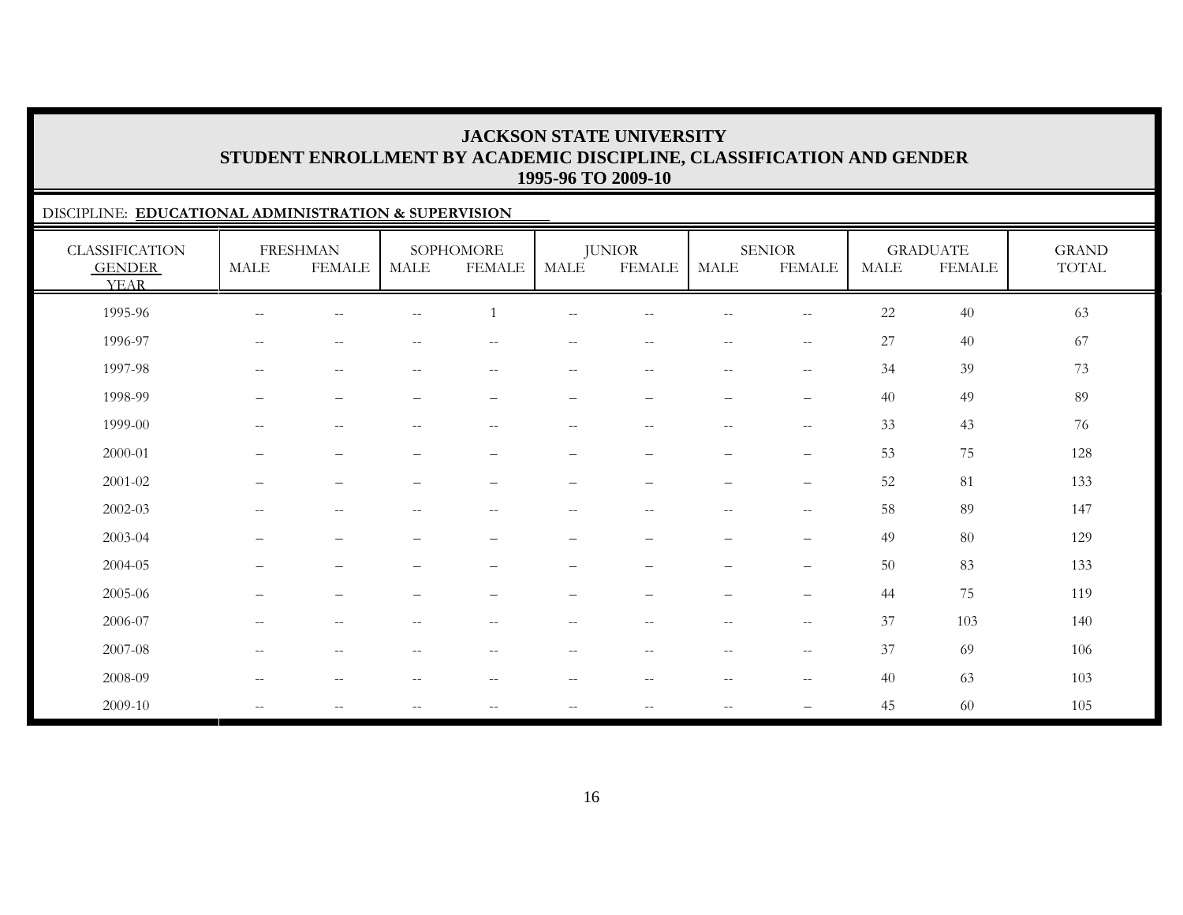# JACKSON STATE UNIVERSITY
## STUDENT ENROLLMENT BY ACADEMIC DISCIPLINE, CLASSIFICATION AND GENDER
### 1995-96 TO 2009-10

DISCIPLINE: **EDUCATIONAL ADMINISTRATION & SUPERVISION**

| CLASSIFICATION | FRESHMAN | | SOPHOMORE | | JUNIOR | | SENIOR | | GRADUATE | | GRAND |
|---|---|---|---|---|---|---|---|---|---|---|---|
| GENDER / YEAR | MALE | FEMALE | MALE | FEMALE | MALE | FEMALE | MALE | FEMALE | MALE | FEMALE | TOTAL |
| 1995-96 | -- | -- | -- | 1 | -- | -- | -- | -- | 22 | 40 | 63 |
| 1996-97 | -- | -- | -- | -- | -- | -- | -- | -- | 27 | 40 | 67 |
| 1997-98 | -- | -- | -- | -- | -- | -- | -- | -- | 34 | 39 | 73 |
| 1998-99 | – | – | – | – | – | – | – | – | 40 | 49 | 89 |
| 1999-00 | -- | -- | -- | -- | -- | -- | -- | -- | 33 | 43 | 76 |
| 2000-01 | – | – | – | – | – | – | – | – | 53 | 75 | 128 |
| 2001-02 | – | – | – | – | – | – | – | – | 52 | 81 | 133 |
| 2002-03 | -- | -- | -- | -- | -- | -- | -- | -- | 58 | 89 | 147 |
| 2003-04 | – | – | – | – | – | – | – | – | 49 | 80 | 129 |
| 2004-05 | – | – | – | – | – | – | – | – | 50 | 83 | 133 |
| 2005-06 | – | – | – | – | – | – | – | – | 44 | 75 | 119 |
| 2006-07 | -- | -- | -- | -- | -- | -- | -- | -- | 37 | 103 | 140 |
| 2007-08 | -- | -- | -- | -- | -- | -- | -- | -- | 37 | 69 | 106 |
| 2008-09 | -- | -- | -- | -- | -- | -- | -- | -- | 40 | 63 | 103 |
| 2009-10 | -- | -- | -- | -- | -- | -- | -- | – | 45 | 60 | 105 |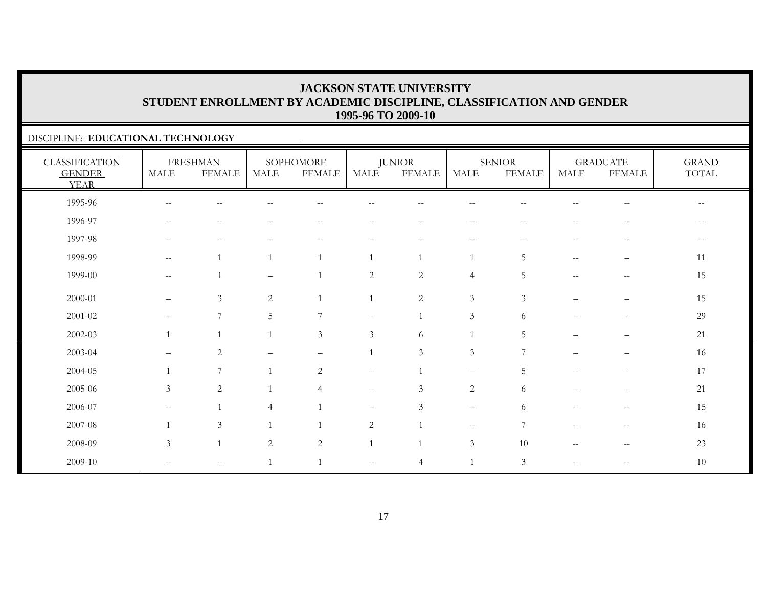# JACKSON STATE UNIVERSITY
## STUDENT ENROLLMENT BY ACADEMIC DISCIPLINE, CLASSIFICATION AND GENDER
### 1995-96 TO 2009-10

DISCIPLINE: **EDUCATIONAL TECHNOLOGY**

| CLASSIFICATION GENDER YEAR | FRESHMAN | | SOPHOMORE | | JUNIOR | | SENIOR | | GRADUATE | | GRAND TOTAL |
|---|---|---|---|---|---|---|---|---|---|---|---|
| | MALE | FEMALE | MALE | FEMALE | MALE | FEMALE | MALE | FEMALE | MALE | FEMALE | |
| 1995-96 | -- | -- | -- | -- | -- | -- | -- | -- | -- | -- | -- |
| 1996-97 | -- | -- | -- | -- | -- | -- | -- | -- | -- | -- | -- |
| 1997-98 | -- | -- | -- | -- | -- | -- | -- | -- | -- | -- | -- |
| 1998-99 | -- | 1 | 1 | 1 | 1 | 1 | 1 | 5 | -- | – | 11 |
| 1999-00 | -- | 1 | – | 1 | 2 | 2 | 4 | 5 | -- | -- | 15 |
| 2000-01 | – | 3 | 2 | 1 | 1 | 2 | 3 | 3 | – | – | 15 |
| 2001-02 | – | 7 | 5 | 7 | – | 1 | 3 | 6 | – | – | 29 |
| 2002-03 | 1 | 1 | 1 | 3 | 3 | 6 | 1 | 5 | – | – | 21 |
| 2003-04 | – | 2 | – | – | 1 | 3 | 3 | 7 | – | – | 16 |
| 2004-05 | 1 | 7 | 1 | 2 | – | 1 | – | 5 | – | – | 17 |
| 2005-06 | 3 | 2 | 1 | 4 | – | 3 | 2 | 6 | – | – | 21 |
| 2006-07 | -- | 1 | 4 | 1 | -- | 3 | -- | 6 | -- | -- | 15 |
| 2007-08 | 1 | 3 | 1 | 1 | 2 | 1 | -- | 7 | -- | -- | 16 |
| 2008-09 | 3 | 1 | 2 | 2 | 1 | 1 | 3 | 10 | -- | -- | 23 |
| 2009-10 | -- | -- | 1 | 1 | -- | 4 | 1 | 3 | -- | -- | 10 |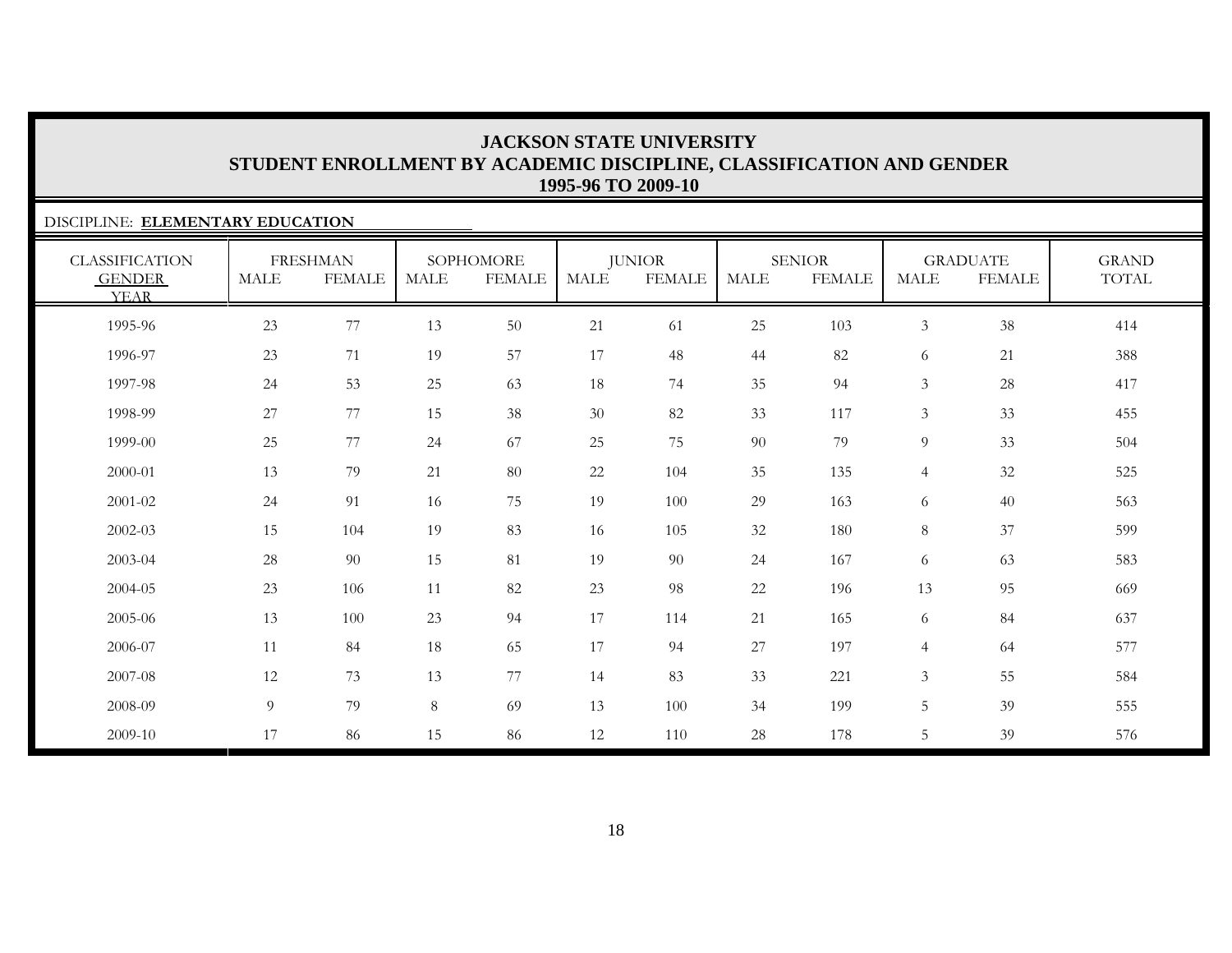# JACKSON STATE UNIVERSITY
## STUDENT ENROLLMENT BY ACADEMIC DISCIPLINE, CLASSIFICATION AND GENDER
## 1995-96 TO 2009-10

DISCIPLINE: **ELEMENTARY EDUCATION**

| CLASSIFICATION | FRESHMAN | | SOPHOMORE | | JUNIOR | | SENIOR | | GRADUATE | | GRAND |
|---|---|---|---|---|---|---|---|---|---|---|---|
| GENDER / YEAR | MALE | FEMALE | MALE | FEMALE | MALE | FEMALE | MALE | FEMALE | MALE | FEMALE | TOTAL |
| 1995-96 | 23 | 77 | 13 | 50 | 21 | 61 | 25 | 103 | 3 | 38 | 414 |
| 1996-97 | 23 | 71 | 19 | 57 | 17 | 48 | 44 | 82 | 6 | 21 | 388 |
| 1997-98 | 24 | 53 | 25 | 63 | 18 | 74 | 35 | 94 | 3 | 28 | 417 |
| 1998-99 | 27 | 77 | 15 | 38 | 30 | 82 | 33 | 117 | 3 | 33 | 455 |
| 1999-00 | 25 | 77 | 24 | 67 | 25 | 75 | 90 | 79 | 9 | 33 | 504 |
| 2000-01 | 13 | 79 | 21 | 80 | 22 | 104 | 35 | 135 | 4 | 32 | 525 |
| 2001-02 | 24 | 91 | 16 | 75 | 19 | 100 | 29 | 163 | 6 | 40 | 563 |
| 2002-03 | 15 | 104 | 19 | 83 | 16 | 105 | 32 | 180 | 8 | 37 | 599 |
| 2003-04 | 28 | 90 | 15 | 81 | 19 | 90 | 24 | 167 | 6 | 63 | 583 |
| 2004-05 | 23 | 106 | 11 | 82 | 23 | 98 | 22 | 196 | 13 | 95 | 669 |
| 2005-06 | 13 | 100 | 23 | 94 | 17 | 114 | 21 | 165 | 6 | 84 | 637 |
| 2006-07 | 11 | 84 | 18 | 65 | 17 | 94 | 27 | 197 | 4 | 64 | 577 |
| 2007-08 | 12 | 73 | 13 | 77 | 14 | 83 | 33 | 221 | 3 | 55 | 584 |
| 2008-09 | 9 | 79 | 8 | 69 | 13 | 100 | 34 | 199 | 5 | 39 | 555 |
| 2009-10 | 17 | 86 | 15 | 86 | 12 | 110 | 28 | 178 | 5 | 39 | 576 |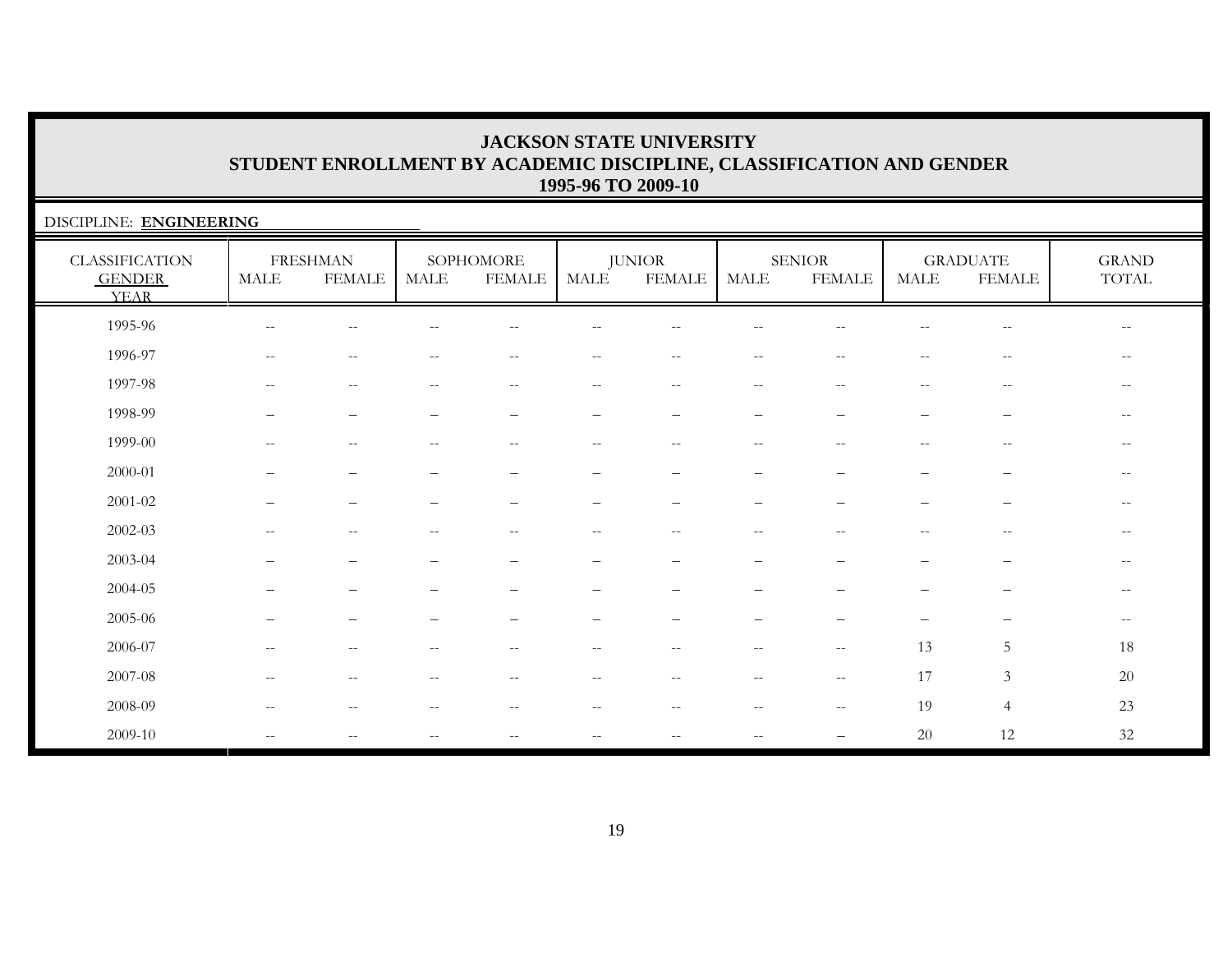# JACKSON STATE UNIVERSITY
## STUDENT ENROLLMENT BY ACADEMIC DISCIPLINE, CLASSIFICATION AND GENDER
## 1995-96 TO 2009-10

DISCIPLINE: **ENGINEERING**

| CLASSIFICATION | FRESHMAN | | SOPHOMORE | | JUNIOR | | SENIOR | | GRADUATE | | GRAND |
|---|---|---|---|---|---|---|---|---|---|---|---|
| GENDER / YEAR | MALE | FEMALE | MALE | FEMALE | MALE | FEMALE | MALE | FEMALE | MALE | FEMALE | TOTAL |
| 1995-96 | -- | -- | -- | -- | -- | -- | -- | -- | -- | -- | -- |
| 1996-97 | -- | -- | -- | -- | -- | -- | -- | -- | -- | -- | -- |
| 1997-98 | -- | -- | -- | -- | -- | -- | -- | -- | -- | -- | -- |
| 1998-99 | – | – | – | – | – | – | – | – | – | – | -- |
| 1999-00 | -- | -- | -- | -- | -- | -- | -- | -- | -- | -- | -- |
| 2000-01 | – | – | – | – | – | – | – | – | – | – | -- |
| 2001-02 | – | – | – | – | – | – | – | – | – | – | -- |
| 2002-03 | -- | -- | -- | -- | -- | -- | -- | -- | -- | -- | -- |
| 2003-04 | – | – | – | – | – | – | – | – | – | – | -- |
| 2004-05 | – | – | – | – | – | – | – | – | – | – | -- |
| 2005-06 | – | – | – | – | – | – | – | – | – | – | -- |
| 2006-07 | -- | -- | -- | -- | -- | -- | -- | -- | 13 | 5 | 18 |
| 2007-08 | -- | -- | -- | -- | -- | -- | -- | -- | 17 | 3 | 20 |
| 2008-09 | -- | -- | -- | -- | -- | -- | -- | -- | 19 | 4 | 23 |
| 2009-10 | -- | -- | -- | -- | -- | -- | -- | – | 20 | 12 | 32 |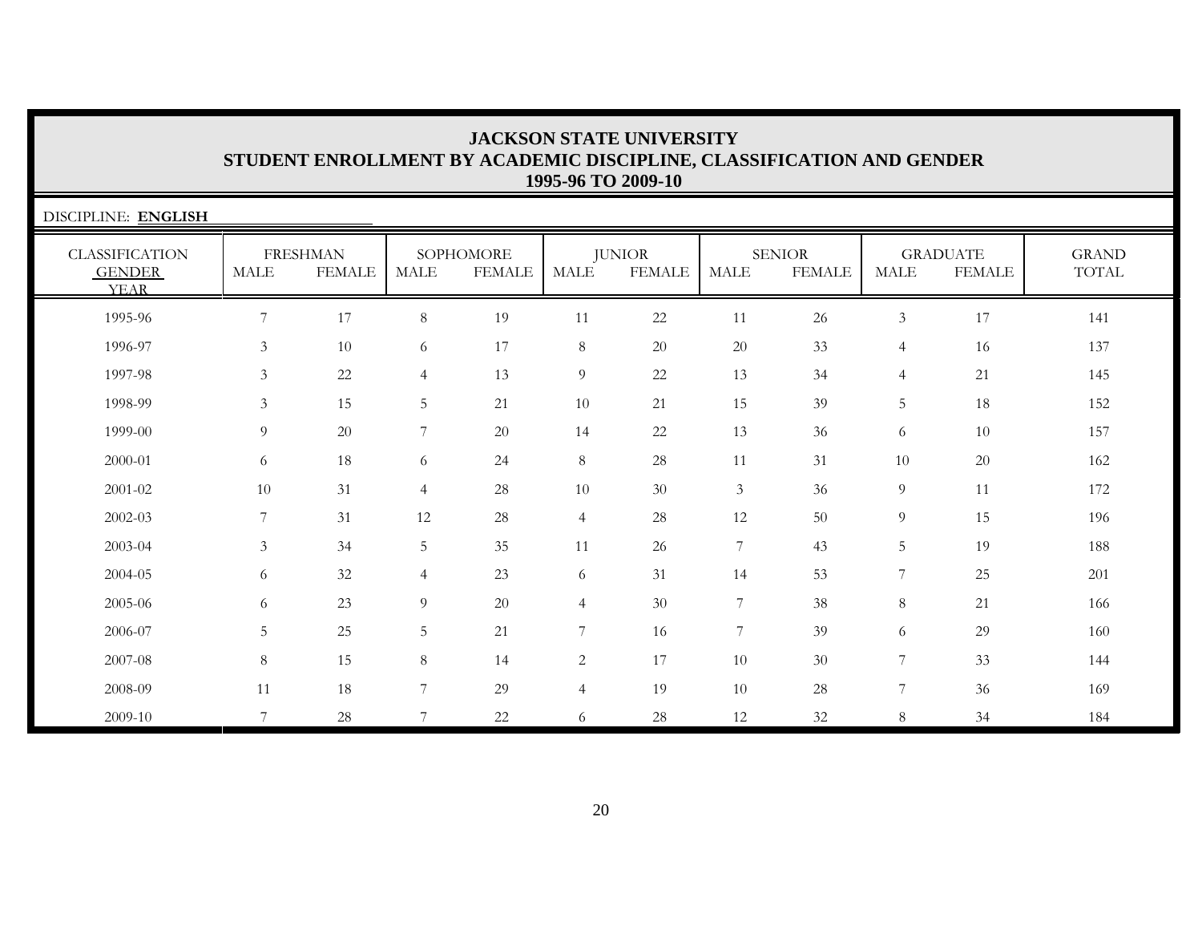# JACKSON STATE UNIVERSITY
## STUDENT ENROLLMENT BY ACADEMIC DISCIPLINE, CLASSIFICATION AND GENDER
### 1995-96 TO 2009-10

DISCIPLINE: **ENGLISH**

| CLASSIFICATION GENDER YEAR | FRESHMAN | | SOPHOMORE | | JUNIOR | | SENIOR | | GRADUATE | | GRAND TOTAL |
|---|---|---|---|---|---|---|---|---|---|---|---|
| | MALE | FEMALE | MALE | FEMALE | MALE | FEMALE | MALE | FEMALE | MALE | FEMALE | |
| 1995-96 | 7 | 17 | 8 | 19 | 11 | 22 | 11 | 26 | 3 | 17 | 141 |
| 1996-97 | 3 | 10 | 6 | 17 | 8 | 20 | 20 | 33 | 4 | 16 | 137 |
| 1997-98 | 3 | 22 | 4 | 13 | 9 | 22 | 13 | 34 | 4 | 21 | 145 |
| 1998-99 | 3 | 15 | 5 | 21 | 10 | 21 | 15 | 39 | 5 | 18 | 152 |
| 1999-00 | 9 | 20 | 7 | 20 | 14 | 22 | 13 | 36 | 6 | 10 | 157 |
| 2000-01 | 6 | 18 | 6 | 24 | 8 | 28 | 11 | 31 | 10 | 20 | 162 |
| 2001-02 | 10 | 31 | 4 | 28 | 10 | 30 | 3 | 36 | 9 | 11 | 172 |
| 2002-03 | 7 | 31 | 12 | 28 | 4 | 28 | 12 | 50 | 9 | 15 | 196 |
| 2003-04 | 3 | 34 | 5 | 35 | 11 | 26 | 7 | 43 | 5 | 19 | 188 |
| 2004-05 | 6 | 32 | 4 | 23 | 6 | 31 | 14 | 53 | 7 | 25 | 201 |
| 2005-06 | 6 | 23 | 9 | 20 | 4 | 30 | 7 | 38 | 8 | 21 | 166 |
| 2006-07 | 5 | 25 | 5 | 21 | 7 | 16 | 7 | 39 | 6 | 29 | 160 |
| 2007-08 | 8 | 15 | 8 | 14 | 2 | 17 | 10 | 30 | 7 | 33 | 144 |
| 2008-09 | 11 | 18 | 7 | 29 | 4 | 19 | 10 | 28 | 7 | 36 | 169 |
| 2009-10 | 7 | 28 | 7 | 22 | 6 | 28 | 12 | 32 | 8 | 34 | 184 |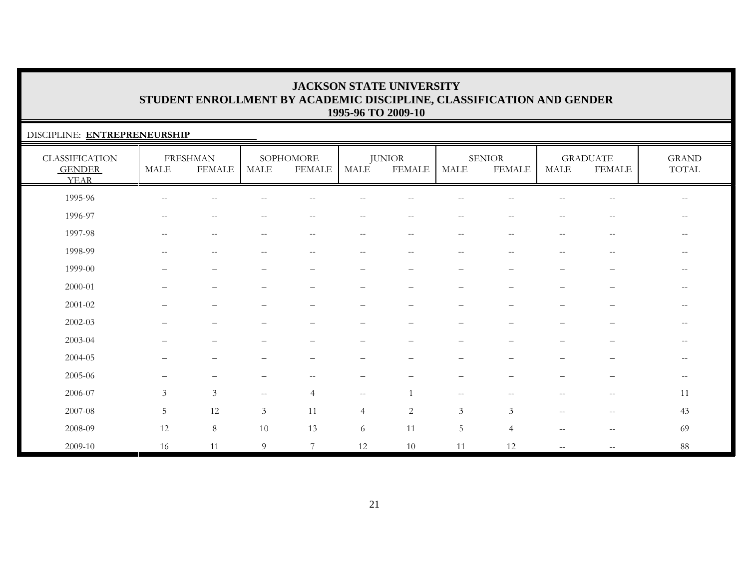# JACKSON STATE UNIVERSITY
## STUDENT ENROLLMENT BY ACADEMIC DISCIPLINE, CLASSIFICATION AND GENDER
### 1995-96 TO 2009-10

DISCIPLINE: **ENTREPRENEURSHIP**

| CLASSIFICATION GENDER YEAR | FRESHMAN | | SOPHOMORE | | JUNIOR | | SENIOR | | GRADUATE | | GRAND TOTAL |
|---|---|---|---|---|---|---|---|---|---|---|---|
| | MALE | FEMALE | MALE | FEMALE | MALE | FEMALE | MALE | FEMALE | MALE | FEMALE | |
| 1995-96 | -- | -- | -- | -- | -- | -- | -- | -- | -- | -- | -- |
| 1996-97 | -- | -- | -- | -- | -- | -- | -- | -- | -- | -- | -- |
| 1997-98 | -- | -- | -- | -- | -- | -- | -- | -- | -- | -- | -- |
| 1998-99 | -- | -- | -- | -- | -- | -- | -- | -- | -- | -- | -- |
| 1999-00 | – | – | – | – | – | – | – | – | – | – | -- |
| 2000-01 | – | – | – | – | – | – | – | – | – | – | -- |
| 2001-02 | – | – | – | – | – | – | – | – | – | – | -- |
| 2002-03 | – | – | – | – | – | – | – | – | – | – | -- |
| 2003-04 | – | – | – | – | – | – | – | – | – | – | -- |
| 2004-05 | – | – | – | – | – | – | – | – | – | – | -- |
| 2005-06 | – | – | – | -- | – | – | – | – | – | – | -- |
| 2006-07 | 3 | 3 | -- | 4 | -- | 1 | -- | -- | -- | -- | 11 |
| 2007-08 | 5 | 12 | 3 | 11 | 4 | 2 | 3 | 3 | -- | -- | 43 |
| 2008-09 | 12 | 8 | 10 | 13 | 6 | 11 | 5 | 4 | -- | -- | 69 |
| 2009-10 | 16 | 11 | 9 | 7 | 12 | 10 | 11 | 12 | -- | -- | 88 |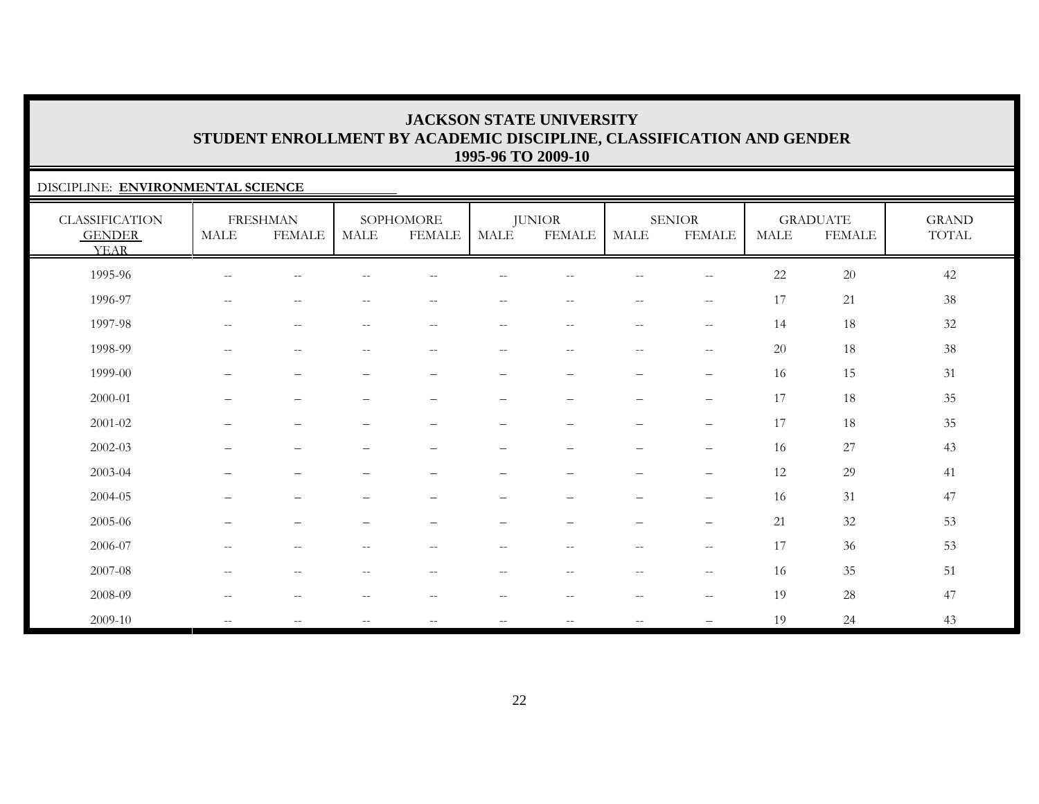# JACKSON STATE UNIVERSITY
## STUDENT ENROLLMENT BY ACADEMIC DISCIPLINE, CLASSIFICATION AND GENDER
### 1995-96 TO 2009-10

DISCIPLINE: **ENVIRONMENTAL SCIENCE**

| CLASSIFICATION | FRESHMAN | | SOPHOMORE | | JUNIOR | | SENIOR | | GRADUATE | | GRAND |
|---|---|---|---|---|---|---|---|---|---|---|---|
| GENDER / YEAR | MALE | FEMALE | MALE | FEMALE | MALE | FEMALE | MALE | FEMALE | MALE | FEMALE | TOTAL |
| 1995-96 | -- | -- | -- | -- | -- | -- | -- | -- | 22 | 20 | 42 |
| 1996-97 | -- | -- | -- | -- | -- | -- | -- | -- | 17 | 21 | 38 |
| 1997-98 | -- | -- | -- | -- | -- | -- | -- | -- | 14 | 18 | 32 |
| 1998-99 | -- | -- | -- | -- | -- | -- | -- | -- | 20 | 18 | 38 |
| 1999-00 | – | – | – | – | – | – | – | – | 16 | 15 | 31 |
| 2000-01 | – | – | – | – | – | – | – | – | 17 | 18 | 35 |
| 2001-02 | – | – | – | – | – | – | – | – | 17 | 18 | 35 |
| 2002-03 | – | – | – | – | – | – | – | – | 16 | 27 | 43 |
| 2003-04 | – | – | – | – | – | – | – | – | 12 | 29 | 41 |
| 2004-05 | – | – | – | – | – | – | – | – | 16 | 31 | 47 |
| 2005-06 | – | – | – | – | – | – | – | – | 21 | 32 | 53 |
| 2006-07 | -- | -- | -- | -- | -- | -- | -- | -- | 17 | 36 | 53 |
| 2007-08 | -- | -- | -- | -- | -- | -- | -- | -- | 16 | 35 | 51 |
| 2008-09 | -- | -- | -- | -- | -- | -- | -- | -- | 19 | 28 | 47 |
| 2009-10 | -- | -- | -- | -- | -- | -- | -- | – | 19 | 24 | 43 |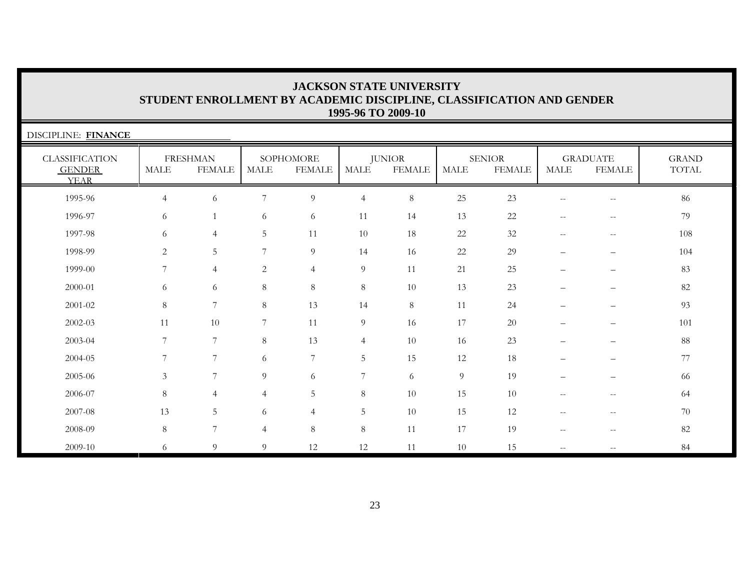# JACKSON STATE UNIVERSITY
## STUDENT ENROLLMENT BY ACADEMIC DISCIPLINE, CLASSIFICATION AND GENDER
### 1995-96 TO 2009-10

DISCIPLINE: **FINANCE**

| CLASSIFICATION GENDER YEAR | FRESHMAN | | SOPHOMORE | | JUNIOR | | SENIOR | | GRADUATE | | GRAND TOTAL |
|---|---|---|---|---|---|---|---|---|---|---|---|
| | MALE | FEMALE | MALE | FEMALE | MALE | FEMALE | MALE | FEMALE | MALE | FEMALE | |
| 1995-96 | 4 | 6 | 7 | 9 | 4 | 8 | 25 | 23 | -- | -- | 86 |
| 1996-97 | 6 | 1 | 6 | 6 | 11 | 14 | 13 | 22 | -- | -- | 79 |
| 1997-98 | 6 | 4 | 5 | 11 | 10 | 18 | 22 | 32 | -- | -- | 108 |
| 1998-99 | 2 | 5 | 7 | 9 | 14 | 16 | 22 | 29 | – | – | 104 |
| 1999-00 | 7 | 4 | 2 | 4 | 9 | 11 | 21 | 25 | – | – | 83 |
| 2000-01 | 6 | 6 | 8 | 8 | 8 | 10 | 13 | 23 | – | – | 82 |
| 2001-02 | 8 | 7 | 8 | 13 | 14 | 8 | 11 | 24 | – | – | 93 |
| 2002-03 | 11 | 10 | 7 | 11 | 9 | 16 | 17 | 20 | – | – | 101 |
| 2003-04 | 7 | 7 | 8 | 13 | 4 | 10 | 16 | 23 | – | – | 88 |
| 2004-05 | 7 | 7 | 6 | 7 | 5 | 15 | 12 | 18 | – | – | 77 |
| 2005-06 | 3 | 7 | 9 | 6 | 7 | 6 | 9 | 19 | – | – | 66 |
| 2006-07 | 8 | 4 | 4 | 5 | 8 | 10 | 15 | 10 | -- | -- | 64 |
| 2007-08 | 13 | 5 | 6 | 4 | 5 | 10 | 15 | 12 | -- | -- | 70 |
| 2008-09 | 8 | 7 | 4 | 8 | 8 | 11 | 17 | 19 | -- | -- | 82 |
| 2009-10 | 6 | 9 | 9 | 12 | 12 | 11 | 10 | 15 | -- | -- | 84 |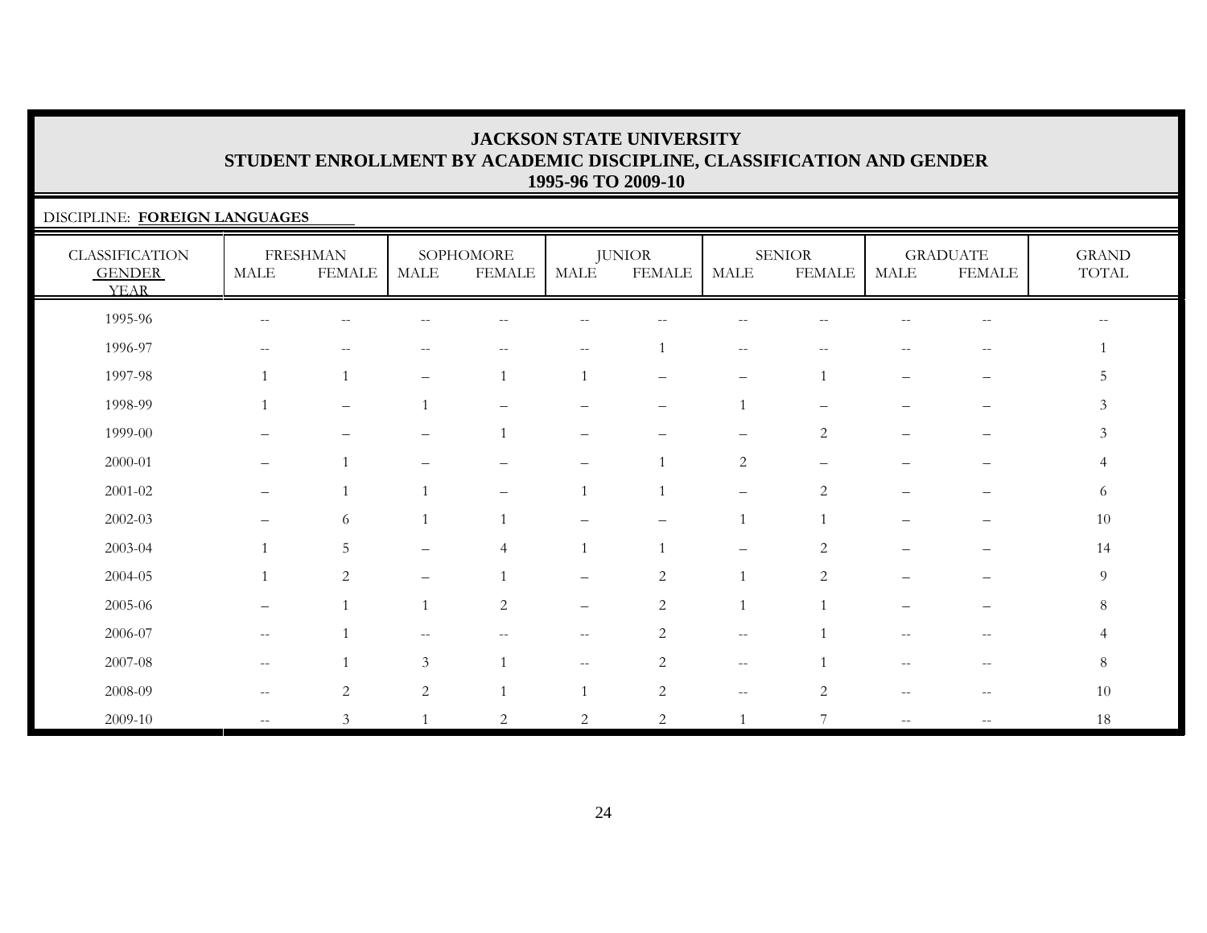# JACKSON STATE UNIVERSITY
## STUDENT ENROLLMENT BY ACADEMIC DISCIPLINE, CLASSIFICATION AND GENDER
## 1995-96 TO 2009-10

DISCIPLINE: **FOREIGN LANGUAGES**

| CLASSIFICATION GENDER YEAR | FRESHMAN | | SOPHOMORE | | JUNIOR | | SENIOR | | GRADUATE | | GRAND TOTAL |
|---|---|---|---|---|---|---|---|---|---|---|---|
| | MALE | FEMALE | MALE | FEMALE | MALE | FEMALE | MALE | FEMALE | MALE | FEMALE | |
| 1995-96 | -- | -- | -- | -- | -- | -- | -- | -- | -- | -- | -- |
| 1996-97 | -- | -- | -- | -- | -- | 1 | -- | -- | -- | -- | 1 |
| 1997-98 | 1 | 1 | – | 1 | 1 | – | – | 1 | – | – | 5 |
| 1998-99 | 1 | – | 1 | – | – | – | 1 | – | – | – | 3 |
| 1999-00 | – | – | – | 1 | – | – | – | 2 | – | – | 3 |
| 2000-01 | – | 1 | – | – | – | 1 | 2 | – | – | – | 4 |
| 2001-02 | – | 1 | 1 | – | 1 | 1 | – | 2 | – | – | 6 |
| 2002-03 | – | 6 | 1 | 1 | – | – | 1 | 1 | – | – | 10 |
| 2003-04 | 1 | 5 | – | 4 | 1 | 1 | – | 2 | – | – | 14 |
| 2004-05 | 1 | 2 | – | 1 | – | 2 | 1 | 2 | – | – | 9 |
| 2005-06 | – | 1 | 1 | 2 | – | 2 | 1 | 1 | – | – | 8 |
| 2006-07 | -- | 1 | -- | -- | -- | 2 | -- | 1 | -- | -- | 4 |
| 2007-08 | -- | 1 | 3 | 1 | -- | 2 | -- | 1 | -- | -- | 8 |
| 2008-09 | -- | 2 | 2 | 1 | 1 | 2 | -- | 2 | -- | -- | 10 |
| 2009-10 | -- | 3 | 1 | 2 | 2 | 2 | 1 | 7 | -- | -- | 18 |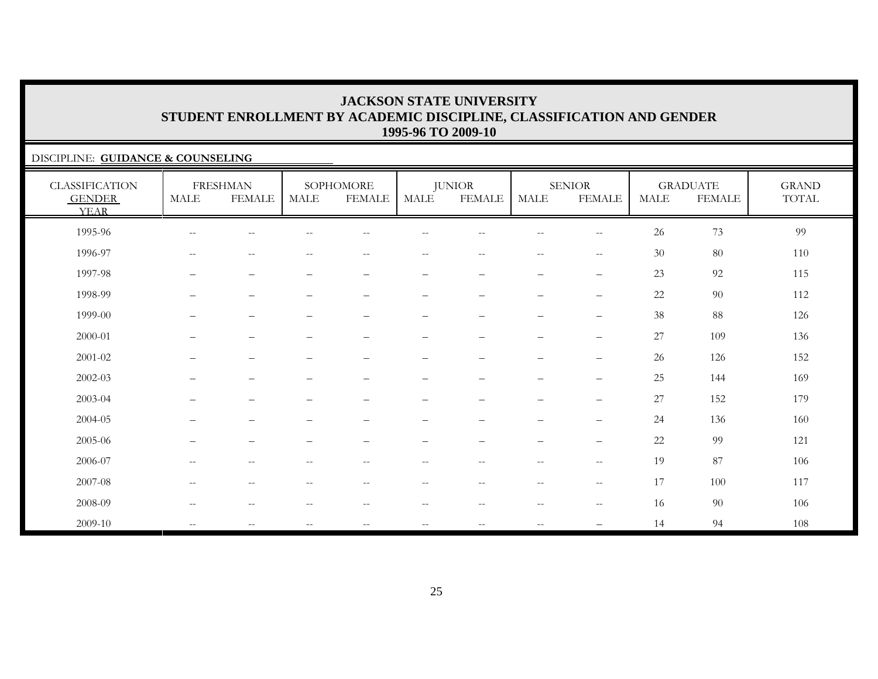# JACKSON STATE UNIVERSITY
## STUDENT ENROLLMENT BY ACADEMIC DISCIPLINE, CLASSIFICATION AND GENDER
## 1995-96 TO 2009-10

DISCIPLINE: **GUIDANCE & COUNSELING**

| CLASSIFICATION GENDER YEAR | FRESHMAN | | SOPHOMORE | | JUNIOR | | SENIOR | | GRADUATE | | GRAND TOTAL |
|---|---|---|---|---|---|---|---|---|---|---|---|
| | MALE | FEMALE | MALE | FEMALE | MALE | FEMALE | MALE | FEMALE | MALE | FEMALE | |
| 1995-96 | -- | -- | -- | -- | -- | -- | -- | -- | 26 | 73 | 99 |
| 1996-97 | -- | -- | -- | -- | -- | -- | -- | -- | 30 | 80 | 110 |
| 1997-98 | – | – | – | – | – | – | – | – | 23 | 92 | 115 |
| 1998-99 | – | – | – | – | – | – | – | – | 22 | 90 | 112 |
| 1999-00 | – | – | – | – | – | – | – | – | 38 | 88 | 126 |
| 2000-01 | – | – | – | – | – | – | – | – | 27 | 109 | 136 |
| 2001-02 | – | – | – | – | – | – | – | – | 26 | 126 | 152 |
| 2002-03 | – | – | – | – | – | – | – | – | 25 | 144 | 169 |
| 2003-04 | – | – | – | – | – | – | – | – | 27 | 152 | 179 |
| 2004-05 | – | – | – | – | – | – | – | – | 24 | 136 | 160 |
| 2005-06 | – | – | – | – | – | – | – | – | 22 | 99 | 121 |
| 2006-07 | -- | -- | -- | -- | -- | -- | -- | -- | 19 | 87 | 106 |
| 2007-08 | -- | -- | -- | -- | -- | -- | -- | -- | 17 | 100 | 117 |
| 2008-09 | -- | -- | -- | -- | -- | -- | -- | -- | 16 | 90 | 106 |
| 2009-10 | -- | -- | -- | -- | -- | -- | -- | – | 14 | 94 | 108 |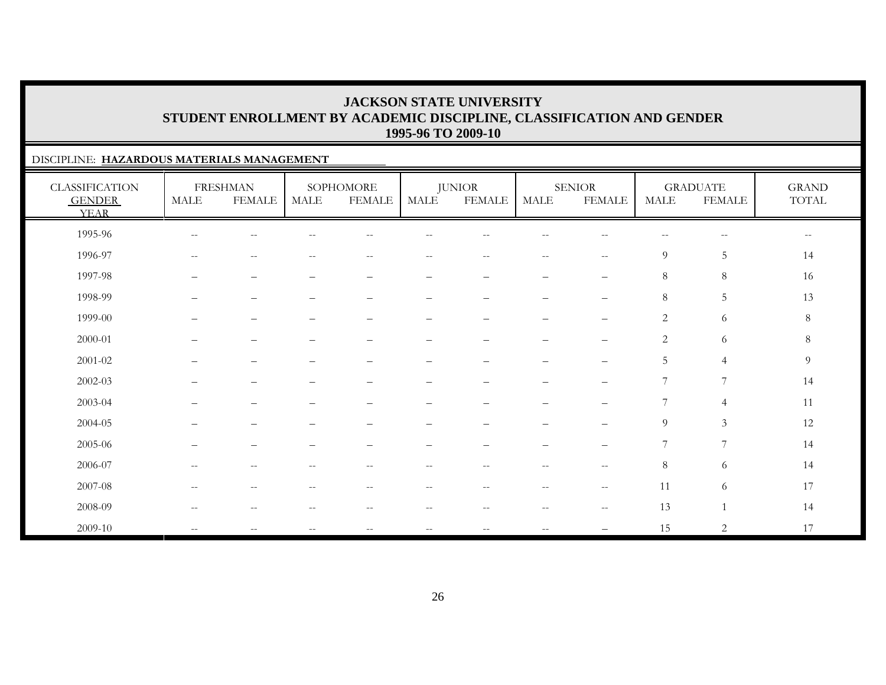# JACKSON STATE UNIVERSITY
## STUDENT ENROLLMENT BY ACADEMIC DISCIPLINE, CLASSIFICATION AND GENDER
### 1995-96 TO 2009-10

DISCIPLINE: **HAZARDOUS MATERIALS MANAGEMENT**

| CLASSIFICATION GENDER YEAR | FRESHMAN | | SOPHOMORE | | JUNIOR | | SENIOR | | GRADUATE | | GRAND TOTAL |
|---|---|---|---|---|---|---|---|---|---|---|---|
| | MALE | FEMALE | MALE | FEMALE | MALE | FEMALE | MALE | FEMALE | MALE | FEMALE | |
| 1995-96 | -- | -- | -- | -- | -- | -- | -- | -- | -- | -- | -- |
| 1996-97 | -- | -- | -- | -- | -- | -- | -- | -- | 9 | 5 | 14 |
| 1997-98 | – | – | – | – | – | – | – | – | 8 | 8 | 16 |
| 1998-99 | – | – | – | – | – | – | – | – | 8 | 5 | 13 |
| 1999-00 | – | – | – | – | – | – | – | – | 2 | 6 | 8 |
| 2000-01 | – | – | – | – | – | – | – | – | 2 | 6 | 8 |
| 2001-02 | – | – | – | – | – | – | – | – | 5 | 4 | 9 |
| 2002-03 | – | – | – | – | – | – | – | – | 7 | 7 | 14 |
| 2003-04 | – | – | – | – | – | – | – | – | 7 | 4 | 11 |
| 2004-05 | – | – | – | – | – | – | – | – | 9 | 3 | 12 |
| 2005-06 | – | – | – | – | – | – | – | – | 7 | 7 | 14 |
| 2006-07 | -- | -- | -- | -- | -- | -- | -- | -- | 8 | 6 | 14 |
| 2007-08 | -- | -- | -- | -- | -- | -- | -- | -- | 11 | 6 | 17 |
| 2008-09 | -- | -- | -- | -- | -- | -- | -- | -- | 13 | 1 | 14 |
| 2009-10 | -- | -- | -- | -- | -- | -- | -- | – | 15 | 2 | 17 |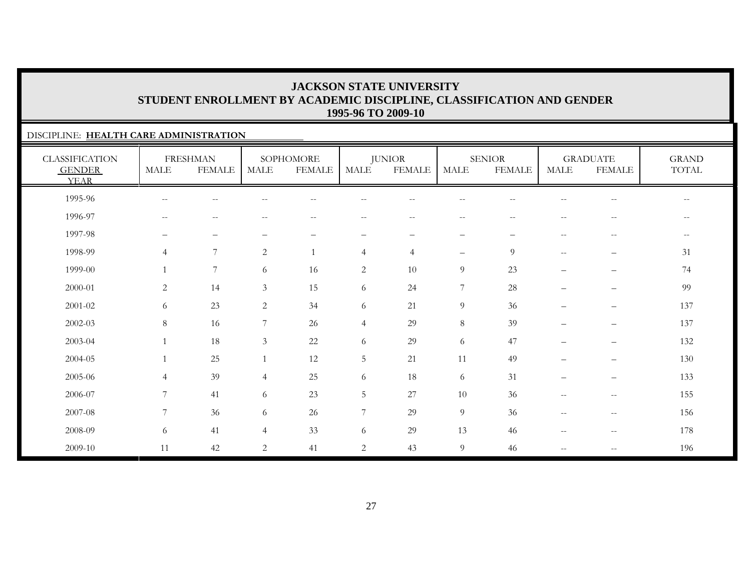# JACKSON STATE UNIVERSITY
## STUDENT ENROLLMENT BY ACADEMIC DISCIPLINE, CLASSIFICATION AND GENDER
## 1995-96 TO 2009-10

DISCIPLINE: **HEALTH CARE ADMINISTRATION**

| CLASSIFICATION | FRESHMAN | | SOPHOMORE | | JUNIOR | | SENIOR | | GRADUATE | | GRAND |
|---|---|---|---|---|---|---|---|---|---|---|---|
| GENDER / YEAR | MALE | FEMALE | MALE | FEMALE | MALE | FEMALE | MALE | FEMALE | MALE | FEMALE | TOTAL |
| 1995-96 | -- | -- | -- | -- | -- | -- | -- | -- | -- | -- | -- |
| 1996-97 | -- | -- | -- | -- | -- | -- | -- | -- | -- | -- | -- |
| 1997-98 | – | – | – | – | – | – | – | – | -- | -- | -- |
| 1998-99 | 4 | 7 | 2 | 1 | 4 | 4 | – | 9 | -- | – | 31 |
| 1999-00 | 1 | 7 | 6 | 16 | 2 | 10 | 9 | 23 | – | – | 74 |
| 2000-01 | 2 | 14 | 3 | 15 | 6 | 24 | 7 | 28 | – | – | 99 |
| 2001-02 | 6 | 23 | 2 | 34 | 6 | 21 | 9 | 36 | – | – | 137 |
| 2002-03 | 8 | 16 | 7 | 26 | 4 | 29 | 8 | 39 | – | – | 137 |
| 2003-04 | 1 | 18 | 3 | 22 | 6 | 29 | 6 | 47 | – | – | 132 |
| 2004-05 | 1 | 25 | 1 | 12 | 5 | 21 | 11 | 49 | – | – | 130 |
| 2005-06 | 4 | 39 | 4 | 25 | 6 | 18 | 6 | 31 | – | – | 133 |
| 2006-07 | 7 | 41 | 6 | 23 | 5 | 27 | 10 | 36 | -- | -- | 155 |
| 2007-08 | 7 | 36 | 6 | 26 | 7 | 29 | 9 | 36 | -- | -- | 156 |
| 2008-09 | 6 | 41 | 4 | 33 | 6 | 29 | 13 | 46 | -- | -- | 178 |
| 2009-10 | 11 | 42 | 2 | 41 | 2 | 43 | 9 | 46 | -- | -- | 196 |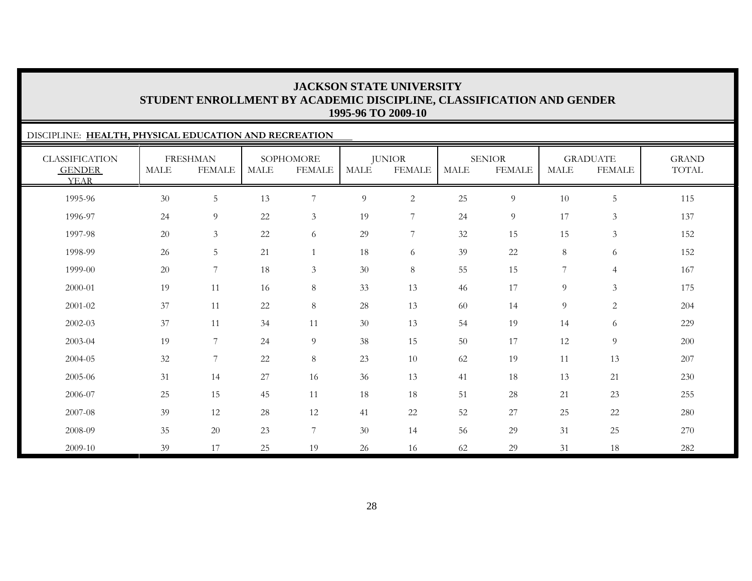# JACKSON STATE UNIVERSITY
## STUDENT ENROLLMENT BY ACADEMIC DISCIPLINE, CLASSIFICATION AND GENDER
### 1995-96 TO 2009-10

DISCIPLINE: **HEALTH, PHYSICAL EDUCATION AND RECREATION**

| CLASSIFICATION | FRESHMAN | | SOPHOMORE | | JUNIOR | | SENIOR | | GRADUATE | | GRAND |
|---|---|---|---|---|---|---|---|---|---|---|---|
| GENDER / YEAR | MALE | FEMALE | MALE | FEMALE | MALE | FEMALE | MALE | FEMALE | MALE | FEMALE | TOTAL |
| 1995-96 | 30 | 5 | 13 | 7 | 9 | 2 | 25 | 9 | 10 | 5 | 115 |
| 1996-97 | 24 | 9 | 22 | 3 | 19 | 7 | 24 | 9 | 17 | 3 | 137 |
| 1997-98 | 20 | 3 | 22 | 6 | 29 | 7 | 32 | 15 | 15 | 3 | 152 |
| 1998-99 | 26 | 5 | 21 | 1 | 18 | 6 | 39 | 22 | 8 | 6 | 152 |
| 1999-00 | 20 | 7 | 18 | 3 | 30 | 8 | 55 | 15 | 7 | 4 | 167 |
| 2000-01 | 19 | 11 | 16 | 8 | 33 | 13 | 46 | 17 | 9 | 3 | 175 |
| 2001-02 | 37 | 11 | 22 | 8 | 28 | 13 | 60 | 14 | 9 | 2 | 204 |
| 2002-03 | 37 | 11 | 34 | 11 | 30 | 13 | 54 | 19 | 14 | 6 | 229 |
| 2003-04 | 19 | 7 | 24 | 9 | 38 | 15 | 50 | 17 | 12 | 9 | 200 |
| 2004-05 | 32 | 7 | 22 | 8 | 23 | 10 | 62 | 19 | 11 | 13 | 207 |
| 2005-06 | 31 | 14 | 27 | 16 | 36 | 13 | 41 | 18 | 13 | 21 | 230 |
| 2006-07 | 25 | 15 | 45 | 11 | 18 | 18 | 51 | 28 | 21 | 23 | 255 |
| 2007-08 | 39 | 12 | 28 | 12 | 41 | 22 | 52 | 27 | 25 | 22 | 280 |
| 2008-09 | 35 | 20 | 23 | 7 | 30 | 14 | 56 | 29 | 31 | 25 | 270 |
| 2009-10 | 39 | 17 | 25 | 19 | 26 | 16 | 62 | 29 | 31 | 18 | 282 |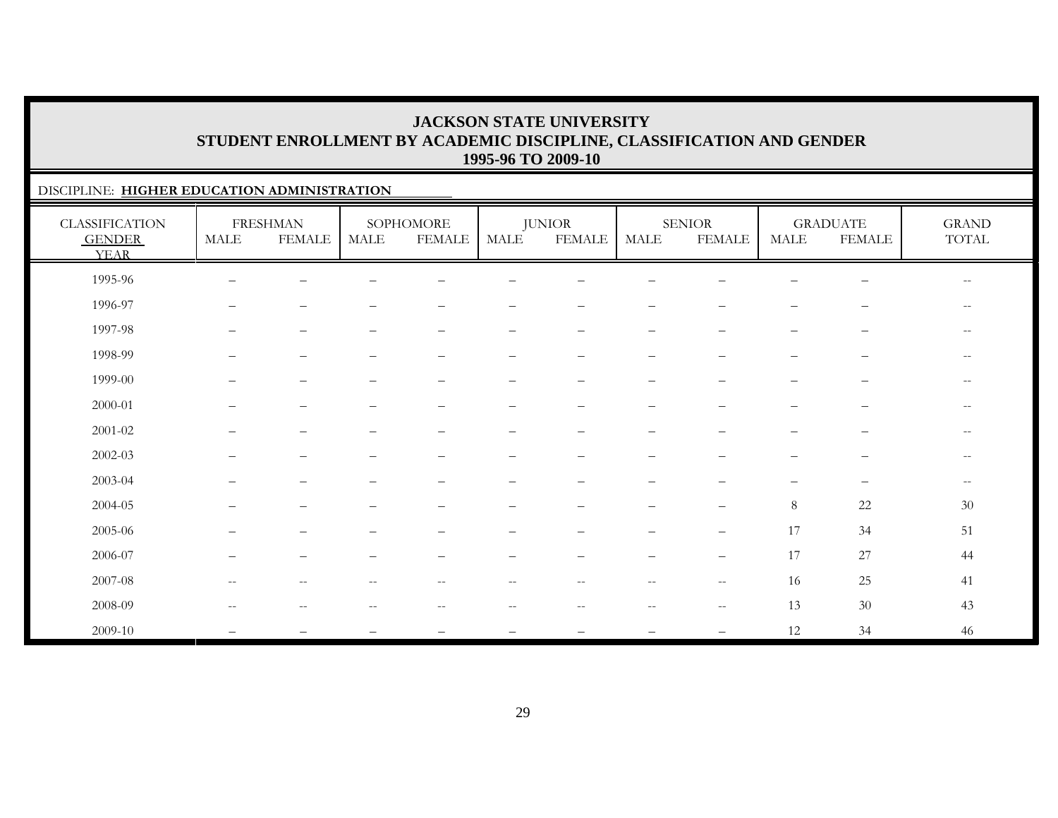# JACKSON STATE UNIVERSITY
## STUDENT ENROLLMENT BY ACADEMIC DISCIPLINE, CLASSIFICATION AND GENDER
### 1995-96 TO 2009-10

DISCIPLINE: **HIGHER EDUCATION ADMINISTRATION**

| CLASSIFICATION GENDER YEAR | FRESHMAN | | SOPHOMORE | | JUNIOR | | SENIOR | | GRADUATE | | GRAND TOTAL |
|---|---|---|---|---|---|---|---|---|---|---|---|
| | MALE | FEMALE | MALE | FEMALE | MALE | FEMALE | MALE | FEMALE | MALE | FEMALE | |
| 1995-96 | – | – | – | – | – | – | – | – | – | – | -- |
| 1996-97 | – | – | – | – | – | – | – | – | – | – | -- |
| 1997-98 | – | – | – | – | – | – | – | – | – | – | -- |
| 1998-99 | – | – | – | – | – | – | – | – | – | – | -- |
| 1999-00 | – | – | – | – | – | – | – | – | – | – | -- |
| 2000-01 | – | – | – | – | – | – | – | – | – | – | -- |
| 2001-02 | – | – | – | – | – | – | – | – | – | – | -- |
| 2002-03 | – | – | – | – | – | – | – | – | – | – | -- |
| 2003-04 | – | – | – | – | – | – | – | – | – | – | -- |
| 2004-05 | – | – | – | – | – | – | – | – | 8 | 22 | 30 |
| 2005-06 | – | – | – | – | – | – | – | – | 17 | 34 | 51 |
| 2006-07 | – | – | – | – | – | – | – | – | 17 | 27 | 44 |
| 2007-08 | -- | -- | -- | -- | -- | -- | -- | -- | 16 | 25 | 41 |
| 2008-09 | -- | -- | -- | -- | -- | -- | -- | -- | 13 | 30 | 43 |
| 2009-10 | – | – | – | – | – | – | – | – | 12 | 34 | 46 |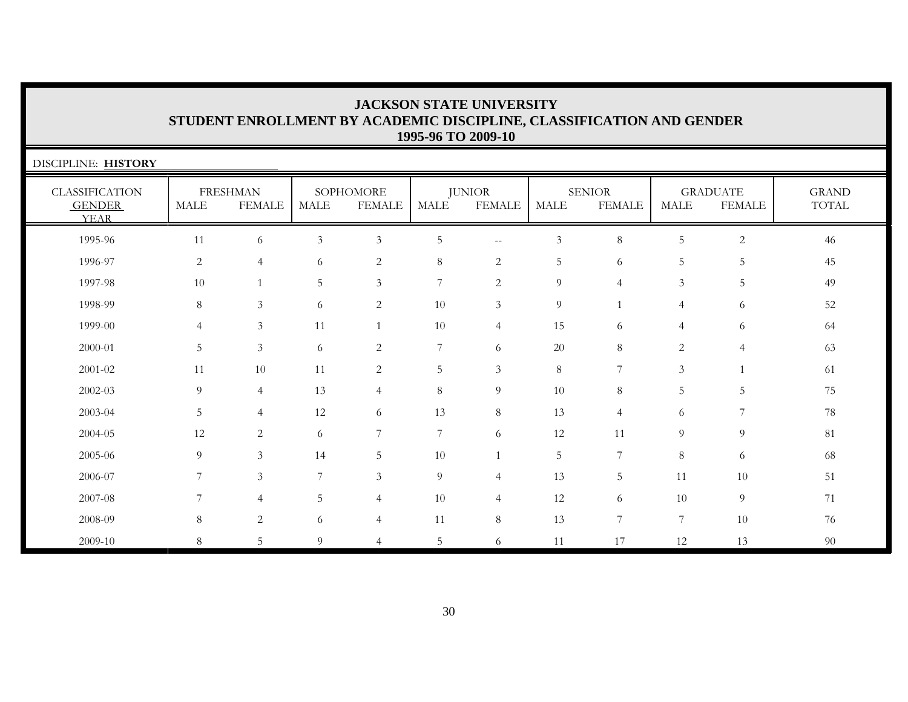# JACKSON STATE UNIVERSITY
## STUDENT ENROLLMENT BY ACADEMIC DISCIPLINE, CLASSIFICATION AND GENDER
### 1995-96 TO 2009-10

DISCIPLINE: **HISTORY**

| CLASSIFICATION GENDER YEAR | FRESHMAN | | SOPHOMORE | | JUNIOR | | SENIOR | | GRADUATE | | GRAND TOTAL |
|---|---|---|---|---|---|---|---|---|---|---|---|
| | MALE | FEMALE | MALE | FEMALE | MALE | FEMALE | MALE | FEMALE | MALE | FEMALE | |
| 1995-96 | 11 | 6 | 3 | 3 | 5 | -- | 3 | 8 | 5 | 2 | 46 |
| 1996-97 | 2 | 4 | 6 | 2 | 8 | 2 | 5 | 6 | 5 | 5 | 45 |
| 1997-98 | 10 | 1 | 5 | 3 | 7 | 2 | 9 | 4 | 3 | 5 | 49 |
| 1998-99 | 8 | 3 | 6 | 2 | 10 | 3 | 9 | 1 | 4 | 6 | 52 |
| 1999-00 | 4 | 3 | 11 | 1 | 10 | 4 | 15 | 6 | 4 | 6 | 64 |
| 2000-01 | 5 | 3 | 6 | 2 | 7 | 6 | 20 | 8 | 2 | 4 | 63 |
| 2001-02 | 11 | 10 | 11 | 2 | 5 | 3 | 8 | 7 | 3 | 1 | 61 |
| 2002-03 | 9 | 4 | 13 | 4 | 8 | 9 | 10 | 8 | 5 | 5 | 75 |
| 2003-04 | 5 | 4 | 12 | 6 | 13 | 8 | 13 | 4 | 6 | 7 | 78 |
| 2004-05 | 12 | 2 | 6 | 7 | 7 | 6 | 12 | 11 | 9 | 9 | 81 |
| 2005-06 | 9 | 3 | 14 | 5 | 10 | 1 | 5 | 7 | 8 | 6 | 68 |
| 2006-07 | 7 | 3 | 7 | 3 | 9 | 4 | 13 | 5 | 11 | 10 | 51 |
| 2007-08 | 7 | 4 | 5 | 4 | 10 | 4 | 12 | 6 | 10 | 9 | 71 |
| 2008-09 | 8 | 2 | 6 | 4 | 11 | 8 | 13 | 7 | 7 | 10 | 76 |
| 2009-10 | 8 | 5 | 9 | 4 | 5 | 6 | 11 | 17 | 12 | 13 | 90 |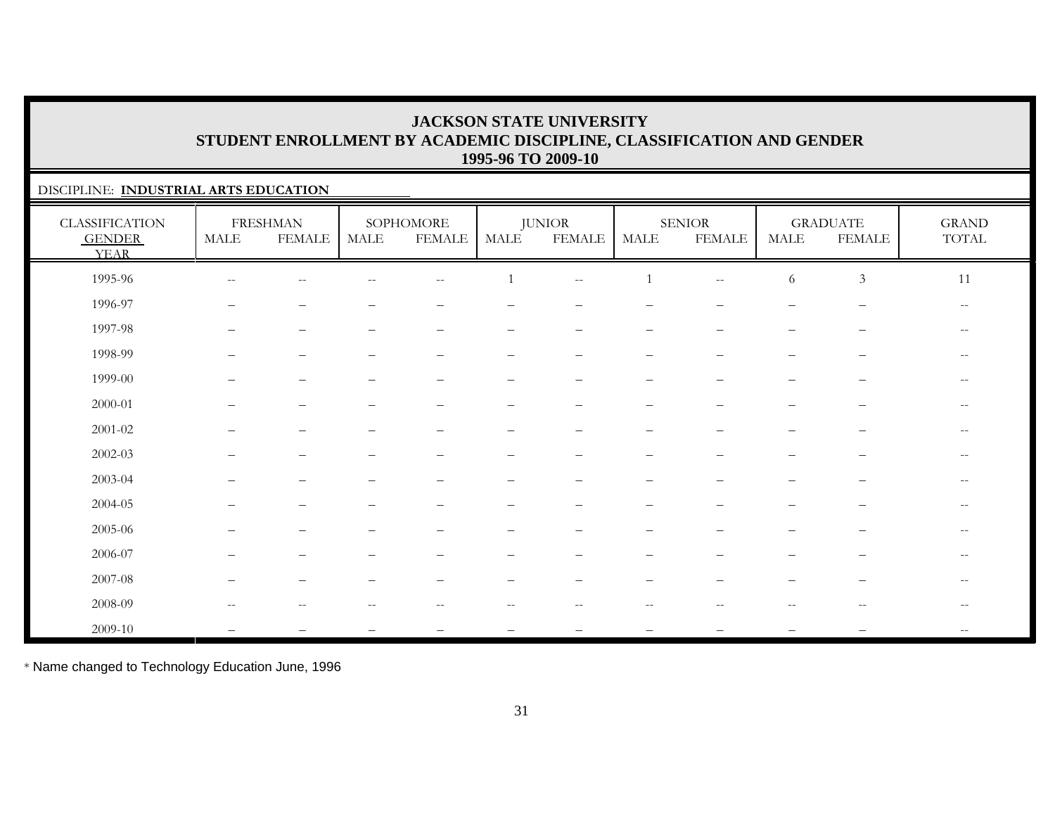# JACKSON STATE UNIVERSITY
## STUDENT ENROLLMENT BY ACADEMIC DISCIPLINE, CLASSIFICATION AND GENDER
### 1995-96 TO 2009-10

DISCIPLINE: **INDUSTRIAL ARTS EDUCATION**

| CLASSIFICATION GENDER YEAR | FRESHMAN | | SOPHOMORE | | JUNIOR | | SENIOR | | GRADUATE | | GRAND TOTAL |
|---|---|---|---|---|---|---|---|---|---|---|---|
| | MALE | FEMALE | MALE | FEMALE | MALE | FEMALE | MALE | FEMALE | MALE | FEMALE | |
| 1995-96 | -- | -- | -- | -- | 1 | -- | 1 | -- | 6 | 3 | 11 |
| 1996-97 | – | – | – | – | – | – | – | – | – | – | -- |
| 1997-98 | – | – | – | – | – | – | – | – | – | – | -- |
| 1998-99 | – | – | – | – | – | – | – | – | – | – | -- |
| 1999-00 | – | – | – | – | – | – | – | – | – | – | -- |
| 2000-01 | – | – | – | – | – | – | – | – | – | – | -- |
| 2001-02 | – | – | – | – | – | – | – | – | – | – | -- |
| 2002-03 | – | – | – | – | – | – | – | – | – | – | -- |
| 2003-04 | – | – | – | – | – | – | – | – | – | – | -- |
| 2004-05 | – | – | – | – | – | – | – | – | – | – | -- |
| 2005-06 | – | – | – | – | – | – | – | – | – | – | -- |
| 2006-07 | – | – | – | – | – | – | – | – | – | – | -- |
| 2007-08 | – | – | – | – | – | – | – | – | – | – | -- |
| 2008-09 | -- | -- | -- | -- | -- | -- | -- | -- | -- | -- | -- |
| 2009-10 | – | – | – | – | – | – | – | – | – | – | -- |

* Name changed to Technology Education June, 1996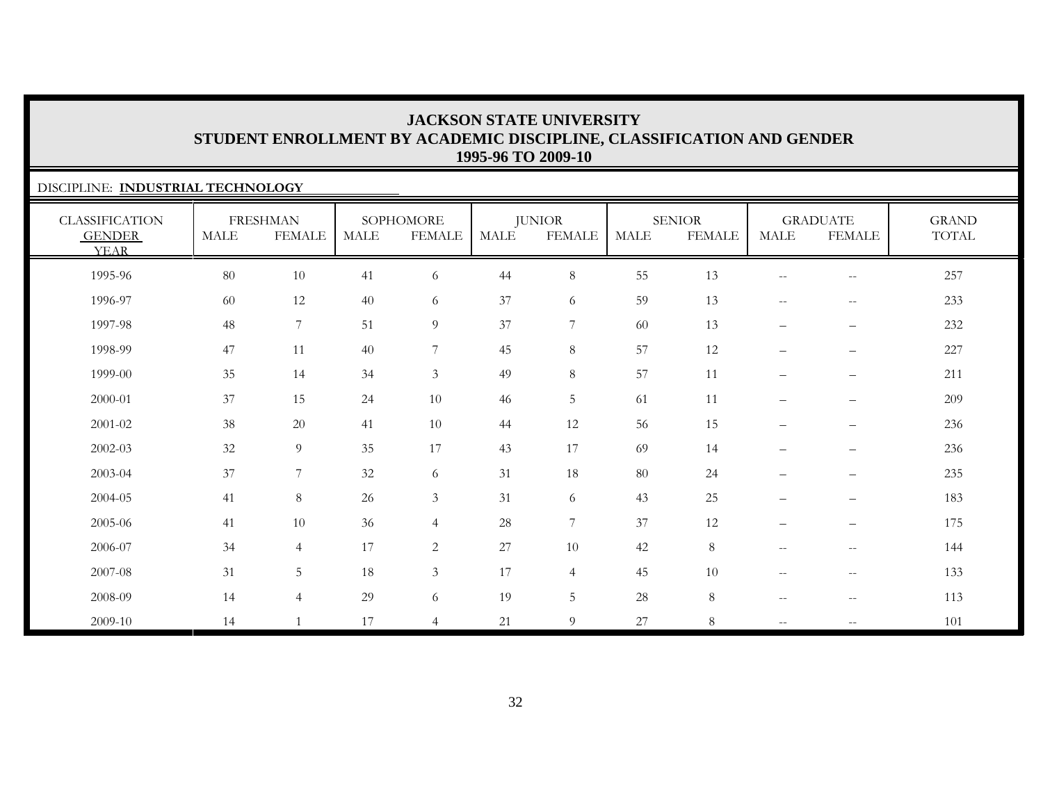# JACKSON STATE UNIVERSITY
## STUDENT ENROLLMENT BY ACADEMIC DISCIPLINE, CLASSIFICATION AND GENDER
### 1995-96 TO 2009-10

DISCIPLINE: **INDUSTRIAL TECHNOLOGY**

| CLASSIFICATION | FRESHMAN | | SOPHOMORE | | JUNIOR | | SENIOR | | GRADUATE | | GRAND |
|---|---|---|---|---|---|---|---|---|---|---|---|
| GENDER YEAR | MALE | FEMALE | MALE | FEMALE | MALE | FEMALE | MALE | FEMALE | MALE | FEMALE | TOTAL |
| 1995-96 | 80 | 10 | 41 | 6 | 44 | 8 | 55 | 13 | -- | -- | 257 |
| 1996-97 | 60 | 12 | 40 | 6 | 37 | 6 | 59 | 13 | -- | -- | 233 |
| 1997-98 | 48 | 7 | 51 | 9 | 37 | 7 | 60 | 13 | – | – | 232 |
| 1998-99 | 47 | 11 | 40 | 7 | 45 | 8 | 57 | 12 | – | – | 227 |
| 1999-00 | 35 | 14 | 34 | 3 | 49 | 8 | 57 | 11 | – | – | 211 |
| 2000-01 | 37 | 15 | 24 | 10 | 46 | 5 | 61 | 11 | – | – | 209 |
| 2001-02 | 38 | 20 | 41 | 10 | 44 | 12 | 56 | 15 | – | – | 236 |
| 2002-03 | 32 | 9 | 35 | 17 | 43 | 17 | 69 | 14 | – | – | 236 |
| 2003-04 | 37 | 7 | 32 | 6 | 31 | 18 | 80 | 24 | – | – | 235 |
| 2004-05 | 41 | 8 | 26 | 3 | 31 | 6 | 43 | 25 | – | – | 183 |
| 2005-06 | 41 | 10 | 36 | 4 | 28 | 7 | 37 | 12 | – | – | 175 |
| 2006-07 | 34 | 4 | 17 | 2 | 27 | 10 | 42 | 8 | -- | -- | 144 |
| 2007-08 | 31 | 5 | 18 | 3 | 17 | 4 | 45 | 10 | -- | -- | 133 |
| 2008-09 | 14 | 4 | 29 | 6 | 19 | 5 | 28 | 8 | -- | -- | 113 |
| 2009-10 | 14 | 1 | 17 | 4 | 21 | 9 | 27 | 8 | -- | -- | 101 |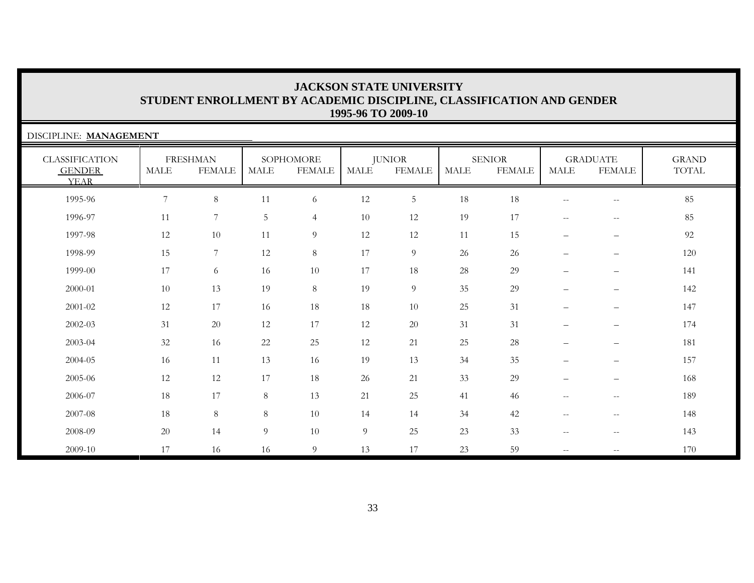# JACKSON STATE UNIVERSITY
## STUDENT ENROLLMENT BY ACADEMIC DISCIPLINE, CLASSIFICATION AND GENDER
### 1995-96 TO 2009-10

DISCIPLINE: **MANAGEMENT**

| CLASSIFICATION GENDER YEAR | FRESHMAN | | SOPHOMORE | | JUNIOR | | SENIOR | | GRADUATE | | GRAND TOTAL |
|---|---|---|---|---|---|---|---|---|---|---|---|
| | MALE | FEMALE | MALE | FEMALE | MALE | FEMALE | MALE | FEMALE | MALE | FEMALE | |
| 1995-96 | 7 | 8 | 11 | 6 | 12 | 5 | 18 | 18 | -- | -- | 85 |
| 1996-97 | 11 | 7 | 5 | 4 | 10 | 12 | 19 | 17 | -- | -- | 85 |
| 1997-98 | 12 | 10 | 11 | 9 | 12 | 12 | 11 | 15 | – | – | 92 |
| 1998-99 | 15 | 7 | 12 | 8 | 17 | 9 | 26 | 26 | – | – | 120 |
| 1999-00 | 17 | 6 | 16 | 10 | 17 | 18 | 28 | 29 | – | – | 141 |
| 2000-01 | 10 | 13 | 19 | 8 | 19 | 9 | 35 | 29 | – | – | 142 |
| 2001-02 | 12 | 17 | 16 | 18 | 18 | 10 | 25 | 31 | – | – | 147 |
| 2002-03 | 31 | 20 | 12 | 17 | 12 | 20 | 31 | 31 | – | – | 174 |
| 2003-04 | 32 | 16 | 22 | 25 | 12 | 21 | 25 | 28 | – | – | 181 |
| 2004-05 | 16 | 11 | 13 | 16 | 19 | 13 | 34 | 35 | – | – | 157 |
| 2005-06 | 12 | 12 | 17 | 18 | 26 | 21 | 33 | 29 | – | – | 168 |
| 2006-07 | 18 | 17 | 8 | 13 | 21 | 25 | 41 | 46 | -- | -- | 189 |
| 2007-08 | 18 | 8 | 8 | 10 | 14 | 14 | 34 | 42 | -- | -- | 148 |
| 2008-09 | 20 | 14 | 9 | 10 | 9 | 25 | 23 | 33 | -- | -- | 143 |
| 2009-10 | 17 | 16 | 16 | 9 | 13 | 17 | 23 | 59 | -- | -- | 170 |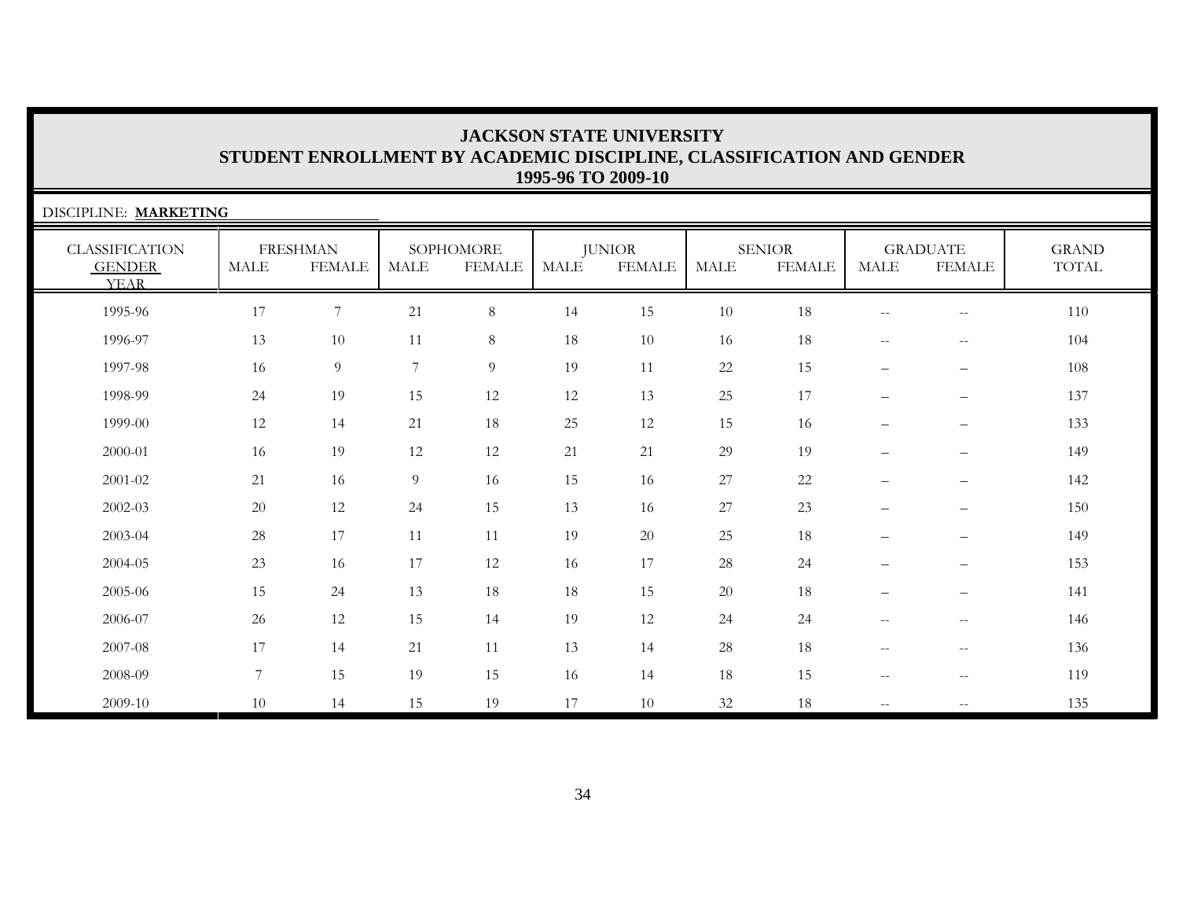# JACKSON STATE UNIVERSITY
## STUDENT ENROLLMENT BY ACADEMIC DISCIPLINE, CLASSIFICATION AND GENDER
### 1995-96 TO 2009-10

DISCIPLINE: **MARKETING**

| CLASSIFICATION GENDER YEAR | FRESHMAN | | SOPHOMORE | | JUNIOR | | SENIOR | | GRADUATE | | GRAND TOTAL |
|---|---|---|---|---|---|---|---|---|---|---|---|
| | MALE | FEMALE | MALE | FEMALE | MALE | FEMALE | MALE | FEMALE | MALE | FEMALE | |
| 1995-96 | 17 | 7 | 21 | 8 | 14 | 15 | 10 | 18 | -- | -- | 110 |
| 1996-97 | 13 | 10 | 11 | 8 | 18 | 10 | 16 | 18 | -- | -- | 104 |
| 1997-98 | 16 | 9 | 7 | 9 | 19 | 11 | 22 | 15 | – | – | 108 |
| 1998-99 | 24 | 19 | 15 | 12 | 12 | 13 | 25 | 17 | – | – | 137 |
| 1999-00 | 12 | 14 | 21 | 18 | 25 | 12 | 15 | 16 | – | – | 133 |
| 2000-01 | 16 | 19 | 12 | 12 | 21 | 21 | 29 | 19 | – | – | 149 |
| 2001-02 | 21 | 16 | 9 | 16 | 15 | 16 | 27 | 22 | – | – | 142 |
| 2002-03 | 20 | 12 | 24 | 15 | 13 | 16 | 27 | 23 | – | – | 150 |
| 2003-04 | 28 | 17 | 11 | 11 | 19 | 20 | 25 | 18 | – | – | 149 |
| 2004-05 | 23 | 16 | 17 | 12 | 16 | 17 | 28 | 24 | – | – | 153 |
| 2005-06 | 15 | 24 | 13 | 18 | 18 | 15 | 20 | 18 | – | – | 141 |
| 2006-07 | 26 | 12 | 15 | 14 | 19 | 12 | 24 | 24 | -- | -- | 146 |
| 2007-08 | 17 | 14 | 21 | 11 | 13 | 14 | 28 | 18 | -- | -- | 136 |
| 2008-09 | 7 | 15 | 19 | 15 | 16 | 14 | 18 | 15 | -- | -- | 119 |
| 2009-10 | 10 | 14 | 15 | 19 | 17 | 10 | 32 | 18 | -- | -- | 135 |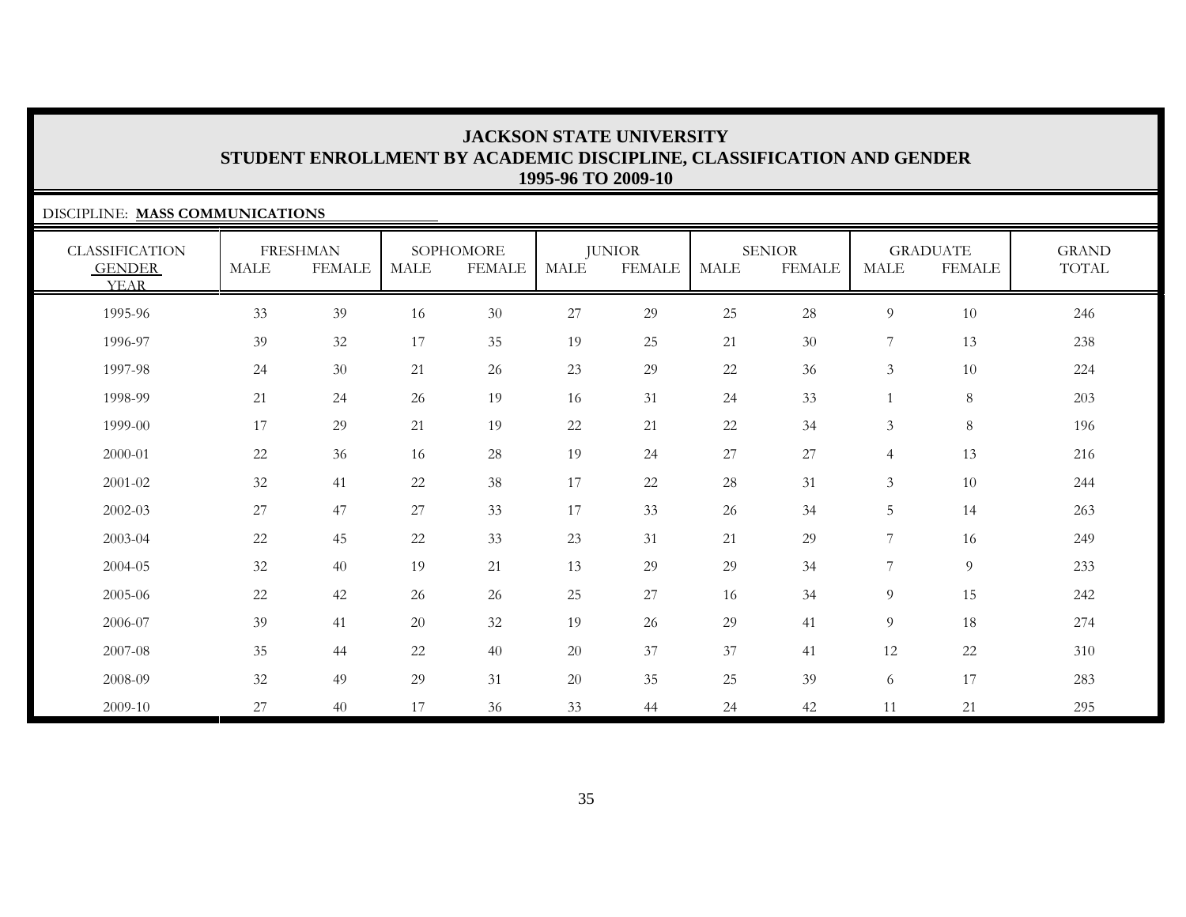# JACKSON STATE UNIVERSITY
## STUDENT ENROLLMENT BY ACADEMIC DISCIPLINE, CLASSIFICATION AND GENDER
### 1995-96 TO 2009-10

DISCIPLINE: **MASS COMMUNICATIONS**

| CLASSIFICATION | FRESHMAN | | SOPHOMORE | | JUNIOR | | SENIOR | | GRADUATE | | GRAND |
|---|---|---|---|---|---|---|---|---|---|---|---|
| GENDER / YEAR | MALE | FEMALE | MALE | FEMALE | MALE | FEMALE | MALE | FEMALE | MALE | FEMALE | TOTAL |
| 1995-96 | 33 | 39 | 16 | 30 | 27 | 29 | 25 | 28 | 9 | 10 | 246 |
| 1996-97 | 39 | 32 | 17 | 35 | 19 | 25 | 21 | 30 | 7 | 13 | 238 |
| 1997-98 | 24 | 30 | 21 | 26 | 23 | 29 | 22 | 36 | 3 | 10 | 224 |
| 1998-99 | 21 | 24 | 26 | 19 | 16 | 31 | 24 | 33 | 1 | 8 | 203 |
| 1999-00 | 17 | 29 | 21 | 19 | 22 | 21 | 22 | 34 | 3 | 8 | 196 |
| 2000-01 | 22 | 36 | 16 | 28 | 19 | 24 | 27 | 27 | 4 | 13 | 216 |
| 2001-02 | 32 | 41 | 22 | 38 | 17 | 22 | 28 | 31 | 3 | 10 | 244 |
| 2002-03 | 27 | 47 | 27 | 33 | 17 | 33 | 26 | 34 | 5 | 14 | 263 |
| 2003-04 | 22 | 45 | 22 | 33 | 23 | 31 | 21 | 29 | 7 | 16 | 249 |
| 2004-05 | 32 | 40 | 19 | 21 | 13 | 29 | 29 | 34 | 7 | 9 | 233 |
| 2005-06 | 22 | 42 | 26 | 26 | 25 | 27 | 16 | 34 | 9 | 15 | 242 |
| 2006-07 | 39 | 41 | 20 | 32 | 19 | 26 | 29 | 41 | 9 | 18 | 274 |
| 2007-08 | 35 | 44 | 22 | 40 | 20 | 37 | 37 | 41 | 12 | 22 | 310 |
| 2008-09 | 32 | 49 | 29 | 31 | 20 | 35 | 25 | 39 | 6 | 17 | 283 |
| 2009-10 | 27 | 40 | 17 | 36 | 33 | 44 | 24 | 42 | 11 | 21 | 295 |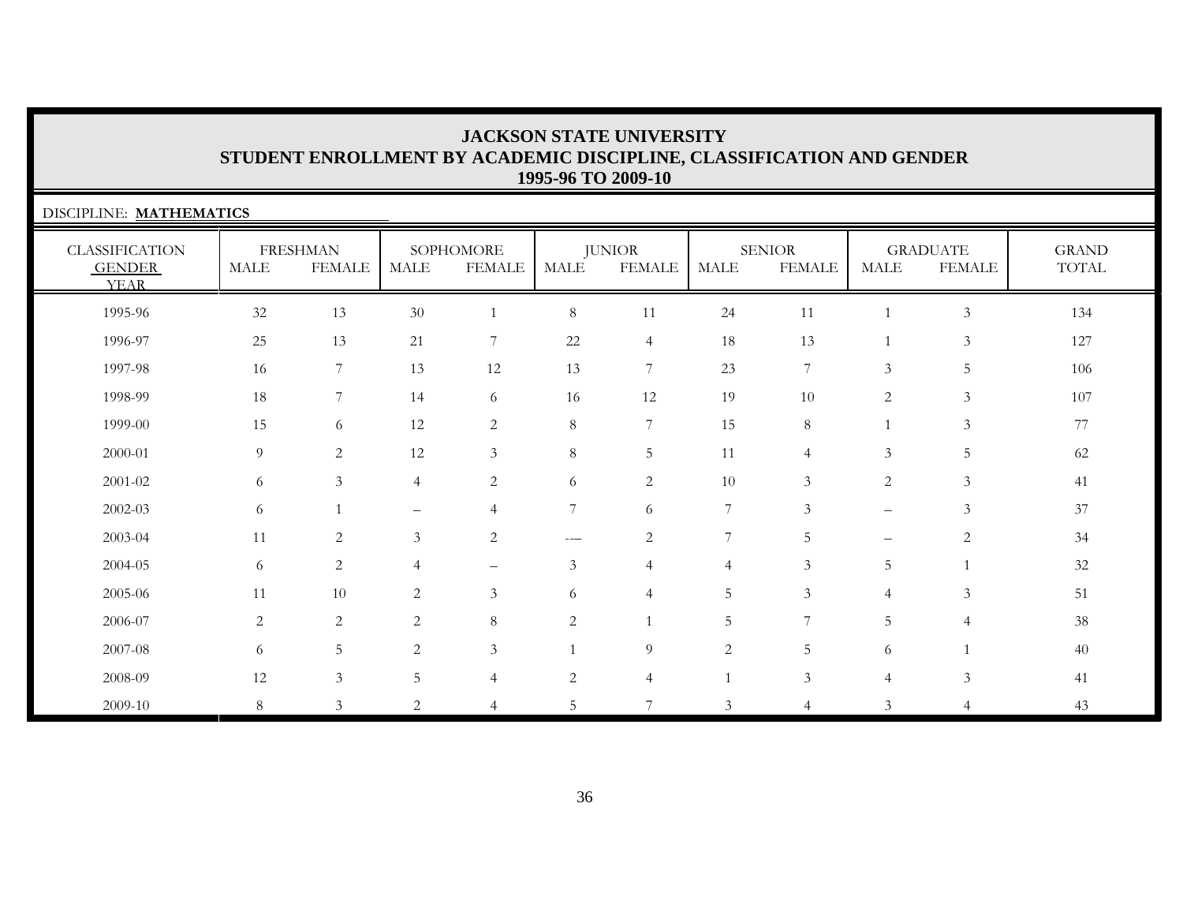# JACKSON STATE UNIVERSITY
## STUDENT ENROLLMENT BY ACADEMIC DISCIPLINE, CLASSIFICATION AND GENDER
### 1995-96 TO 2009-10

DISCIPLINE: **MATHEMATICS**

| CLASSIFICATION GENDER YEAR | FRESHMAN | | SOPHOMORE | | JUNIOR | | SENIOR | | GRADUATE | | GRAND TOTAL |
|---|---|---|---|---|---|---|---|---|---|---|---|
| | MALE | FEMALE | MALE | FEMALE | MALE | FEMALE | MALE | FEMALE | MALE | FEMALE | |
| 1995-96 | 32 | 13 | 30 | 1 | 8 | 11 | 24 | 11 | 1 | 3 | 134 |
| 1996-97 | 25 | 13 | 21 | 7 | 22 | 4 | 18 | 13 | 1 | 3 | 127 |
| 1997-98 | 16 | 7 | 13 | 12 | 13 | 7 | 23 | 7 | 3 | 5 | 106 |
| 1998-99 | 18 | 7 | 14 | 6 | 16 | 12 | 19 | 10 | 2 | 3 | 107 |
| 1999-00 | 15 | 6 | 12 | 2 | 8 | 7 | 15 | 8 | 1 | 3 | 77 |
| 2000-01 | 9 | 2 | 12 | 3 | 8 | 5 | 11 | 4 | 3 | 5 | 62 |
| 2001-02 | 6 | 3 | 4 | 2 | 6 | 2 | 10 | 3 | 2 | 3 | 41 |
| 2002-03 | 6 | 1 | – | 4 | 7 | 6 | 7 | 3 | – | 3 | 37 |
| 2003-04 | 11 | 2 | 3 | 2 | -— | 2 | 7 | 5 | – | 2 | 34 |
| 2004-05 | 6 | 2 | 4 | – | 3 | 4 | 4 | 3 | 5 | 1 | 32 |
| 2005-06 | 11 | 10 | 2 | 3 | 6 | 4 | 5 | 3 | 4 | 3 | 51 |
| 2006-07 | 2 | 2 | 2 | 8 | 2 | 1 | 5 | 7 | 5 | 4 | 38 |
| 2007-08 | 6 | 5 | 2 | 3 | 1 | 9 | 2 | 5 | 6 | 1 | 40 |
| 2008-09 | 12 | 3 | 5 | 4 | 2 | 4 | 1 | 3 | 4 | 3 | 41 |
| 2009-10 | 8 | 3 | 2 | 4 | 5 | 7 | 3 | 4 | 3 | 4 | 43 |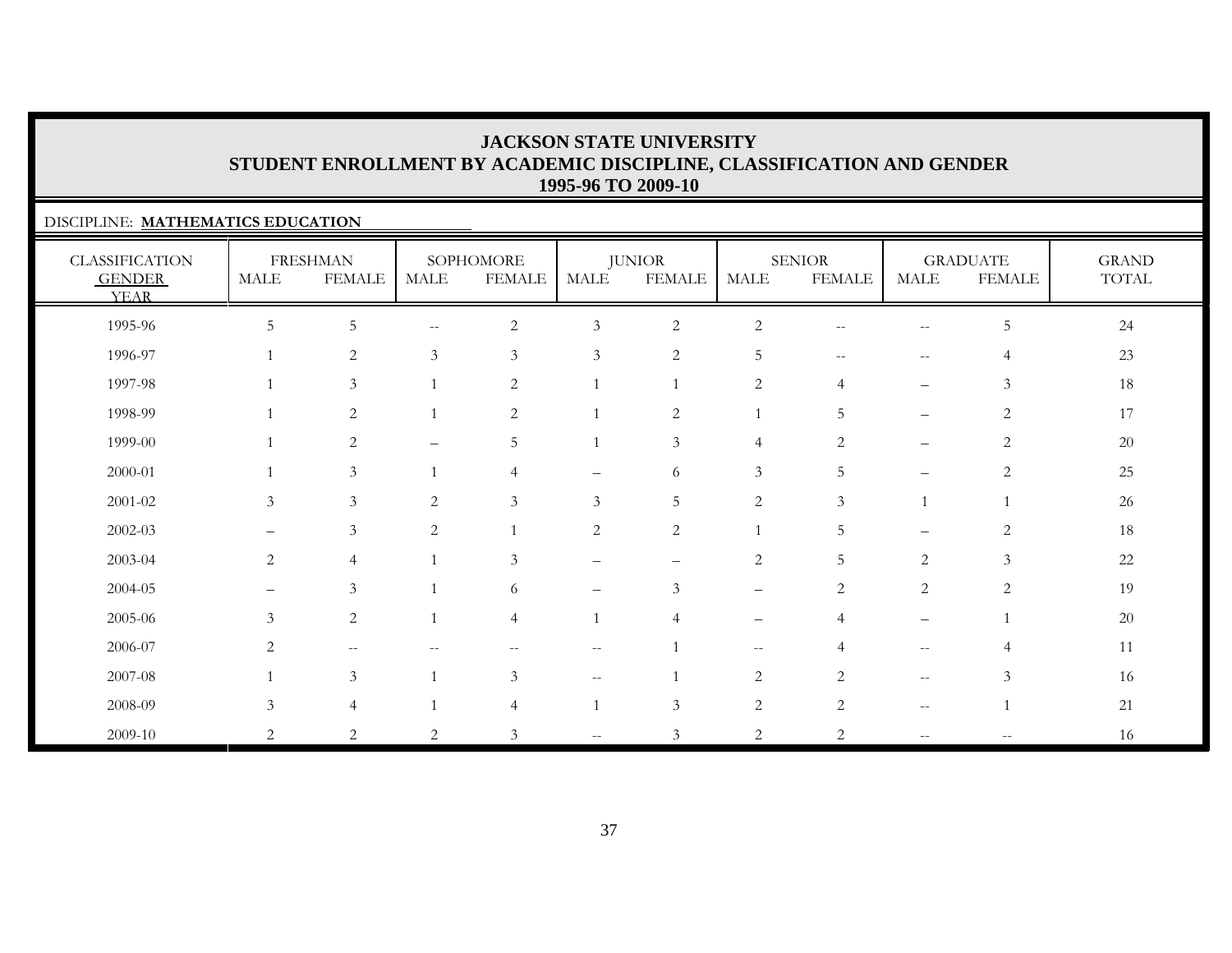# JACKSON STATE UNIVERSITY
## STUDENT ENROLLMENT BY ACADEMIC DISCIPLINE, CLASSIFICATION AND GENDER
### 1995-96 TO 2009-10

DISCIPLINE: **MATHEMATICS EDUCATION**

| CLASSIFICATION | FRESHMAN | | SOPHOMORE | | JUNIOR | | SENIOR | | GRADUATE | | GRAND |
|---|---|---|---|---|---|---|---|---|---|---|---|
| GENDER / YEAR | MALE | FEMALE | MALE | FEMALE | MALE | FEMALE | MALE | FEMALE | MALE | FEMALE | TOTAL |
| 1995-96 | 5 | 5 | -- | 2 | 3 | 2 | 2 | -- | -- | 5 | 24 |
| 1996-97 | 1 | 2 | 3 | 3 | 3 | 2 | 5 | -- | -- | 4 | 23 |
| 1997-98 | 1 | 3 | 1 | 2 | 1 | 1 | 2 | 4 | – | 3 | 18 |
| 1998-99 | 1 | 2 | 1 | 2 | 1 | 2 | 1 | 5 | – | 2 | 17 |
| 1999-00 | 1 | 2 | – | 5 | 1 | 3 | 4 | 2 | – | 2 | 20 |
| 2000-01 | 1 | 3 | 1 | 4 | – | 6 | 3 | 5 | – | 2 | 25 |
| 2001-02 | 3 | 3 | 2 | 3 | 3 | 5 | 2 | 3 | 1 | 1 | 26 |
| 2002-03 | – | 3 | 2 | 1 | 2 | 2 | 1 | 5 | – | 2 | 18 |
| 2003-04 | 2 | 4 | 1 | 3 | – | – | 2 | 5 | 2 | 3 | 22 |
| 2004-05 | – | 3 | 1 | 6 | – | 3 | – | 2 | 2 | 2 | 19 |
| 2005-06 | 3 | 2 | 1 | 4 | 1 | 4 | – | 4 | – | 1 | 20 |
| 2006-07 | 2 | -- | -- | -- | -- | 1 | -- | 4 | -- | 4 | 11 |
| 2007-08 | 1 | 3 | 1 | 3 | -- | 1 | 2 | 2 | -- | 3 | 16 |
| 2008-09 | 3 | 4 | 1 | 4 | 1 | 3 | 2 | 2 | -- | 1 | 21 |
| 2009-10 | 2 | 2 | 2 | 3 | -- | 3 | 2 | 2 | -- | -- | 16 |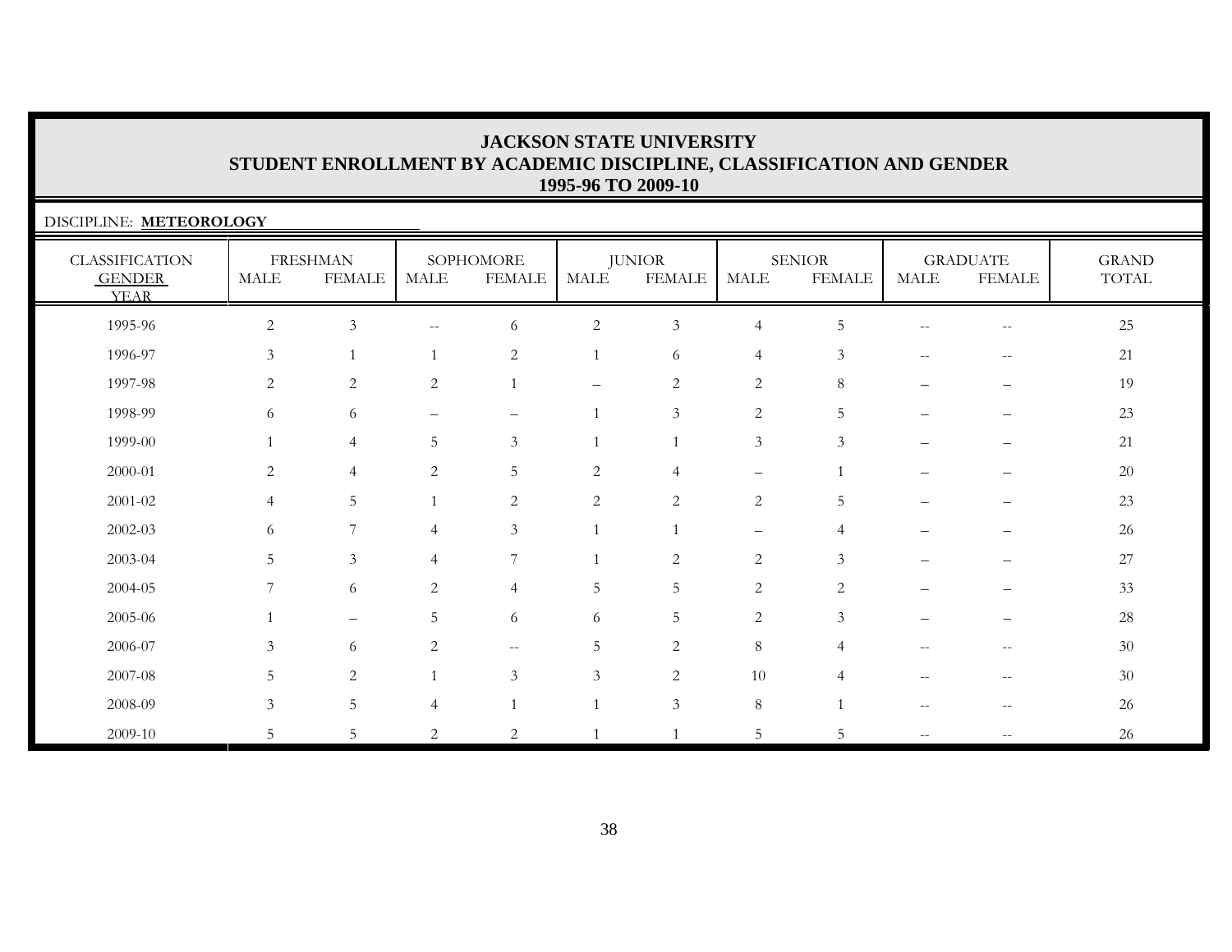# JACKSON STATE UNIVERSITY
## STUDENT ENROLLMENT BY ACADEMIC DISCIPLINE, CLASSIFICATION AND GENDER
### 1995-96 TO 2009-10

DISCIPLINE: **METEOROLOGY**

| CLASSIFICATION | FRESHMAN | | SOPHOMORE | | JUNIOR | | SENIOR | | GRADUATE | | GRAND |
|---|---|---|---|---|---|---|---|---|---|---|---|
| GENDER / YEAR | MALE | FEMALE | MALE | FEMALE | MALE | FEMALE | MALE | FEMALE | MALE | FEMALE | TOTAL |
| 1995-96 | 2 | 3 | -- | 6 | 2 | 3 | 4 | 5 | -- | -- | 25 |
| 1996-97 | 3 | 1 | 1 | 2 | 1 | 6 | 4 | 3 | -- | -- | 21 |
| 1997-98 | 2 | 2 | 2 | 1 | – | 2 | 2 | 8 | – | – | 19 |
| 1998-99 | 6 | 6 | – | – | 1 | 3 | 2 | 5 | – | – | 23 |
| 1999-00 | 1 | 4 | 5 | 3 | 1 | 1 | 3 | 3 | – | – | 21 |
| 2000-01 | 2 | 4 | 2 | 5 | 2 | 4 | – | 1 | – | – | 20 |
| 2001-02 | 4 | 5 | 1 | 2 | 2 | 2 | 2 | 5 | – | – | 23 |
| 2002-03 | 6 | 7 | 4 | 3 | 1 | 1 | – | 4 | – | – | 26 |
| 2003-04 | 5 | 3 | 4 | 7 | 1 | 2 | 2 | 3 | – | – | 27 |
| 2004-05 | 7 | 6 | 2 | 4 | 5 | 5 | 2 | 2 | – | – | 33 |
| 2005-06 | 1 | – | 5 | 6 | 6 | 5 | 2 | 3 | – | – | 28 |
| 2006-07 | 3 | 6 | 2 | -- | 5 | 2 | 8 | 4 | -- | -- | 30 |
| 2007-08 | 5 | 2 | 1 | 3 | 3 | 2 | 10 | 4 | -- | -- | 30 |
| 2008-09 | 3 | 5 | 4 | 1 | 1 | 3 | 8 | 1 | -- | -- | 26 |
| 2009-10 | 5 | 5 | 2 | 2 | 1 | 1 | 5 | 5 | -- | -- | 26 |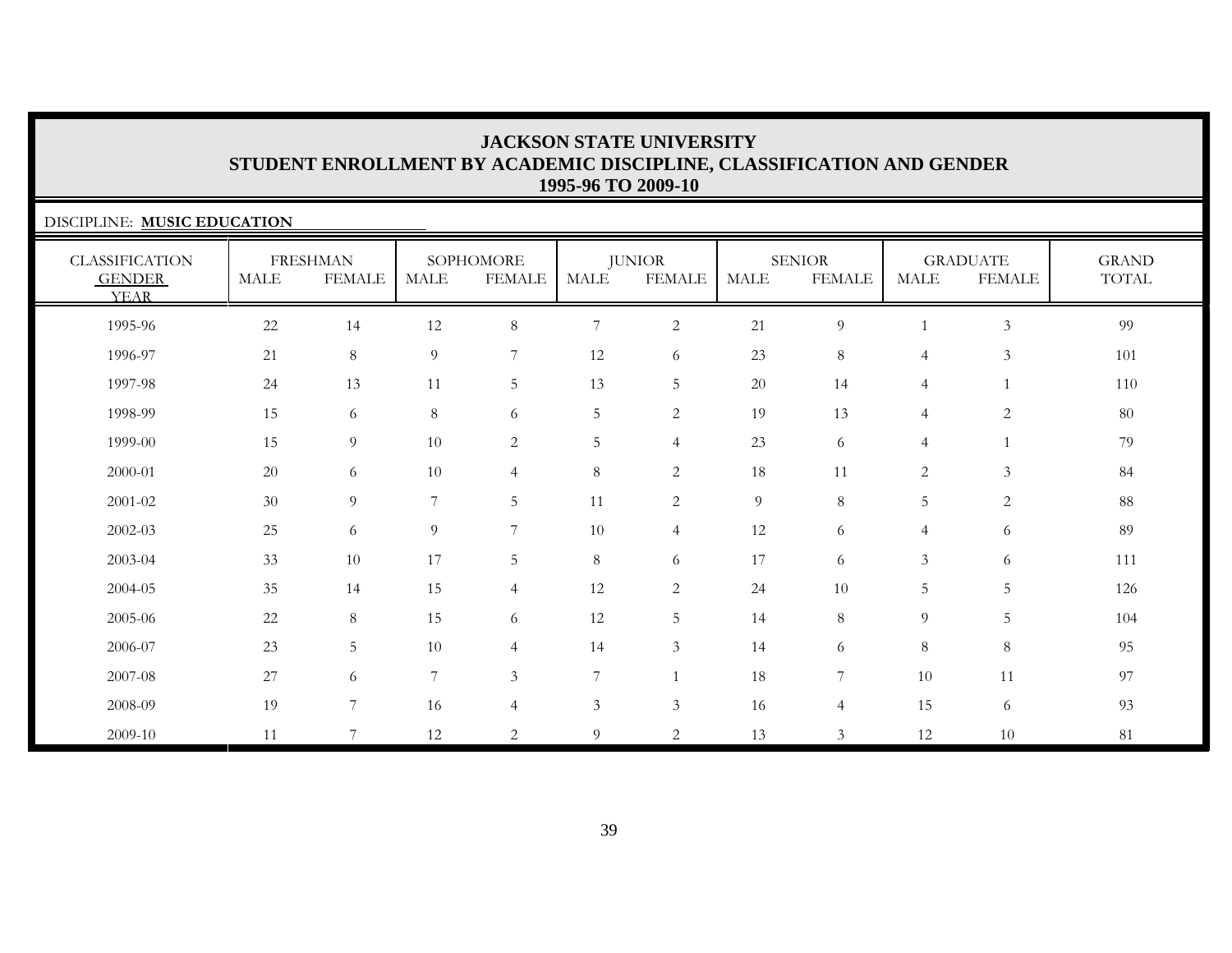# JACKSON STATE UNIVERSITY
## STUDENT ENROLLMENT BY ACADEMIC DISCIPLINE, CLASSIFICATION AND GENDER
### 1995-96 TO 2009-10

DISCIPLINE: **MUSIC EDUCATION**

| CLASSIFICATION GENDER YEAR | FRESHMAN | | SOPHOMORE | | JUNIOR | | SENIOR | | GRADUATE | | GRAND TOTAL |
|---|---|---|---|---|---|---|---|---|---|---|---|
| | MALE | FEMALE | MALE | FEMALE | MALE | FEMALE | MALE | FEMALE | MALE | FEMALE | |
| 1995-96 | 22 | 14 | 12 | 8 | 7 | 2 | 21 | 9 | 1 | 3 | 99 |
| 1996-97 | 21 | 8 | 9 | 7 | 12 | 6 | 23 | 8 | 4 | 3 | 101 |
| 1997-98 | 24 | 13 | 11 | 5 | 13 | 5 | 20 | 14 | 4 | 1 | 110 |
| 1998-99 | 15 | 6 | 8 | 6 | 5 | 2 | 19 | 13 | 4 | 2 | 80 |
| 1999-00 | 15 | 9 | 10 | 2 | 5 | 4 | 23 | 6 | 4 | 1 | 79 |
| 2000-01 | 20 | 6 | 10 | 4 | 8 | 2 | 18 | 11 | 2 | 3 | 84 |
| 2001-02 | 30 | 9 | 7 | 5 | 11 | 2 | 9 | 8 | 5 | 2 | 88 |
| 2002-03 | 25 | 6 | 9 | 7 | 10 | 4 | 12 | 6 | 4 | 6 | 89 |
| 2003-04 | 33 | 10 | 17 | 5 | 8 | 6 | 17 | 6 | 3 | 6 | 111 |
| 2004-05 | 35 | 14 | 15 | 4 | 12 | 2 | 24 | 10 | 5 | 5 | 126 |
| 2005-06 | 22 | 8 | 15 | 6 | 12 | 5 | 14 | 8 | 9 | 5 | 104 |
| 2006-07 | 23 | 5 | 10 | 4 | 14 | 3 | 14 | 6 | 8 | 8 | 95 |
| 2007-08 | 27 | 6 | 7 | 3 | 7 | 1 | 18 | 7 | 10 | 11 | 97 |
| 2008-09 | 19 | 7 | 16 | 4 | 3 | 3 | 16 | 4 | 15 | 6 | 93 |
| 2009-10 | 11 | 7 | 12 | 2 | 9 | 2 | 13 | 3 | 12 | 10 | 81 |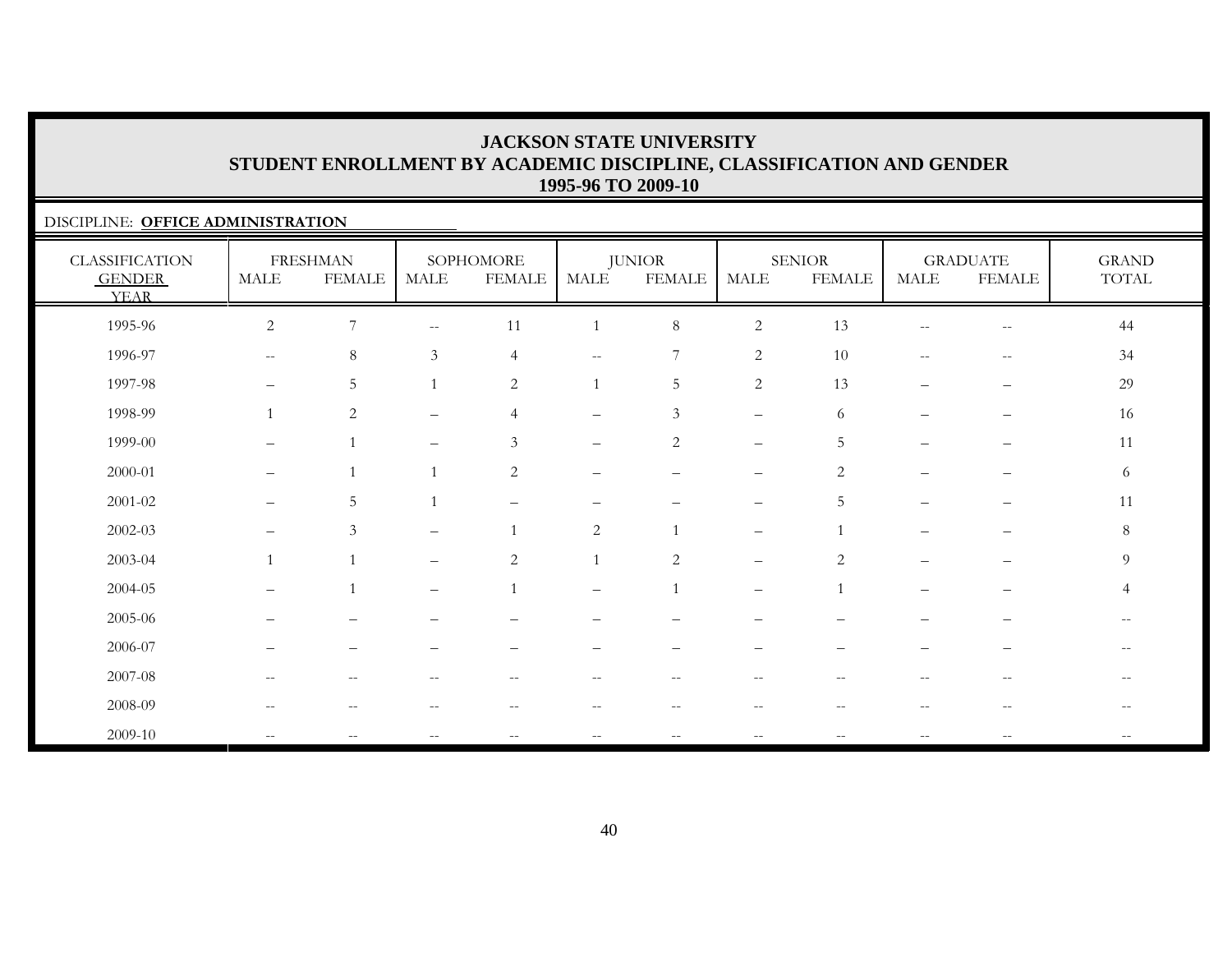# JACKSON STATE UNIVERSITY
## STUDENT ENROLLMENT BY ACADEMIC DISCIPLINE, CLASSIFICATION AND GENDER
### 1995-96 TO 2009-10

DISCIPLINE: **OFFICE ADMINISTRATION**

| CLASSIFICATION GENDER YEAR | FRESHMAN | | SOPHOMORE | | JUNIOR | | SENIOR | | GRADUATE | | GRAND TOTAL |
|---|---|---|---|---|---|---|---|---|---|---|---|
| | MALE | FEMALE | MALE | FEMALE | MALE | FEMALE | MALE | FEMALE | MALE | FEMALE | |
| 1995-96 | 2 | 7 | -- | 11 | 1 | 8 | 2 | 13 | -- | -- | 44 |
| 1996-97 | -- | 8 | 3 | 4 | -- | 7 | 2 | 10 | -- | -- | 34 |
| 1997-98 | – | 5 | 1 | 2 | 1 | 5 | 2 | 13 | – | – | 29 |
| 1998-99 | 1 | 2 | – | 4 | – | 3 | – | 6 | – | – | 16 |
| 1999-00 | – | 1 | – | 3 | – | 2 | – | 5 | – | – | 11 |
| 2000-01 | – | 1 | 1 | 2 | – | – | – | 2 | – | – | 6 |
| 2001-02 | – | 5 | 1 | – | – | – | – | 5 | – | – | 11 |
| 2002-03 | – | 3 | – | 1 | 2 | 1 | – | 1 | – | – | 8 |
| 2003-04 | 1 | 1 | – | 2 | 1 | 2 | – | 2 | – | – | 9 |
| 2004-05 | – | 1 | – | 1 | – | 1 | – | 1 | – | – | 4 |
| 2005-06 | – | – | – | – | – | – | – | – | – | – | -- |
| 2006-07 | – | – | – | – | – | – | – | – | – | – | -- |
| 2007-08 | -- | -- | -- | -- | -- | -- | -- | -- | -- | -- | -- |
| 2008-09 | -- | -- | -- | -- | -- | -- | -- | -- | -- | -- | -- |
| 2009-10 | -- | -- | -- | -- | -- | -- | -- | -- | -- | -- | -- |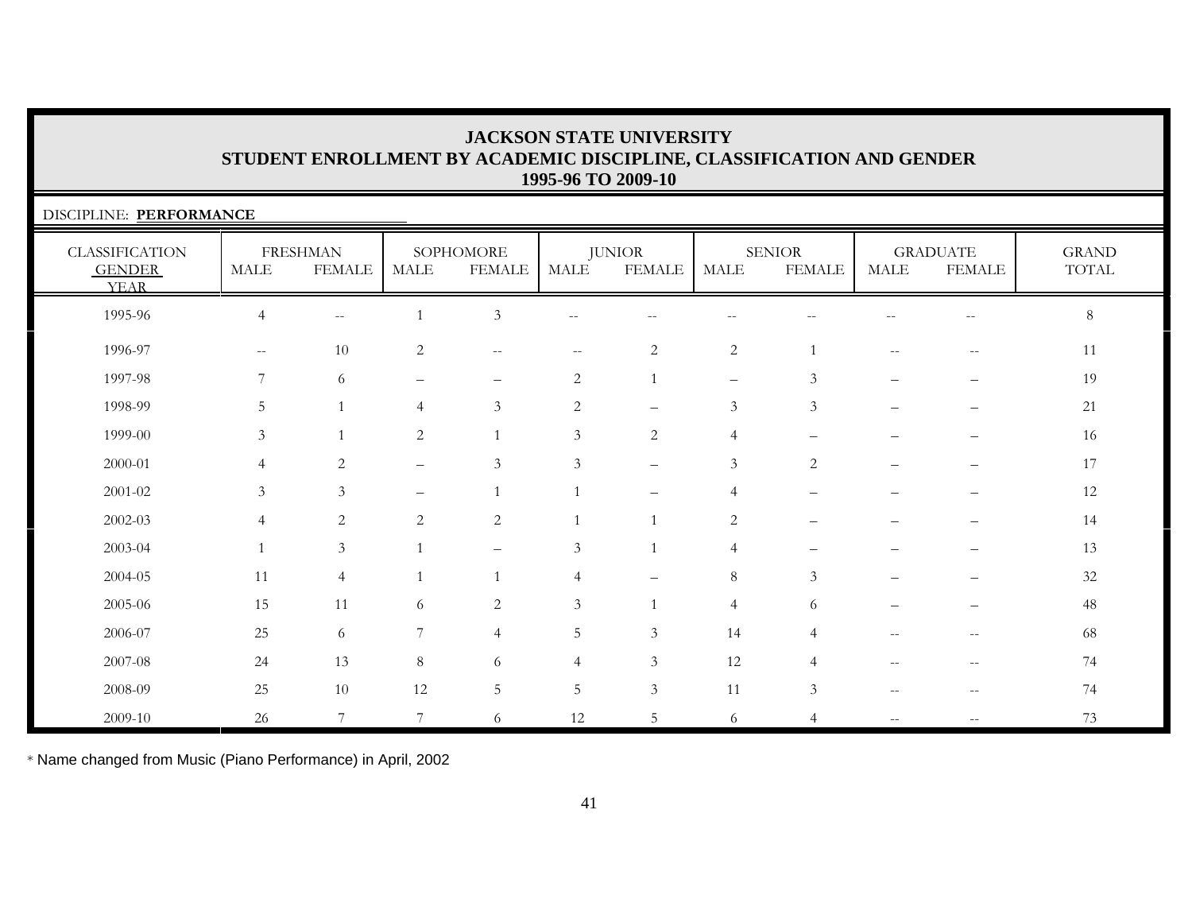# JACKSON STATE UNIVERSITY
## STUDENT ENROLLMENT BY ACADEMIC DISCIPLINE, CLASSIFICATION AND GENDER
### 1995-96 TO 2009-10

DISCIPLINE: **PERFORMANCE**

| CLASSIFICATION GENDER YEAR | FRESHMAN | | SOPHOMORE | | JUNIOR | | SENIOR | | GRADUATE | | GRAND TOTAL |
|---|---|---|---|---|---|---|---|---|---|---|---|
| | MALE | FEMALE | MALE | FEMALE | MALE | FEMALE | MALE | FEMALE | MALE | FEMALE | |
| 1995-96 | 4 | -- | 1 | 3 | -- | -- | -- | -- | -- | -- | 8 |
| 1996-97 | -- | 10 | 2 | -- | -- | 2 | 2 | 1 | -- | -- | 11 |
| 1997-98 | 7 | 6 | – | – | 2 | 1 | – | 3 | – | – | 19 |
| 1998-99 | 5 | 1 | 4 | 3 | 2 | – | 3 | 3 | – | – | 21 |
| 1999-00 | 3 | 1 | 2 | 1 | 3 | 2 | 4 | – | – | – | 16 |
| 2000-01 | 4 | 2 | – | 3 | 3 | – | 3 | 2 | – | – | 17 |
| 2001-02 | 3 | 3 | – | 1 | 1 | – | 4 | – | – | – | 12 |
| 2002-03 | 4 | 2 | 2 | 2 | 1 | 1 | 2 | – | – | – | 14 |
| 2003-04 | 1 | 3 | 1 | – | 3 | 1 | 4 | – | – | – | 13 |
| 2004-05 | 11 | 4 | 1 | 1 | 4 | – | 8 | 3 | – | – | 32 |
| 2005-06 | 15 | 11 | 6 | 2 | 3 | 1 | 4 | 6 | – | – | 48 |
| 2006-07 | 25 | 6 | 7 | 4 | 5 | 3 | 14 | 4 | -- | -- | 68 |
| 2007-08 | 24 | 13 | 8 | 6 | 4 | 3 | 12 | 4 | -- | -- | 74 |
| 2008-09 | 25 | 10 | 12 | 5 | 5 | 3 | 11 | 3 | -- | -- | 74 |
| 2009-10 | 26 | 7 | 7 | 6 | 12 | 5 | 6 | 4 | -- | -- | 73 |

* Name changed from Music (Piano Performance) in April, 2002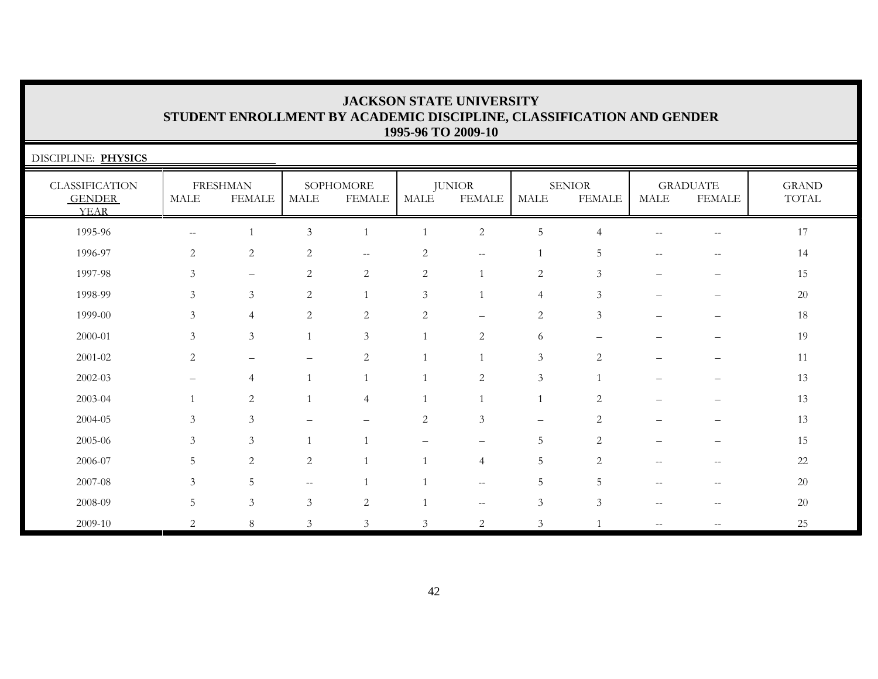# JACKSON STATE UNIVERSITY
## STUDENT ENROLLMENT BY ACADEMIC DISCIPLINE, CLASSIFICATION AND GENDER
### 1995-96 TO 2009-10

DISCIPLINE: **PHYSICS**

| CLASSIFICATION GENDER YEAR | FRESHMAN | | SOPHOMORE | | JUNIOR | | SENIOR | | GRADUATE | | GRAND TOTAL |
|---|---|---|---|---|---|---|---|---|---|---|---|
| | MALE | FEMALE | MALE | FEMALE | MALE | FEMALE | MALE | FEMALE | MALE | FEMALE | |
| 1995-96 | -- | 1 | 3 | 1 | 1 | 2 | 5 | 4 | -- | -- | 17 |
| 1996-97 | 2 | 2 | 2 | -- | 2 | -- | 1 | 5 | -- | -- | 14 |
| 1997-98 | 3 | – | 2 | 2 | 2 | 1 | 2 | 3 | – | – | 15 |
| 1998-99 | 3 | 3 | 2 | 1 | 3 | 1 | 4 | 3 | – | – | 20 |
| 1999-00 | 3 | 4 | 2 | 2 | 2 | – | 2 | 3 | – | – | 18 |
| 2000-01 | 3 | 3 | 1 | 3 | 1 | 2 | 6 | – | – | – | 19 |
| 2001-02 | 2 | – | – | 2 | 1 | 1 | 3 | 2 | – | – | 11 |
| 2002-03 | – | 4 | 1 | 1 | 1 | 2 | 3 | 1 | – | – | 13 |
| 2003-04 | 1 | 2 | 1 | 4 | 1 | 1 | 1 | 2 | – | – | 13 |
| 2004-05 | 3 | 3 | – | – | 2 | 3 | – | 2 | – | – | 13 |
| 2005-06 | 3 | 3 | 1 | 1 | – | – | 5 | 2 | – | – | 15 |
| 2006-07 | 5 | 2 | 2 | 1 | 1 | 4 | 5 | 2 | -- | -- | 22 |
| 2007-08 | 3 | 5 | -- | 1 | 1 | -- | 5 | 5 | -- | -- | 20 |
| 2008-09 | 5 | 3 | 3 | 2 | 1 | -- | 3 | 3 | -- | -- | 20 |
| 2009-10 | 2 | 8 | 3 | 3 | 3 | 2 | 3 | 1 | -- | -- | 25 |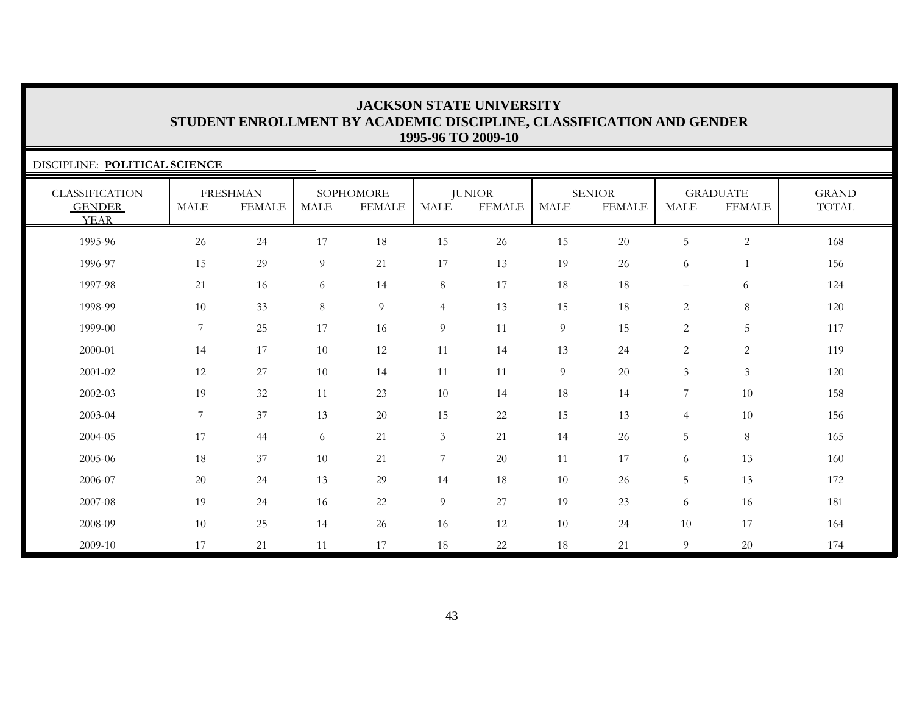# JACKSON STATE UNIVERSITY
## STUDENT ENROLLMENT BY ACADEMIC DISCIPLINE, CLASSIFICATION AND GENDER
### 1995-96 TO 2009-10

DISCIPLINE: **POLITICAL SCIENCE**

| CLASSIFICATION | FRESHMAN | | SOPHOMORE | | JUNIOR | | SENIOR | | GRADUATE | | GRAND |
|---|---|---|---|---|---|---|---|---|---|---|---|
| GENDER / YEAR | MALE | FEMALE | MALE | FEMALE | MALE | FEMALE | MALE | FEMALE | MALE | FEMALE | TOTAL |
| 1995-96 | 26 | 24 | 17 | 18 | 15 | 26 | 15 | 20 | 5 | 2 | 168 |
| 1996-97 | 15 | 29 | 9 | 21 | 17 | 13 | 19 | 26 | 6 | 1 | 156 |
| 1997-98 | 21 | 16 | 6 | 14 | 8 | 17 | 18 | 18 | – | 6 | 124 |
| 1998-99 | 10 | 33 | 8 | 9 | 4 | 13 | 15 | 18 | 2 | 8 | 120 |
| 1999-00 | 7 | 25 | 17 | 16 | 9 | 11 | 9 | 15 | 2 | 5 | 117 |
| 2000-01 | 14 | 17 | 10 | 12 | 11 | 14 | 13 | 24 | 2 | 2 | 119 |
| 2001-02 | 12 | 27 | 10 | 14 | 11 | 11 | 9 | 20 | 3 | 3 | 120 |
| 2002-03 | 19 | 32 | 11 | 23 | 10 | 14 | 18 | 14 | 7 | 10 | 158 |
| 2003-04 | 7 | 37 | 13 | 20 | 15 | 22 | 15 | 13 | 4 | 10 | 156 |
| 2004-05 | 17 | 44 | 6 | 21 | 3 | 21 | 14 | 26 | 5 | 8 | 165 |
| 2005-06 | 18 | 37 | 10 | 21 | 7 | 20 | 11 | 17 | 6 | 13 | 160 |
| 2006-07 | 20 | 24 | 13 | 29 | 14 | 18 | 10 | 26 | 5 | 13 | 172 |
| 2007-08 | 19 | 24 | 16 | 22 | 9 | 27 | 19 | 23 | 6 | 16 | 181 |
| 2008-09 | 10 | 25 | 14 | 26 | 16 | 12 | 10 | 24 | 10 | 17 | 164 |
| 2009-10 | 17 | 21 | 11 | 17 | 18 | 22 | 18 | 21 | 9 | 20 | 174 |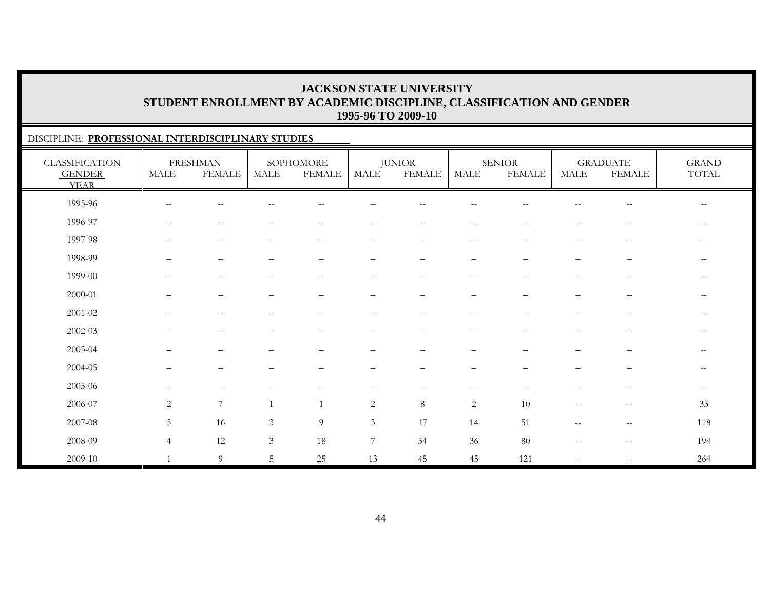# JACKSON STATE UNIVERSITY
## STUDENT ENROLLMENT BY ACADEMIC DISCIPLINE, CLASSIFICATION AND GENDER
### 1995-96 TO 2009-10

DISCIPLINE: **PROFESSIONAL INTERDISCIPLINARY STUDIES**

| CLASSIFICATION GENDER YEAR | FRESHMAN | | SOPHOMORE | | JUNIOR | | SENIOR | | GRADUATE | | GRAND TOTAL |
|---|---|---|---|---|---|---|---|---|---|---|---|
| | MALE | FEMALE | MALE | FEMALE | MALE | FEMALE | MALE | FEMALE | MALE | FEMALE | |
| 1995-96 | -- | -- | -- | -- | -- | -- | -- | -- | -- | -- | -- |
| 1996-97 | -- | -- | -- | -- | -- | -- | -- | -- | -- | -- | -- |
| 1997-98 | – | – | – | – | – | – | – | – | – | – | – |
| 1998-99 | – | – | – | – | – | – | – | – | – | – | -- |
| 1999-00 | – | – | – | – | – | – | – | – | – | – | -- |
| 2000-01 | – | – | – | – | – | – | – | – | – | – | -- |
| 2001-02 | – | – | -- | -- | – | – | – | – | – | – | -- |
| 2002-03 | – | – | -- | -- | – | – | – | – | – | – | -- |
| 2003-04 | – | – | – | – | – | – | – | – | – | – | -- |
| 2004-05 | – | – | – | – | – | – | – | – | – | – | -- |
| 2005-06 | – | – | – | – | – | – | – | – | – | – | -- |
| 2006-07 | 2 | 7 | 1 | 1 | 2 | 8 | 2 | 10 | -- | -- | 33 |
| 2007-08 | 5 | 16 | 3 | 9 | 3 | 17 | 14 | 51 | -- | -- | 118 |
| 2008-09 | 4 | 12 | 3 | 18 | 7 | 34 | 36 | 80 | -- | -- | 194 |
| 2009-10 | 1 | 9 | 5 | 25 | 13 | 45 | 45 | 121 | -- | -- | 264 |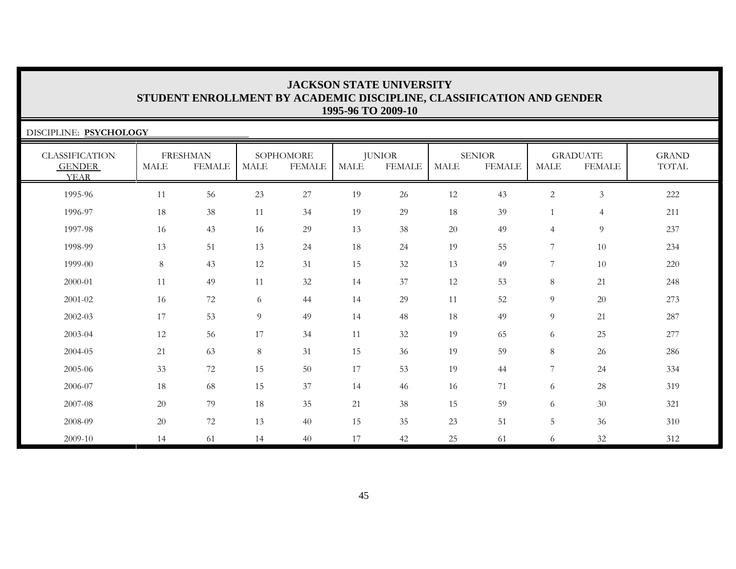# JACKSON STATE UNIVERSITY
## STUDENT ENROLLMENT BY ACADEMIC DISCIPLINE, CLASSIFICATION AND GENDER
### 1995-96 TO 2009-10

DISCIPLINE: **PSYCHOLOGY**

| CLASSIFICATION / GENDER / YEAR | FRESHMAN | | SOPHOMORE | | JUNIOR | | SENIOR | | GRADUATE | | GRAND TOTAL |
|---|---|---|---|---|---|---|---|---|---|---|---|
| | MALE | FEMALE | MALE | FEMALE | MALE | FEMALE | MALE | FEMALE | MALE | FEMALE | |
| 1995-96 | 11 | 56 | 23 | 27 | 19 | 26 | 12 | 43 | 2 | 3 | 222 |
| 1996-97 | 18 | 38 | 11 | 34 | 19 | 29 | 18 | 39 | 1 | 4 | 211 |
| 1997-98 | 16 | 43 | 16 | 29 | 13 | 38 | 20 | 49 | 4 | 9 | 237 |
| 1998-99 | 13 | 51 | 13 | 24 | 18 | 24 | 19 | 55 | 7 | 10 | 234 |
| 1999-00 | 8 | 43 | 12 | 31 | 15 | 32 | 13 | 49 | 7 | 10 | 220 |
| 2000-01 | 11 | 49 | 11 | 32 | 14 | 37 | 12 | 53 | 8 | 21 | 248 |
| 2001-02 | 16 | 72 | 6 | 44 | 14 | 29 | 11 | 52 | 9 | 20 | 273 |
| 2002-03 | 17 | 53 | 9 | 49 | 14 | 48 | 18 | 49 | 9 | 21 | 287 |
| 2003-04 | 12 | 56 | 17 | 34 | 11 | 32 | 19 | 65 | 6 | 25 | 277 |
| 2004-05 | 21 | 63 | 8 | 31 | 15 | 36 | 19 | 59 | 8 | 26 | 286 |
| 2005-06 | 33 | 72 | 15 | 50 | 17 | 53 | 19 | 44 | 7 | 24 | 334 |
| 2006-07 | 18 | 68 | 15 | 37 | 14 | 46 | 16 | 71 | 6 | 28 | 319 |
| 2007-08 | 20 | 79 | 18 | 35 | 21 | 38 | 15 | 59 | 6 | 30 | 321 |
| 2008-09 | 20 | 72 | 13 | 40 | 15 | 35 | 23 | 51 | 5 | 36 | 310 |
| 2009-10 | 14 | 61 | 14 | 40 | 17 | 42 | 25 | 61 | 6 | 32 | 312 |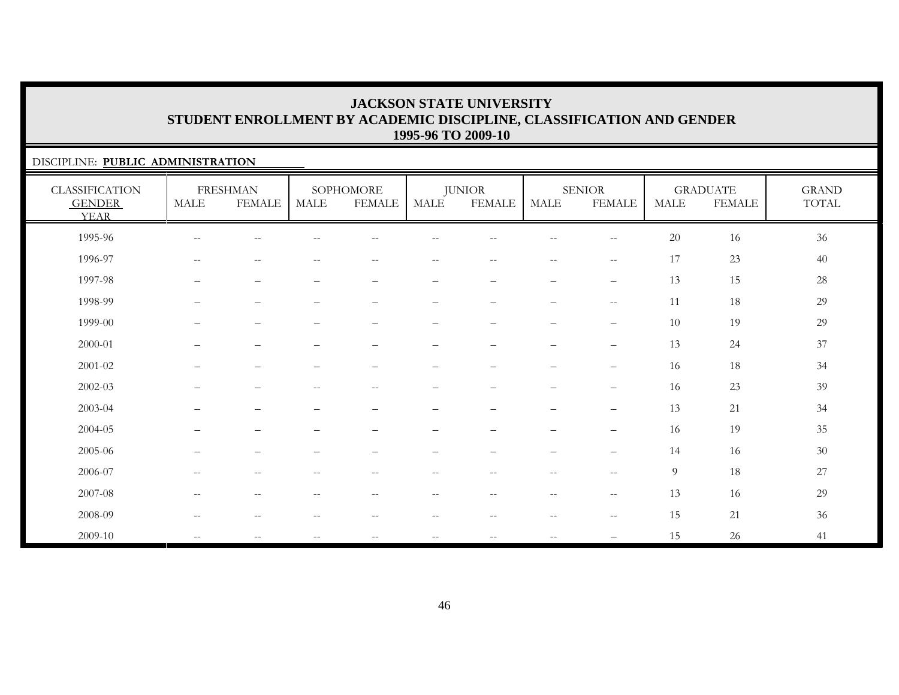# JACKSON STATE UNIVERSITY
## STUDENT ENROLLMENT BY ACADEMIC DISCIPLINE, CLASSIFICATION AND GENDER
### 1995-96 TO 2009-10

DISCIPLINE: **PUBLIC ADMINISTRATION**

| CLASSIFICATION | FRESHMAN | | SOPHOMORE | | JUNIOR | | SENIOR | | GRADUATE | | GRAND |
|---|---|---|---|---|---|---|---|---|---|---|---|
| GENDER / YEAR | MALE | FEMALE | MALE | FEMALE | MALE | FEMALE | MALE | FEMALE | MALE | FEMALE | TOTAL |
| 1995-96 | -- | -- | -- | -- | -- | -- | -- | -- | 20 | 16 | 36 |
| 1996-97 | -- | -- | -- | -- | -- | -- | -- | -- | 17 | 23 | 40 |
| 1997-98 | – | – | – | – | – | – | – | – | 13 | 15 | 28 |
| 1998-99 | – | – | – | – | – | – | – | -- | 11 | 18 | 29 |
| 1999-00 | – | – | – | – | – | – | – | – | 10 | 19 | 29 |
| 2000-01 | – | – | – | – | – | – | – | – | 13 | 24 | 37 |
| 2001-02 | – | – | – | – | – | – | – | – | 16 | 18 | 34 |
| 2002-03 | – | – | -- | -- | – | – | – | – | 16 | 23 | 39 |
| 2003-04 | – | – | – | – | – | – | – | – | 13 | 21 | 34 |
| 2004-05 | – | – | – | – | – | – | – | – | 16 | 19 | 35 |
| 2005-06 | – | – | – | – | – | – | – | – | 14 | 16 | 30 |
| 2006-07 | -- | -- | -- | -- | -- | -- | -- | -- | 9 | 18 | 27 |
| 2007-08 | -- | -- | -- | -- | -- | -- | -- | -- | 13 | 16 | 29 |
| 2008-09 | -- | -- | -- | -- | -- | -- | -- | -- | 15 | 21 | 36 |
| 2009-10 | -- | -- | -- | -- | -- | -- | -- | – | 15 | 26 | 41 |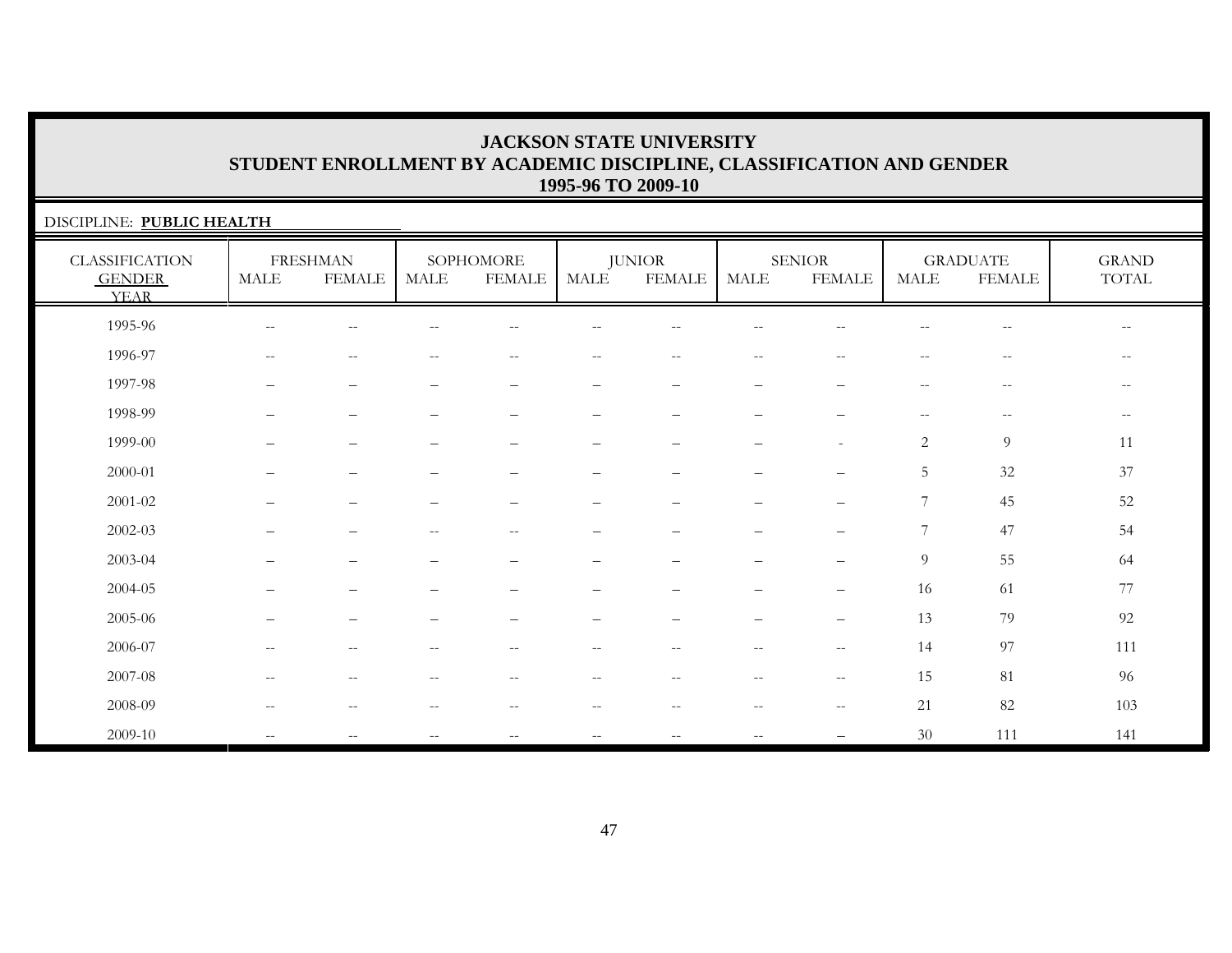# JACKSON STATE UNIVERSITY
## STUDENT ENROLLMENT BY ACADEMIC DISCIPLINE, CLASSIFICATION AND GENDER
### 1995-96 TO 2009-10

DISCIPLINE: **PUBLIC HEALTH**

| CLASSIFICATION | FRESHMAN | | SOPHOMORE | | JUNIOR | | SENIOR | | GRADUATE | | GRAND |
|---|---|---|---|---|---|---|---|---|---|---|---|
| GENDER / YEAR | MALE | FEMALE | MALE | FEMALE | MALE | FEMALE | MALE | FEMALE | MALE | FEMALE | TOTAL |
| 1995-96 | -- | -- | -- | -- | -- | -- | -- | -- | -- | -- | -- |
| 1996-97 | -- | -- | -- | -- | -- | -- | -- | -- | -- | -- | -- |
| 1997-98 | – | – | – | – | – | – | – | – | -- | -- | -- |
| 1998-99 | – | – | – | – | – | – | – | – | -- | -- | -- |
| 1999-00 | – | – | – | – | – | – | – | - | 2 | 9 | 11 |
| 2000-01 | – | – | – | – | – | – | – | – | 5 | 32 | 37 |
| 2001-02 | – | – | – | – | – | – | – | – | 7 | 45 | 52 |
| 2002-03 | – | – | -- | -- | – | – | – | – | 7 | 47 | 54 |
| 2003-04 | – | – | – | – | – | – | – | – | 9 | 55 | 64 |
| 2004-05 | – | – | – | – | – | – | – | – | 16 | 61 | 77 |
| 2005-06 | – | – | – | – | – | – | – | – | 13 | 79 | 92 |
| 2006-07 | -- | -- | -- | -- | -- | -- | -- | -- | 14 | 97 | 111 |
| 2007-08 | -- | -- | -- | -- | -- | -- | -- | -- | 15 | 81 | 96 |
| 2008-09 | -- | -- | -- | -- | -- | -- | -- | -- | 21 | 82 | 103 |
| 2009-10 | -- | -- | -- | -- | -- | -- | -- | – | 30 | 111 | 141 |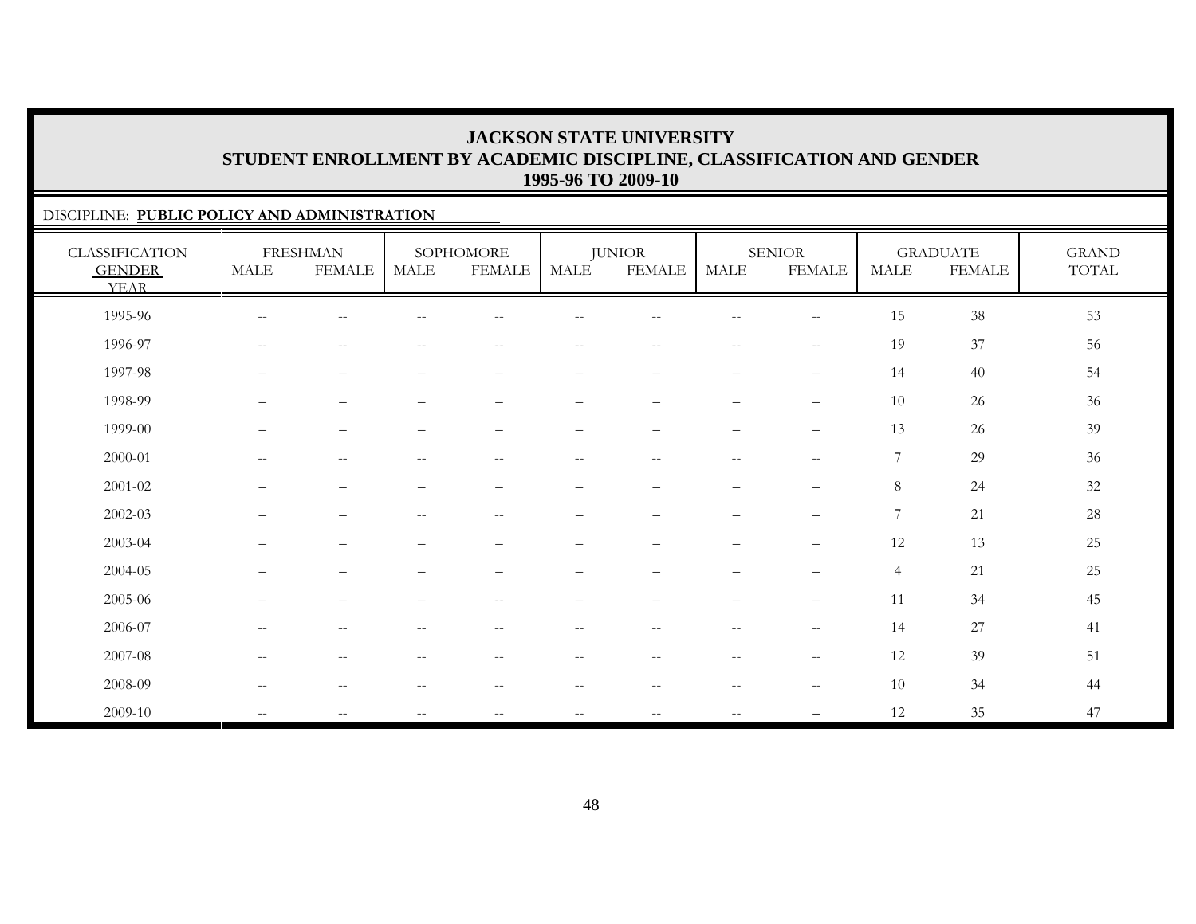# JACKSON STATE UNIVERSITY
## STUDENT ENROLLMENT BY ACADEMIC DISCIPLINE, CLASSIFICATION AND GENDER
## 1995-96 TO 2009-10

DISCIPLINE: **PUBLIC POLICY AND ADMINISTRATION**

| CLASSIFICATION | FRESHMAN | | SOPHOMORE | | JUNIOR | | SENIOR | | GRADUATE | | GRAND |
|---|---|---|---|---|---|---|---|---|---|---|---|
| GENDER | MALE | FEMALE | MALE | FEMALE | MALE | FEMALE | MALE | FEMALE | MALE | FEMALE | TOTAL |
| YEAR | | | | | | | | | | | |
| 1995-96 | -- | -- | -- | -- | -- | -- | -- | -- | 15 | 38 | 53 |
| 1996-97 | -- | -- | -- | -- | -- | -- | -- | -- | 19 | 37 | 56 |
| 1997-98 | – | – | – | – | – | – | – | – | 14 | 40 | 54 |
| 1998-99 | – | – | – | – | – | – | – | – | 10 | 26 | 36 |
| 1999-00 | – | – | – | – | – | – | – | – | 13 | 26 | 39 |
| 2000-01 | -- | -- | -- | -- | -- | -- | -- | -- | 7 | 29 | 36 |
| 2001-02 | – | – | – | – | – | – | – | – | 8 | 24 | 32 |
| 2002-03 | – | – | -- | -- | – | – | – | – | 7 | 21 | 28 |
| 2003-04 | – | – | – | – | – | – | – | – | 12 | 13 | 25 |
| 2004-05 | – | – | – | – | – | – | – | – | 4 | 21 | 25 |
| 2005-06 | – | – | – | -- | – | – | – | – | 11 | 34 | 45 |
| 2006-07 | -- | -- | -- | -- | -- | -- | -- | -- | 14 | 27 | 41 |
| 2007-08 | -- | -- | -- | -- | -- | -- | -- | -- | 12 | 39 | 51 |
| 2008-09 | -- | -- | -- | -- | -- | -- | -- | -- | 10 | 34 | 44 |
| 2009-10 | -- | -- | -- | -- | -- | -- | -- | – | 12 | 35 | 47 |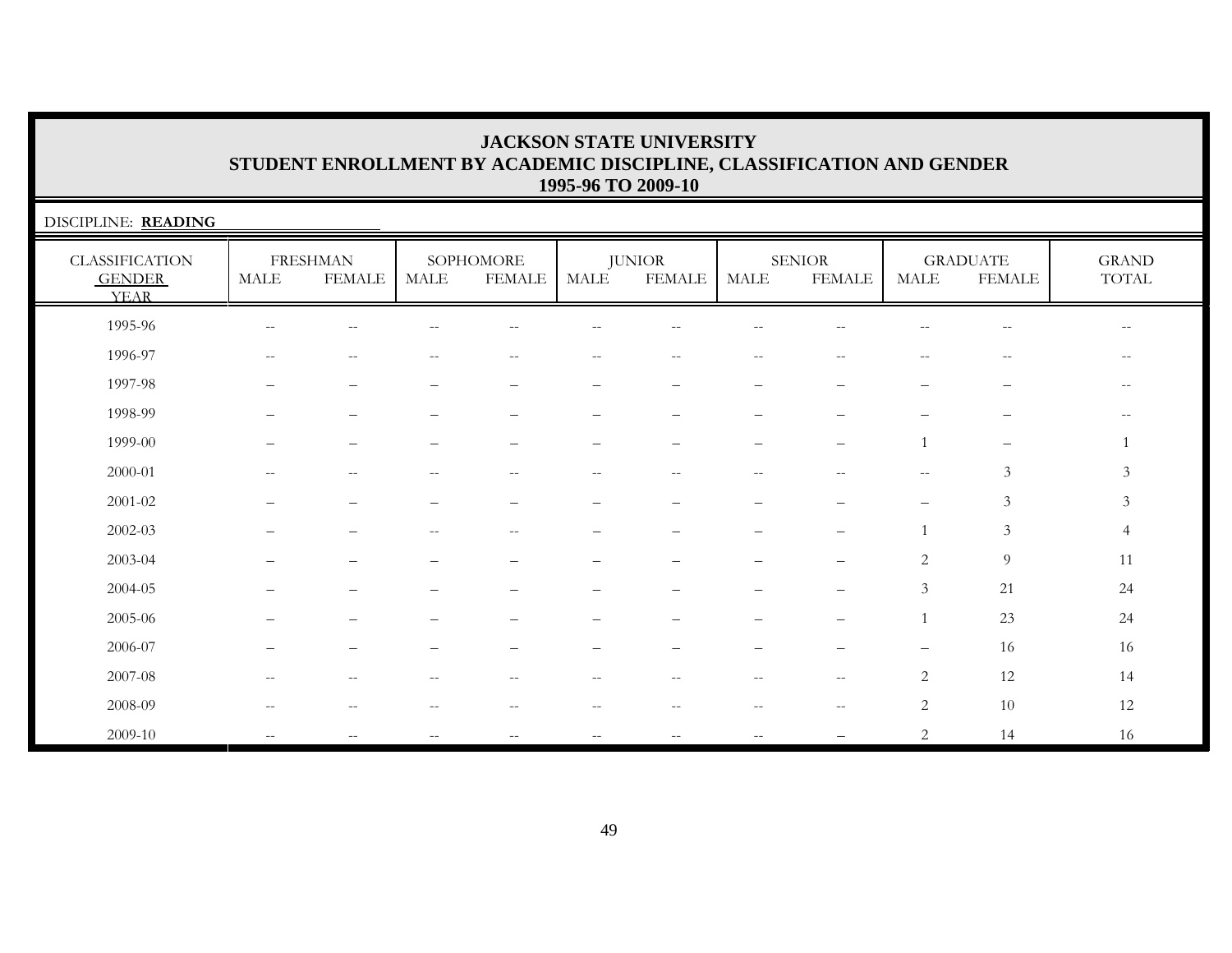# JACKSON STATE UNIVERSITY
## STUDENT ENROLLMENT BY ACADEMIC DISCIPLINE, CLASSIFICATION AND GENDER
### 1995-96 TO 2009-10

DISCIPLINE: **READING**

| CLASSIFICATION | FRESHMAN | | SOPHOMORE | | JUNIOR | | SENIOR | | GRADUATE | | GRAND |
|---|---|---|---|---|---|---|---|---|---|---|---|
| GENDER | MALE | FEMALE | MALE | FEMALE | MALE | FEMALE | MALE | FEMALE | MALE | FEMALE | TOTAL |
| YEAR | | | | | | | | | | | |
| 1995-96 | -- | -- | -- | -- | -- | -- | -- | -- | -- | -- | -- |
| 1996-97 | -- | -- | -- | -- | -- | -- | -- | -- | -- | -- | -- |
| 1997-98 | – | – | – | – | – | – | – | – | – | – | -- |
| 1998-99 | – | – | – | – | – | – | – | – | – | – | -- |
| 1999-00 | – | – | – | – | – | – | – | – | 1 | – | 1 |
| 2000-01 | -- | -- | -- | -- | -- | -- | -- | -- | -- | 3 | 3 |
| 2001-02 | – | – | – | – | – | – | – | – | – | 3 | 3 |
| 2002-03 | – | – | -- | -- | – | – | – | – | 1 | 3 | 4 |
| 2003-04 | – | – | – | – | – | – | – | – | 2 | 9 | 11 |
| 2004-05 | – | – | – | – | – | – | – | – | 3 | 21 | 24 |
| 2005-06 | – | – | – | – | – | – | – | – | 1 | 23 | 24 |
| 2006-07 | – | – | – | – | – | – | – | – | – | 16 | 16 |
| 2007-08 | -- | -- | -- | -- | -- | -- | -- | -- | 2 | 12 | 14 |
| 2008-09 | -- | -- | -- | -- | -- | -- | -- | -- | 2 | 10 | 12 |
| 2009-10 | -- | -- | -- | -- | -- | -- | -- | – | 2 | 14 | 16 |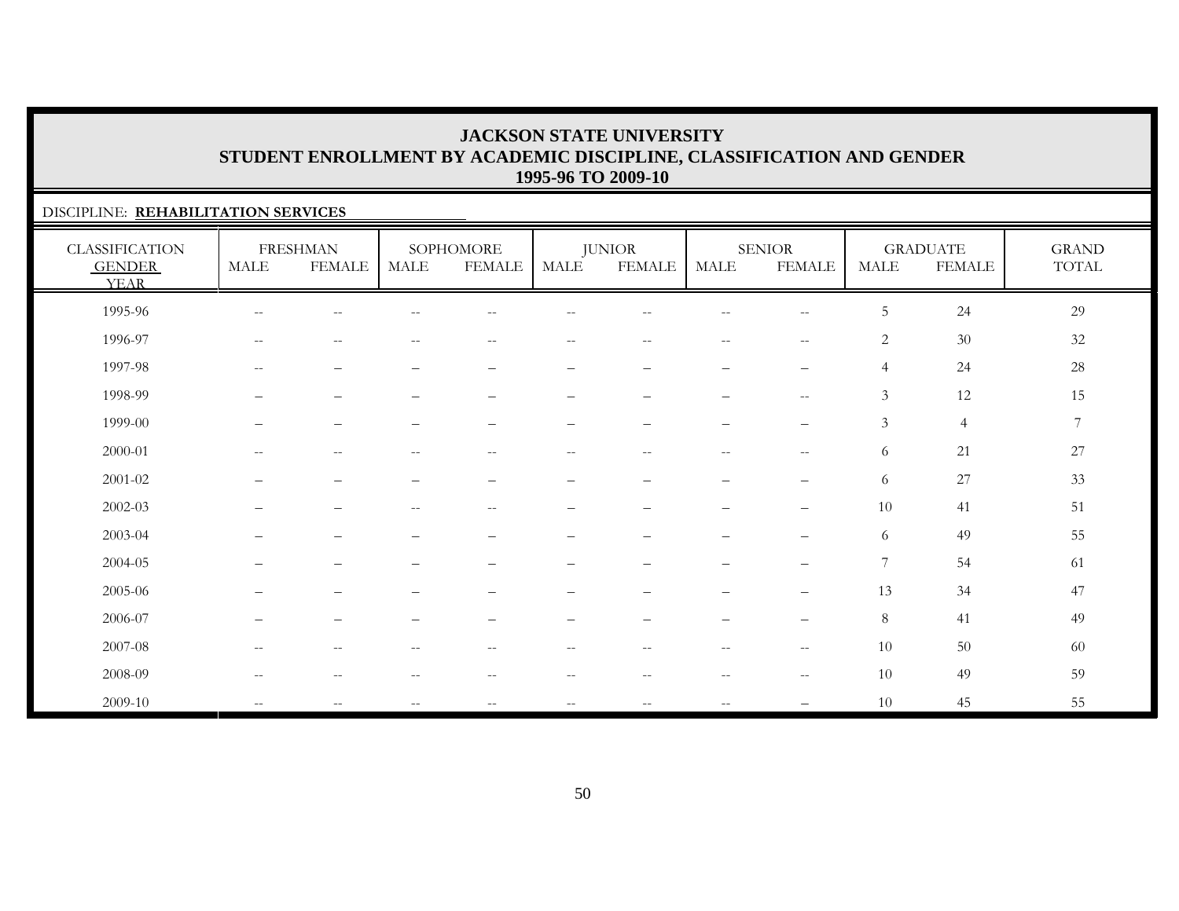# JACKSON STATE UNIVERSITY
## STUDENT ENROLLMENT BY ACADEMIC DISCIPLINE, CLASSIFICATION AND GENDER
### 1995-96 TO 2009-10

DISCIPLINE: **REHABILITATION SERVICES**

| CLASSIFICATION | FRESHMAN | | SOPHOMORE | | JUNIOR | | SENIOR | | GRADUATE | | GRAND |
|---|---|---|---|---|---|---|---|---|---|---|---|
| GENDER / YEAR | MALE | FEMALE | MALE | FEMALE | MALE | FEMALE | MALE | FEMALE | MALE | FEMALE | TOTAL |
| 1995-96 | -- | -- | -- | -- | -- | -- | -- | -- | 5 | 24 | 29 |
| 1996-97 | -- | -- | -- | -- | -- | -- | -- | -- | 2 | 30 | 32 |
| 1997-98 | -- | – | – | – | – | – | – | – | 4 | 24 | 28 |
| 1998-99 | – | – | – | – | – | – | – | -- | 3 | 12 | 15 |
| 1999-00 | – | – | – | – | – | – | – | – | 3 | 4 | 7 |
| 2000-01 | -- | -- | -- | -- | -- | -- | -- | -- | 6 | 21 | 27 |
| 2001-02 | – | – | – | – | – | – | – | – | 6 | 27 | 33 |
| 2002-03 | – | – | -- | -- | – | – | – | – | 10 | 41 | 51 |
| 2003-04 | – | – | – | – | – | – | – | – | 6 | 49 | 55 |
| 2004-05 | – | – | – | – | – | – | – | – | 7 | 54 | 61 |
| 2005-06 | – | – | – | – | – | – | – | – | 13 | 34 | 47 |
| 2006-07 | – | – | – | – | – | – | – | – | 8 | 41 | 49 |
| 2007-08 | -- | -- | -- | -- | -- | -- | -- | -- | 10 | 50 | 60 |
| 2008-09 | -- | -- | -- | -- | -- | -- | -- | -- | 10 | 49 | 59 |
| 2009-10 | -- | -- | -- | -- | -- | -- | -- | – | 10 | 45 | 55 |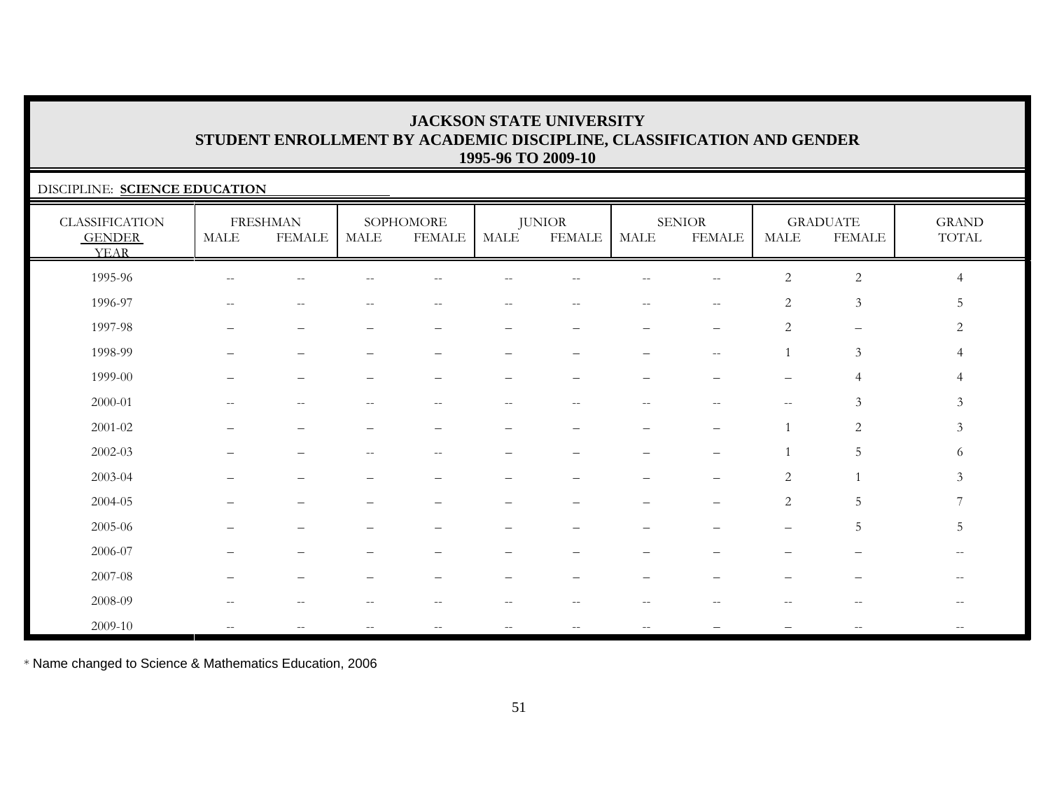# JACKSON STATE UNIVERSITY
## STUDENT ENROLLMENT BY ACADEMIC DISCIPLINE, CLASSIFICATION AND GENDER
### 1995-96 TO 2009-10

DISCIPLINE: **SCIENCE EDUCATION**

| CLASSIFICATION GENDER YEAR | FRESHMAN | | SOPHOMORE | | JUNIOR | | SENIOR | | GRADUATE | | GRAND TOTAL |
|---|---|---|---|---|---|---|---|---|---|---|---|
| | MALE | FEMALE | MALE | FEMALE | MALE | FEMALE | MALE | FEMALE | MALE | FEMALE | |
| 1995-96 | -- | -- | -- | -- | -- | -- | -- | -- | 2 | 2 | 4 |
| 1996-97 | -- | -- | -- | -- | -- | -- | -- | -- | 2 | 3 | 5 |
| 1997-98 | – | – | – | – | – | – | – | – | 2 | – | 2 |
| 1998-99 | – | – | – | – | – | – | – | -- | 1 | 3 | 4 |
| 1999-00 | – | – | – | – | – | – | – | – | – | 4 | 4 |
| 2000-01 | -- | -- | -- | -- | -- | -- | -- | -- | -- | 3 | 3 |
| 2001-02 | – | – | – | – | – | – | – | – | 1 | 2 | 3 |
| 2002-03 | – | – | -- | -- | – | – | – | – | 1 | 5 | 6 |
| 2003-04 | – | – | – | – | – | – | – | – | 2 | 1 | 3 |
| 2004-05 | – | – | – | – | – | – | – | – | 2 | 5 | 7 |
| 2005-06 | – | – | – | – | – | – | – | – | – | 5 | 5 |
| 2006-07 | – | – | – | – | – | – | – | – | – | – | -- |
| 2007-08 | – | – | – | – | – | – | – | – | – | – | -- |
| 2008-09 | -- | -- | -- | -- | -- | -- | -- | -- | -- | -- | -- |
| 2009-10 | -- | -- | -- | -- | -- | -- | -- | – | – | -- | -- |

* Name changed to Science & Mathematics Education, 2006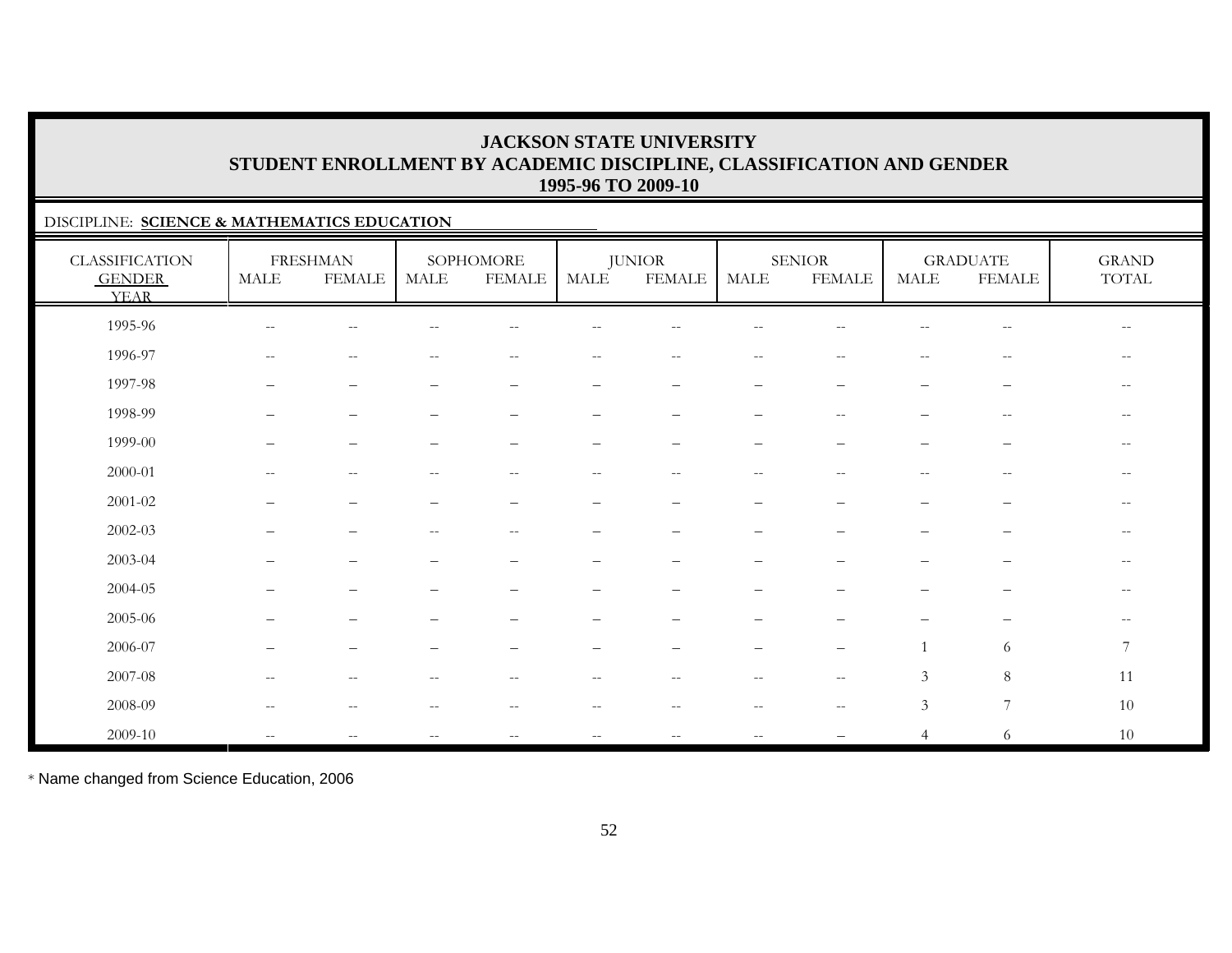# JACKSON STATE UNIVERSITY
## STUDENT ENROLLMENT BY ACADEMIC DISCIPLINE, CLASSIFICATION AND GENDER
### 1995-96 TO 2009-10

DISCIPLINE: **SCIENCE & MATHEMATICS EDUCATION**

| CLASSIFICATION GENDER YEAR | FRESHMAN | | SOPHOMORE | | JUNIOR | | SENIOR | | GRADUATE | | GRAND TOTAL |
|---|---|---|---|---|---|---|---|---|---|---|---|
| | MALE | FEMALE | MALE | FEMALE | MALE | FEMALE | MALE | FEMALE | MALE | FEMALE | |
| 1995-96 | -- | -- | -- | -- | -- | -- | -- | -- | -- | -- | -- |
| 1996-97 | -- | -- | -- | -- | -- | -- | -- | -- | -- | -- | -- |
| 1997-98 | – | – | – | – | – | – | – | – | – | – | -- |
| 1998-99 | – | – | – | – | – | – | – | -- | – | -- | -- |
| 1999-00 | – | – | – | – | – | – | – | – | – | – | -- |
| 2000-01 | -- | -- | -- | -- | -- | -- | -- | -- | -- | -- | -- |
| 2001-02 | – | – | – | – | – | – | – | – | – | – | -- |
| 2002-03 | – | – | -- | -- | – | – | – | – | – | – | -- |
| 2003-04 | – | – | – | – | – | – | – | – | – | – | -- |
| 2004-05 | – | – | – | – | – | – | – | – | – | – | -- |
| 2005-06 | – | – | – | – | – | – | – | – | – | – | -- |
| 2006-07 | – | – | – | – | – | – | – | – | 1 | 6 | 7 |
| 2007-08 | -- | -- | -- | -- | -- | -- | -- | -- | 3 | 8 | 11 |
| 2008-09 | -- | -- | -- | -- | -- | -- | -- | -- | 3 | 7 | 10 |
| 2009-10 | -- | -- | -- | -- | -- | -- | -- | – | 4 | 6 | 10 |

* Name changed from Science Education, 2006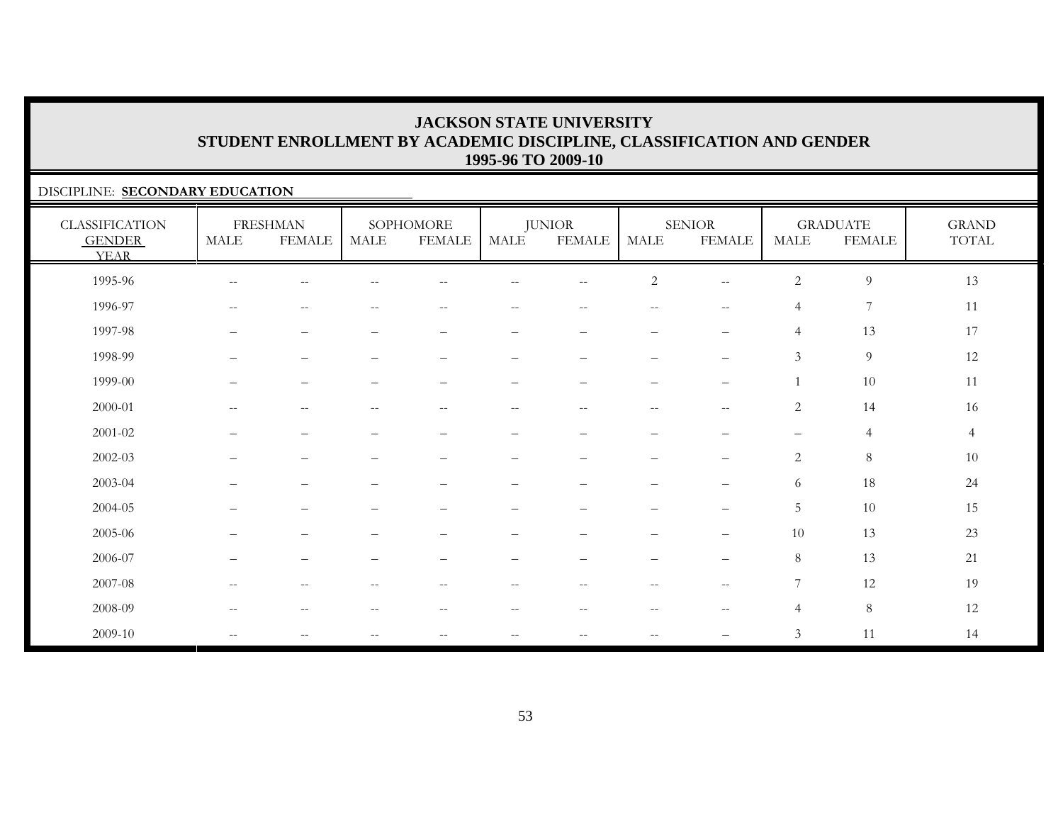# JACKSON STATE UNIVERSITY
## STUDENT ENROLLMENT BY ACADEMIC DISCIPLINE, CLASSIFICATION AND GENDER
### 1995-96 TO 2009-10

DISCIPLINE: **SECONDARY EDUCATION**

| CLASSIFICATION GENDER YEAR | FRESHMAN | | SOPHOMORE | | JUNIOR | | SENIOR | | GRADUATE | | GRAND TOTAL |
|---|---|---|---|---|---|---|---|---|---|---|---|
| | MALE | FEMALE | MALE | FEMALE | MALE | FEMALE | MALE | FEMALE | MALE | FEMALE | |
| 1995-96 | -- | -- | -- | -- | -- | -- | 2 | -- | 2 | 9 | 13 |
| 1996-97 | -- | -- | -- | -- | -- | -- | -- | -- | 4 | 7 | 11 |
| 1997-98 | – | – | – | – | – | – | – | – | 4 | 13 | 17 |
| 1998-99 | – | – | – | – | – | – | – | – | 3 | 9 | 12 |
| 1999-00 | – | – | – | – | – | – | – | – | 1 | 10 | 11 |
| 2000-01 | -- | -- | -- | -- | -- | -- | -- | -- | 2 | 14 | 16 |
| 2001-02 | – | – | – | – | – | – | – | – | – | 4 | 4 |
| 2002-03 | – | – | – | – | – | – | – | – | 2 | 8 | 10 |
| 2003-04 | – | – | – | – | – | – | – | – | 6 | 18 | 24 |
| 2004-05 | – | – | – | – | – | – | – | – | 5 | 10 | 15 |
| 2005-06 | – | – | – | – | – | – | – | – | 10 | 13 | 23 |
| 2006-07 | – | – | – | – | – | – | – | – | 8 | 13 | 21 |
| 2007-08 | -- | -- | -- | -- | -- | -- | -- | -- | 7 | 12 | 19 |
| 2008-09 | -- | -- | -- | -- | -- | -- | -- | -- | 4 | 8 | 12 |
| 2009-10 | -- | -- | -- | -- | -- | -- | -- | – | 3 | 11 | 14 |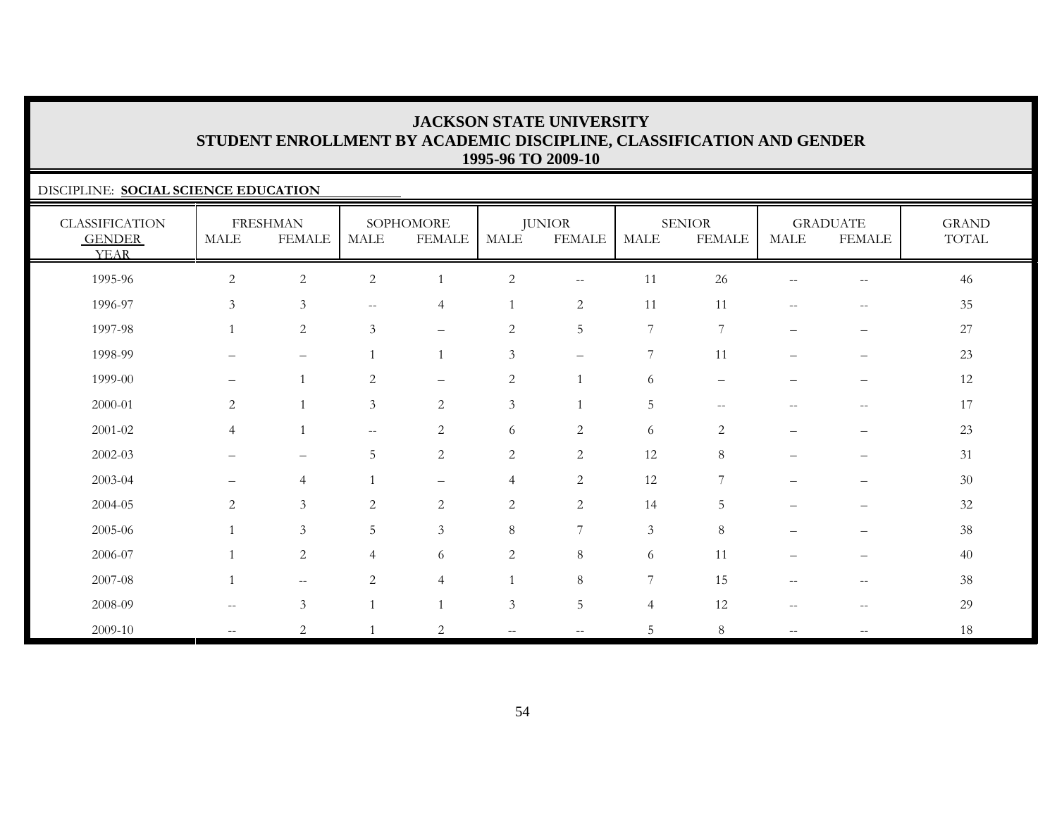# JACKSON STATE UNIVERSITY
## STUDENT ENROLLMENT BY ACADEMIC DISCIPLINE, CLASSIFICATION AND GENDER
## 1995-96 TO 2009-10

DISCIPLINE: **SOCIAL SCIENCE EDUCATION**

| CLASSIFICATION GENDER YEAR | FRESHMAN | | SOPHOMORE | | JUNIOR | | SENIOR | | GRADUATE | | GRAND TOTAL |
|---|---|---|---|---|---|---|---|---|---|---|---|
| | MALE | FEMALE | MALE | FEMALE | MALE | FEMALE | MALE | FEMALE | MALE | FEMALE | |
| 1995-96 | 2 | 2 | 2 | 1 | 2 | -- | 11 | 26 | -- | -- | 46 |
| 1996-97 | 3 | 3 | -- | 4 | 1 | 2 | 11 | 11 | -- | -- | 35 |
| 1997-98 | 1 | 2 | 3 | – | 2 | 5 | 7 | 7 | – | – | 27 |
| 1998-99 | – | – | 1 | 1 | 3 | – | 7 | 11 | – | – | 23 |
| 1999-00 | – | 1 | 2 | – | 2 | 1 | 6 | – | – | – | 12 |
| 2000-01 | 2 | 1 | 3 | 2 | 3 | 1 | 5 | -- | -- | -- | 17 |
| 2001-02 | 4 | 1 | -- | 2 | 6 | 2 | 6 | 2 | – | – | 23 |
| 2002-03 | – | – | 5 | 2 | 2 | 2 | 12 | 8 | – | – | 31 |
| 2003-04 | – | 4 | 1 | – | 4 | 2 | 12 | 7 | – | – | 30 |
| 2004-05 | 2 | 3 | 2 | 2 | 2 | 2 | 14 | 5 | – | – | 32 |
| 2005-06 | 1 | 3 | 5 | 3 | 8 | 7 | 3 | 8 | – | – | 38 |
| 2006-07 | 1 | 2 | 4 | 6 | 2 | 8 | 6 | 11 | – | – | 40 |
| 2007-08 | 1 | -- | 2 | 4 | 1 | 8 | 7 | 15 | -- | -- | 38 |
| 2008-09 | -- | 3 | 1 | 1 | 3 | 5 | 4 | 12 | -- | -- | 29 |
| 2009-10 | -- | 2 | 1 | 2 | -- | -- | 5 | 8 | -- | -- | 18 |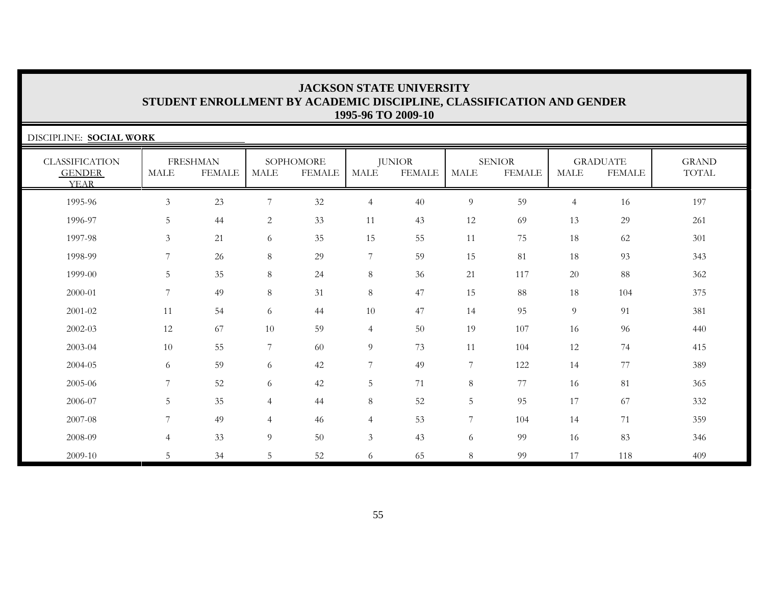# JACKSON STATE UNIVERSITY
## STUDENT ENROLLMENT BY ACADEMIC DISCIPLINE, CLASSIFICATION AND GENDER
### 1995-96 TO 2009-10

DISCIPLINE: **SOCIAL WORK**

| CLASSIFICATION GENDER YEAR | FRESHMAN | | SOPHOMORE | | JUNIOR | | SENIOR | | GRADUATE | | GRAND TOTAL |
|---|---|---|---|---|---|---|---|---|---|---|---|
| | MALE | FEMALE | MALE | FEMALE | MALE | FEMALE | MALE | FEMALE | MALE | FEMALE | |
| 1995-96 | 3 | 23 | 7 | 32 | 4 | 40 | 9 | 59 | 4 | 16 | 197 |
| 1996-97 | 5 | 44 | 2 | 33 | 11 | 43 | 12 | 69 | 13 | 29 | 261 |
| 1997-98 | 3 | 21 | 6 | 35 | 15 | 55 | 11 | 75 | 18 | 62 | 301 |
| 1998-99 | 7 | 26 | 8 | 29 | 7 | 59 | 15 | 81 | 18 | 93 | 343 |
| 1999-00 | 5 | 35 | 8 | 24 | 8 | 36 | 21 | 117 | 20 | 88 | 362 |
| 2000-01 | 7 | 49 | 8 | 31 | 8 | 47 | 15 | 88 | 18 | 104 | 375 |
| 2001-02 | 11 | 54 | 6 | 44 | 10 | 47 | 14 | 95 | 9 | 91 | 381 |
| 2002-03 | 12 | 67 | 10 | 59 | 4 | 50 | 19 | 107 | 16 | 96 | 440 |
| 2003-04 | 10 | 55 | 7 | 60 | 9 | 73 | 11 | 104 | 12 | 74 | 415 |
| 2004-05 | 6 | 59 | 6 | 42 | 7 | 49 | 7 | 122 | 14 | 77 | 389 |
| 2005-06 | 7 | 52 | 6 | 42 | 5 | 71 | 8 | 77 | 16 | 81 | 365 |
| 2006-07 | 5 | 35 | 4 | 44 | 8 | 52 | 5 | 95 | 17 | 67 | 332 |
| 2007-08 | 7 | 49 | 4 | 46 | 4 | 53 | 7 | 104 | 14 | 71 | 359 |
| 2008-09 | 4 | 33 | 9 | 50 | 3 | 43 | 6 | 99 | 16 | 83 | 346 |
| 2009-10 | 5 | 34 | 5 | 52 | 6 | 65 | 8 | 99 | 17 | 118 | 409 |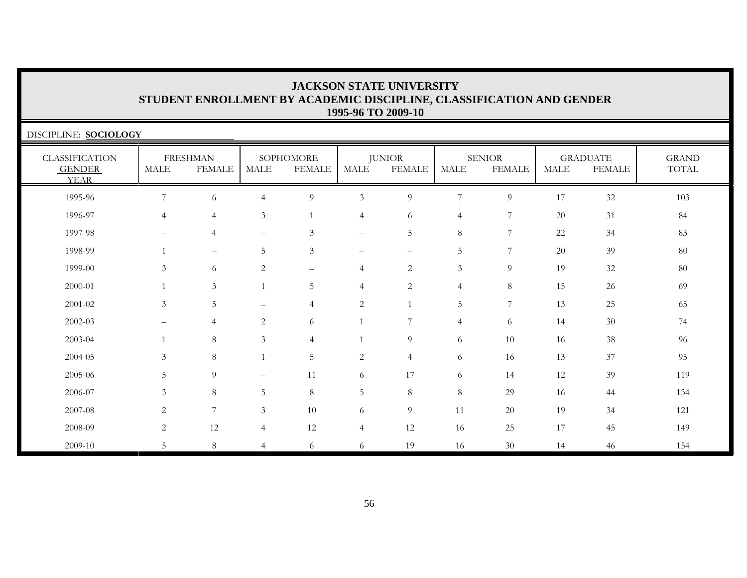# JACKSON STATE UNIVERSITY
## STUDENT ENROLLMENT BY ACADEMIC DISCIPLINE, CLASSIFICATION AND GENDER
### 1995-96 TO 2009-10

DISCIPLINE: **SOCIOLOGY**

| CLASSIFICATION GENDER YEAR | FRESHMAN | | SOPHOMORE | | JUNIOR | | SENIOR | | GRADUATE | | GRAND TOTAL |
|---|---|---|---|---|---|---|---|---|---|---|---|
| | MALE | FEMALE | MALE | FEMALE | MALE | FEMALE | MALE | FEMALE | MALE | FEMALE | |
| 1995-96 | 7 | 6 | 4 | 9 | 3 | 9 | 7 | 9 | 17 | 32 | 103 |
| 1996-97 | 4 | 4 | 3 | 1 | 4 | 6 | 4 | 7 | 20 | 31 | 84 |
| 1997-98 | – | 4 | – | 3 | – | 5 | 8 | 7 | 22 | 34 | 83 |
| 1998-99 | 1 | -- | 5 | 3 | -- | – | 5 | 7 | 20 | 39 | 80 |
| 1999-00 | 3 | 6 | 2 | – | 4 | 2 | 3 | 9 | 19 | 32 | 80 |
| 2000-01 | 1 | 3 | 1 | 5 | 4 | 2 | 4 | 8 | 15 | 26 | 69 |
| 2001-02 | 3 | 5 | – | 4 | 2 | 1 | 5 | 7 | 13 | 25 | 65 |
| 2002-03 | – | 4 | 2 | 6 | 1 | 7 | 4 | 6 | 14 | 30 | 74 |
| 2003-04 | 1 | 8 | 3 | 4 | 1 | 9 | 6 | 10 | 16 | 38 | 96 |
| 2004-05 | 3 | 8 | 1 | 5 | 2 | 4 | 6 | 16 | 13 | 37 | 95 |
| 2005-06 | 5 | 9 | – | 11 | 6 | 17 | 6 | 14 | 12 | 39 | 119 |
| 2006-07 | 3 | 8 | 5 | 8 | 5 | 8 | 8 | 29 | 16 | 44 | 134 |
| 2007-08 | 2 | 7 | 3 | 10 | 6 | 9 | 11 | 20 | 19 | 34 | 121 |
| 2008-09 | 2 | 12 | 4 | 12 | 4 | 12 | 16 | 25 | 17 | 45 | 149 |
| 2009-10 | 5 | 8 | 4 | 6 | 6 | 19 | 16 | 30 | 14 | 46 | 154 |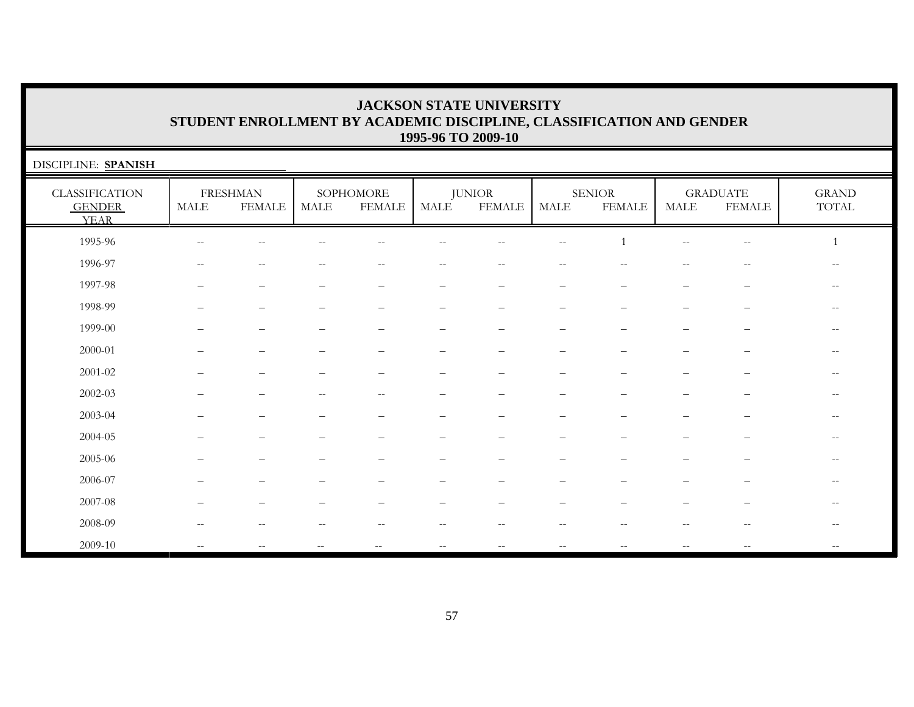# JACKSON STATE UNIVERSITY
## STUDENT ENROLLMENT BY ACADEMIC DISCIPLINE, CLASSIFICATION AND GENDER
### 1995-96 TO 2009-10

DISCIPLINE: **SPANISH**

| CLASSIFICATION GENDER YEAR | FRESHMAN | | SOPHOMORE | | JUNIOR | | SENIOR | | GRADUATE | | GRAND TOTAL |
|---|---|---|---|---|---|---|---|---|---|---|---|
| | MALE | FEMALE | MALE | FEMALE | MALE | FEMALE | MALE | FEMALE | MALE | FEMALE | |
| 1995-96 | -- | -- | -- | -- | -- | -- | -- | 1 | -- | -- | 1 |
| 1996-97 | -- | -- | -- | -- | -- | -- | -- | -- | -- | -- | -- |
| 1997-98 | – | – | – | – | – | – | – | – | – | – | -- |
| 1998-99 | – | – | – | – | – | – | – | – | – | – | -- |
| 1999-00 | – | – | – | – | – | – | – | – | – | – | -- |
| 2000-01 | – | – | – | – | – | – | – | – | – | – | -- |
| 2001-02 | – | – | – | – | – | – | – | – | – | – | -- |
| 2002-03 | – | – | -- | -- | – | – | – | – | – | – | -- |
| 2003-04 | – | – | – | – | – | – | – | – | – | – | -- |
| 2004-05 | – | – | – | – | – | – | – | – | – | – | -- |
| 2005-06 | – | – | – | – | – | – | – | – | – | – | -- |
| 2006-07 | – | – | – | – | – | – | – | – | – | – | -- |
| 2007-08 | – | – | – | – | – | – | – | – | – | – | -- |
| 2008-09 | -- | -- | -- | -- | -- | -- | -- | -- | -- | -- | -- |
| 2009-10 | -- | -- | -- | -- | -- | -- | -- | -- | -- | -- | -- |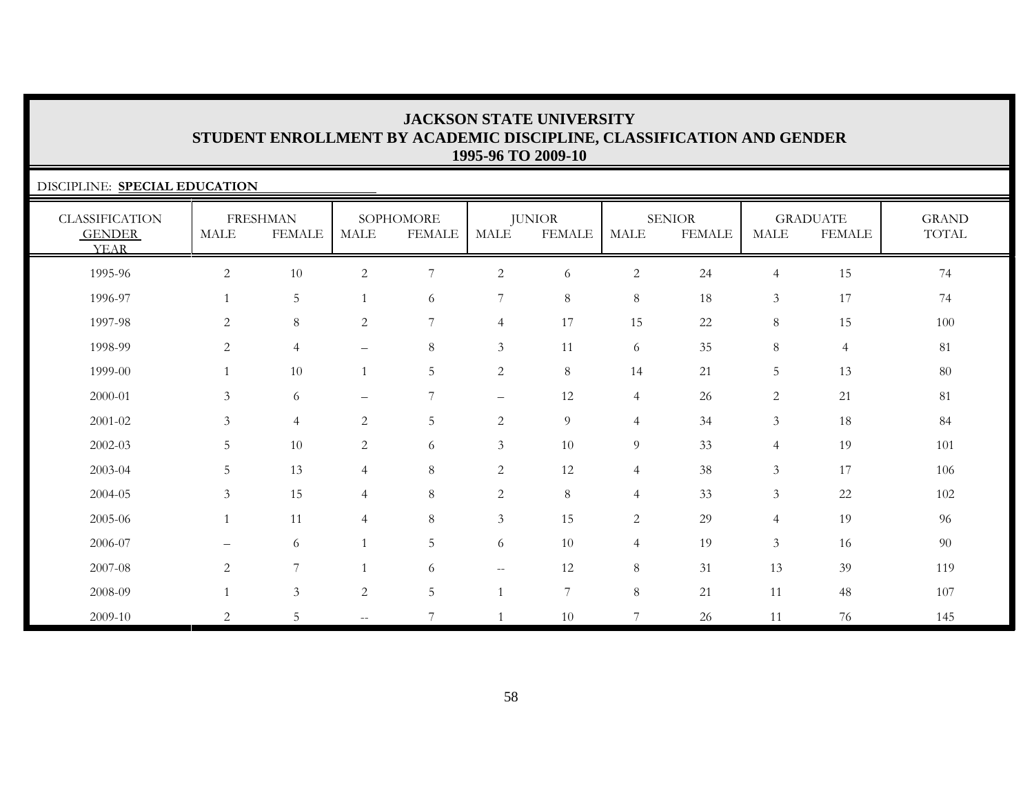# JACKSON STATE UNIVERSITY
## STUDENT ENROLLMENT BY ACADEMIC DISCIPLINE, CLASSIFICATION AND GENDER
### 1995-96 TO 2009-10

DISCIPLINE: **SPECIAL EDUCATION**

| CLASSIFICATION | FRESHMAN | | SOPHOMORE | | JUNIOR | | SENIOR | | GRADUATE | | GRAND |
|---|---|---|---|---|---|---|---|---|---|---|---|
| GENDER / YEAR | MALE | FEMALE | MALE | FEMALE | MALE | FEMALE | MALE | FEMALE | MALE | FEMALE | TOTAL |
| 1995-96 | 2 | 10 | 2 | 7 | 2 | 6 | 2 | 24 | 4 | 15 | 74 |
| 1996-97 | 1 | 5 | 1 | 6 | 7 | 8 | 8 | 18 | 3 | 17 | 74 |
| 1997-98 | 2 | 8 | 2 | 7 | 4 | 17 | 15 | 22 | 8 | 15 | 100 |
| 1998-99 | 2 | 4 | – | 8 | 3 | 11 | 6 | 35 | 8 | 4 | 81 |
| 1999-00 | 1 | 10 | 1 | 5 | 2 | 8 | 14 | 21 | 5 | 13 | 80 |
| 2000-01 | 3 | 6 | – | 7 | – | 12 | 4 | 26 | 2 | 21 | 81 |
| 2001-02 | 3 | 4 | 2 | 5 | 2 | 9 | 4 | 34 | 3 | 18 | 84 |
| 2002-03 | 5 | 10 | 2 | 6 | 3 | 10 | 9 | 33 | 4 | 19 | 101 |
| 2003-04 | 5 | 13 | 4 | 8 | 2 | 12 | 4 | 38 | 3 | 17 | 106 |
| 2004-05 | 3 | 15 | 4 | 8 | 2 | 8 | 4 | 33 | 3 | 22 | 102 |
| 2005-06 | 1 | 11 | 4 | 8 | 3 | 15 | 2 | 29 | 4 | 19 | 96 |
| 2006-07 | – | 6 | 1 | 5 | 6 | 10 | 4 | 19 | 3 | 16 | 90 |
| 2007-08 | 2 | 7 | 1 | 6 | -- | 12 | 8 | 31 | 13 | 39 | 119 |
| 2008-09 | 1 | 3 | 2 | 5 | 1 | 7 | 8 | 21 | 11 | 48 | 107 |
| 2009-10 | 2 | 5 | -- | 7 | 1 | 10 | 7 | 26 | 11 | 76 | 145 |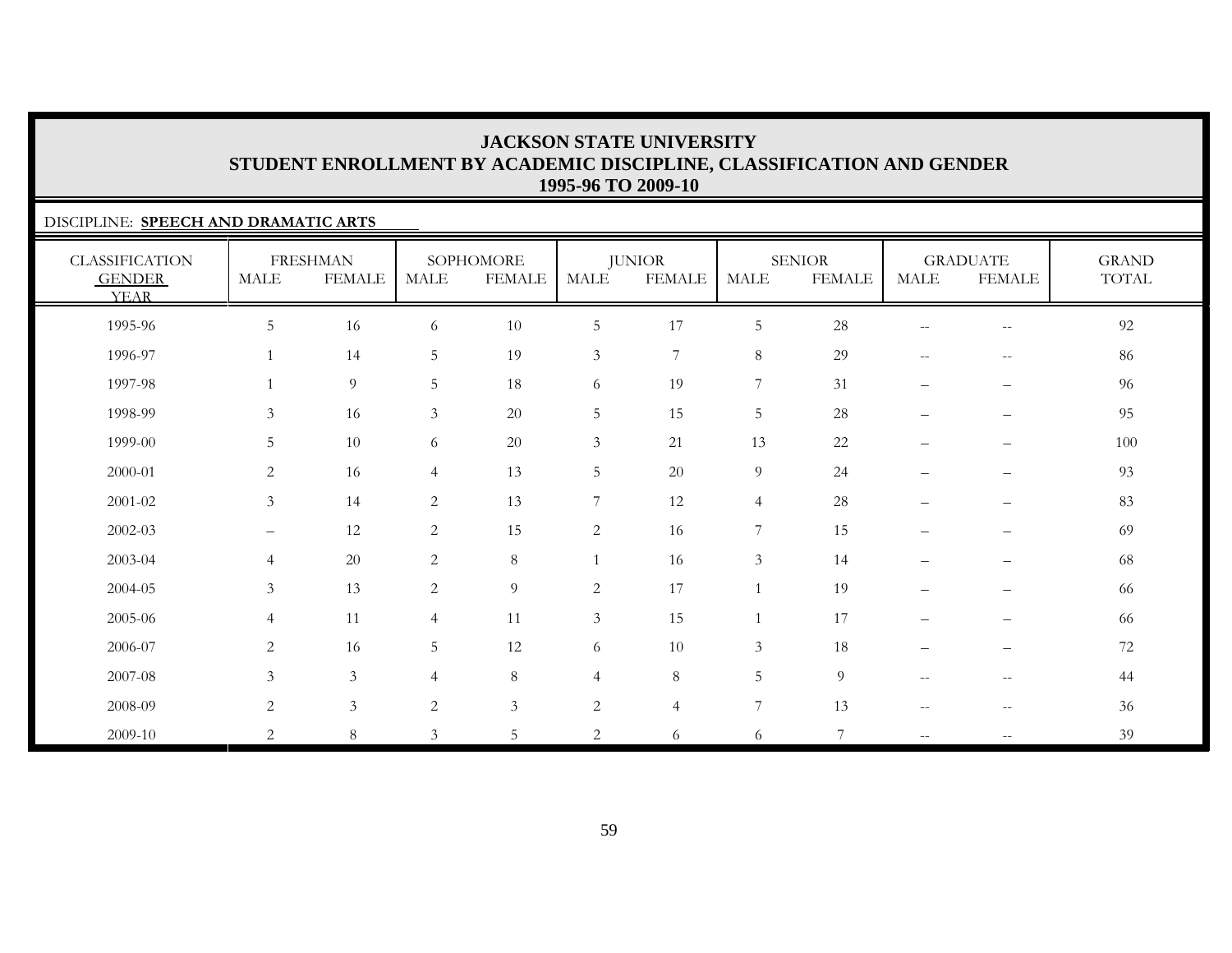# JACKSON STATE UNIVERSITY
## STUDENT ENROLLMENT BY ACADEMIC DISCIPLINE, CLASSIFICATION AND GENDER
### 1995-96 TO 2009-10

DISCIPLINE: **SPEECH AND DRAMATIC ARTS**

| CLASSIFICATION GENDER YEAR | FRESHMAN | | SOPHOMORE | | JUNIOR | | SENIOR | | GRADUATE | | GRAND TOTAL |
|---|---|---|---|---|---|---|---|---|---|---|---|
| | MALE | FEMALE | MALE | FEMALE | MALE | FEMALE | MALE | FEMALE | MALE | FEMALE | |
| 1995-96 | 5 | 16 | 6 | 10 | 5 | 17 | 5 | 28 | -- | -- | 92 |
| 1996-97 | 1 | 14 | 5 | 19 | 3 | 7 | 8 | 29 | -- | -- | 86 |
| 1997-98 | 1 | 9 | 5 | 18 | 6 | 19 | 7 | 31 | – | – | 96 |
| 1998-99 | 3 | 16 | 3 | 20 | 5 | 15 | 5 | 28 | – | – | 95 |
| 1999-00 | 5 | 10 | 6 | 20 | 3 | 21 | 13 | 22 | – | – | 100 |
| 2000-01 | 2 | 16 | 4 | 13 | 5 | 20 | 9 | 24 | – | – | 93 |
| 2001-02 | 3 | 14 | 2 | 13 | 7 | 12 | 4 | 28 | – | – | 83 |
| 2002-03 | – | 12 | 2 | 15 | 2 | 16 | 7 | 15 | – | – | 69 |
| 2003-04 | 4 | 20 | 2 | 8 | 1 | 16 | 3 | 14 | – | – | 68 |
| 2004-05 | 3 | 13 | 2 | 9 | 2 | 17 | 1 | 19 | – | – | 66 |
| 2005-06 | 4 | 11 | 4 | 11 | 3 | 15 | 1 | 17 | – | – | 66 |
| 2006-07 | 2 | 16 | 5 | 12 | 6 | 10 | 3 | 18 | – | – | 72 |
| 2007-08 | 3 | 3 | 4 | 8 | 4 | 8 | 5 | 9 | -- | -- | 44 |
| 2008-09 | 2 | 3 | 2 | 3 | 2 | 4 | 7 | 13 | -- | -- | 36 |
| 2009-10 | 2 | 8 | 3 | 5 | 2 | 6 | 6 | 7 | -- | -- | 39 |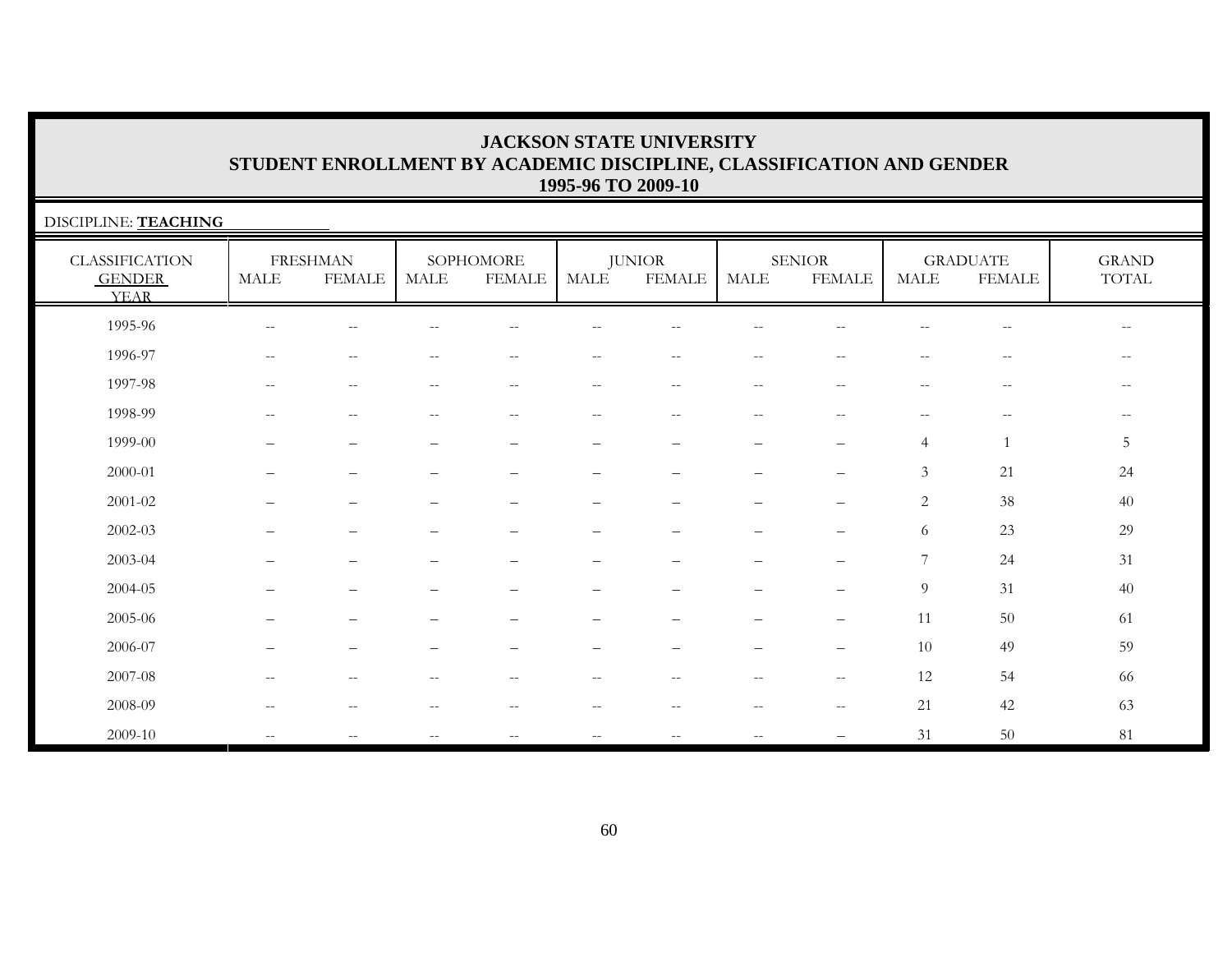# JACKSON STATE UNIVERSITY
## STUDENT ENROLLMENT BY ACADEMIC DISCIPLINE, CLASSIFICATION AND GENDER
### 1995-96 TO 2009-10

DISCIPLINE: **TEACHING**

| CLASSIFICATION GENDER YEAR | FRESHMAN | | SOPHOMORE | | JUNIOR | | SENIOR | | GRADUATE | | GRAND TOTAL |
|---|---|---|---|---|---|---|---|---|---|---|---|
| | MALE | FEMALE | MALE | FEMALE | MALE | FEMALE | MALE | FEMALE | MALE | FEMALE | |
| 1995-96 | -- | -- | -- | -- | -- | -- | -- | -- | -- | -- | -- |
| 1996-97 | -- | -- | -- | -- | -- | -- | -- | -- | -- | -- | -- |
| 1997-98 | -- | -- | -- | -- | -- | -- | -- | -- | -- | -- | -- |
| 1998-99 | -- | -- | -- | -- | -- | -- | -- | -- | -- | -- | -- |
| 1999-00 | – | – | – | – | – | – | – | – | 4 | 1 | 5 |
| 2000-01 | – | – | – | – | – | – | – | – | 3 | 21 | 24 |
| 2001-02 | – | – | – | – | – | – | – | – | 2 | 38 | 40 |
| 2002-03 | – | – | – | – | – | – | – | – | 6 | 23 | 29 |
| 2003-04 | – | – | – | – | – | – | – | – | 7 | 24 | 31 |
| 2004-05 | – | – | – | – | – | – | – | – | 9 | 31 | 40 |
| 2005-06 | – | – | – | – | – | – | – | – | 11 | 50 | 61 |
| 2006-07 | – | – | – | – | – | – | – | – | 10 | 49 | 59 |
| 2007-08 | -- | -- | -- | -- | -- | -- | -- | -- | 12 | 54 | 66 |
| 2008-09 | -- | -- | -- | -- | -- | -- | -- | -- | 21 | 42 | 63 |
| 2009-10 | -- | -- | -- | -- | -- | -- | -- | – | 31 | 50 | 81 |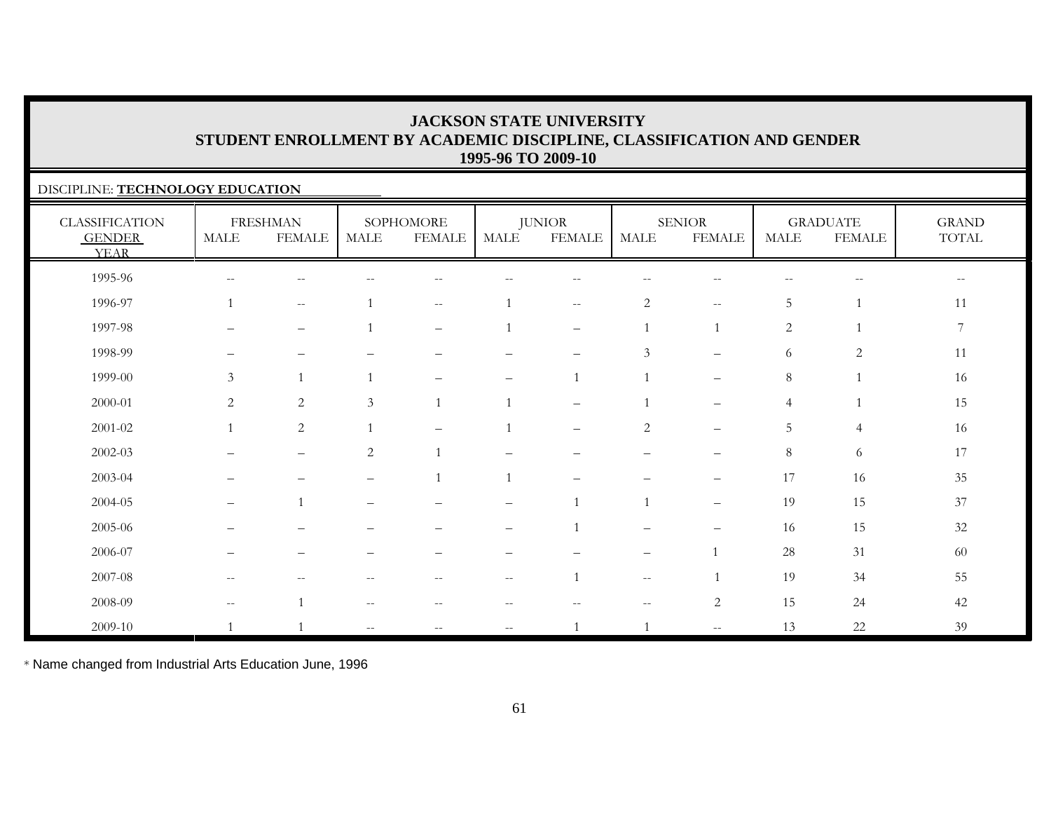# JACKSON STATE UNIVERSITY
## STUDENT ENROLLMENT BY ACADEMIC DISCIPLINE, CLASSIFICATION AND GENDER
### 1995-96 TO 2009-10

DISCIPLINE: **TECHNOLOGY EDUCATION**

| CLASSIFICATION | FRESHMAN | | SOPHOMORE | | JUNIOR | | SENIOR | | GRADUATE | | GRAND |
|---|---|---|---|---|---|---|---|---|---|---|---|
| GENDER / YEAR | MALE | FEMALE | MALE | FEMALE | MALE | FEMALE | MALE | FEMALE | MALE | FEMALE | TOTAL |
| 1995-96 | -- | -- | -- | -- | -- | -- | -- | -- | -- | -- | -- |
| 1996-97 | 1 | -- | 1 | -- | 1 | -- | 2 | -- | 5 | 1 | 11 |
| 1997-98 | – | – | 1 | – | 1 | – | 1 | 1 | 2 | 1 | 7 |
| 1998-99 | – | – | – | – | – | – | 3 | – | 6 | 2 | 11 |
| 1999-00 | 3 | 1 | 1 | – | – | 1 | 1 | – | 8 | 1 | 16 |
| 2000-01 | 2 | 2 | 3 | 1 | 1 | – | 1 | – | 4 | 1 | 15 |
| 2001-02 | 1 | 2 | 1 | – | 1 | – | 2 | – | 5 | 4 | 16 |
| 2002-03 | – | – | 2 | 1 | – | – | – | – | 8 | 6 | 17 |
| 2003-04 | – | – | – | 1 | 1 | – | – | – | 17 | 16 | 35 |
| 2004-05 | – | 1 | – | – | – | 1 | 1 | – | 19 | 15 | 37 |
| 2005-06 | – | – | – | – | – | 1 | – | – | 16 | 15 | 32 |
| 2006-07 | – | – | – | – | – | – | – | 1 | 28 | 31 | 60 |
| 2007-08 | -- | -- | -- | -- | -- | 1 | -- | 1 | 19 | 34 | 55 |
| 2008-09 | -- | 1 | -- | -- | -- | -- | -- | 2 | 15 | 24 | 42 |
| 2009-10 | 1 | 1 | -- | -- | -- | 1 | 1 | -- | 13 | 22 | 39 |

* Name changed from Industrial Arts Education June, 1996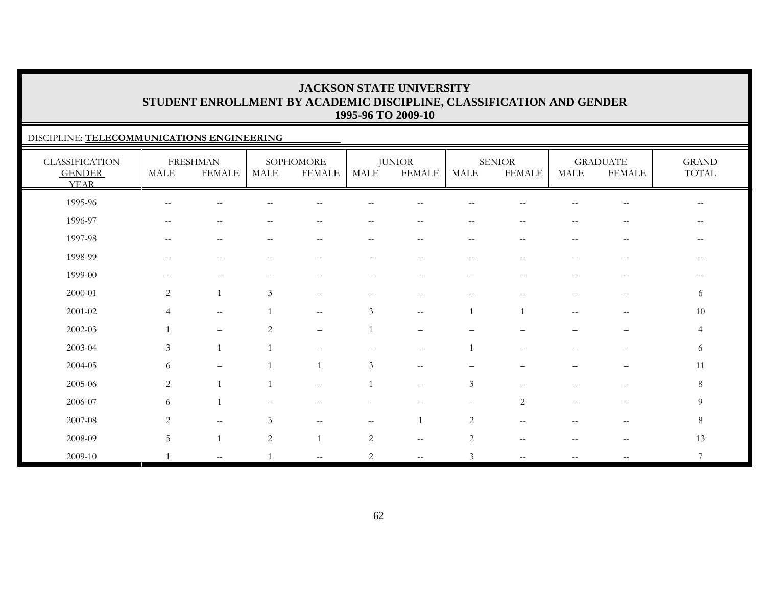# JACKSON STATE UNIVERSITY
## STUDENT ENROLLMENT BY ACADEMIC DISCIPLINE, CLASSIFICATION AND GENDER
## 1995-96 TO 2009-10

DISCIPLINE: **TELECOMMUNICATIONS ENGINEERING**

| CLASSIFICATION GENDER YEAR | FRESHMAN | | SOPHOMORE | | JUNIOR | | SENIOR | | GRADUATE | | GRAND TOTAL |
|---|---|---|---|---|---|---|---|---|---|---|---|
| | MALE | FEMALE | MALE | FEMALE | MALE | FEMALE | MALE | FEMALE | MALE | FEMALE | |
| 1995-96 | -- | -- | -- | -- | -- | -- | -- | -- | -- | -- | -- |
| 1996-97 | -- | -- | -- | -- | -- | -- | -- | -- | -- | -- | -- |
| 1997-98 | -- | -- | -- | -- | -- | -- | -- | -- | -- | -- | -- |
| 1998-99 | -- | -- | -- | -- | -- | -- | -- | -- | -- | -- | -- |
| 1999-00 | – | – | – | – | – | – | – | – | -- | -- | -- |
| 2000-01 | 2 | 1 | 3 | -- | -- | -- | -- | -- | -- | -- | 6 |
| 2001-02 | 4 | -- | 1 | -- | 3 | -- | 1 | 1 | -- | -- | 10 |
| 2002-03 | 1 | – | 2 | – | 1 | – | – | – | – | – | 4 |
| 2003-04 | 3 | 1 | 1 | – | – | – | 1 | – | – | – | 6 |
| 2004-05 | 6 | – | 1 | 1 | 3 | -- | – | – | – | – | 11 |
| 2005-06 | 2 | 1 | 1 | – | 1 | – | 3 | – | – | – | 8 |
| 2006-07 | 6 | 1 | – | – | - | – | - | 2 | – | – | 9 |
| 2007-08 | 2 | -- | 3 | -- | -- | 1 | 2 | -- | -- | -- | 8 |
| 2008-09 | 5 | 1 | 2 | 1 | 2 | -- | 2 | -- | -- | -- | 13 |
| 2009-10 | 1 | -- | 1 | -- | 2 | -- | 3 | -- | -- | -- | 7 |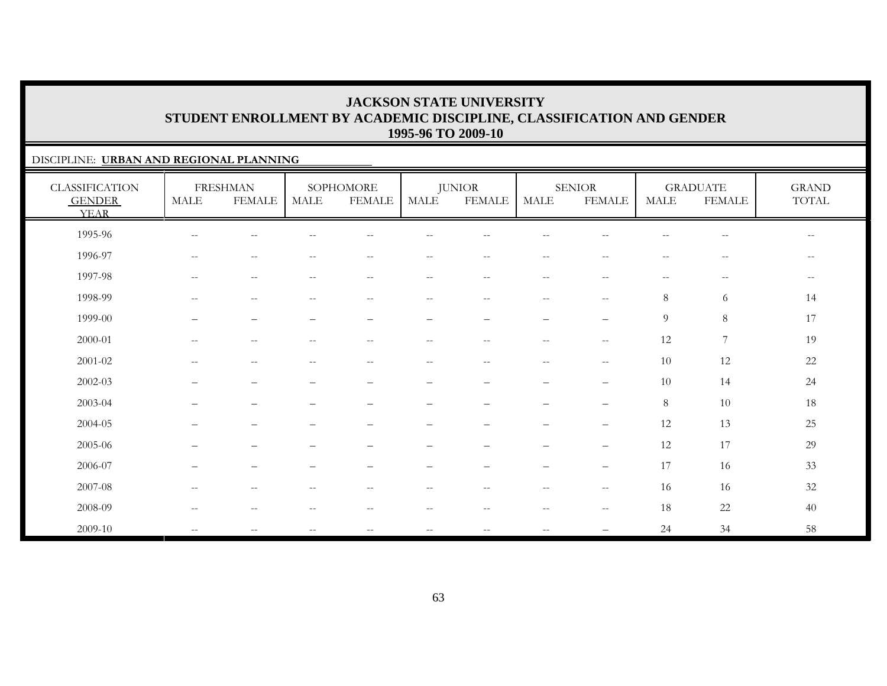# JACKSON STATE UNIVERSITY
## STUDENT ENROLLMENT BY ACADEMIC DISCIPLINE, CLASSIFICATION AND GENDER
### 1995-96 TO 2009-10

DISCIPLINE: **URBAN AND REGIONAL PLANNING**

| CLASSIFICATION | FRESHMAN | | SOPHOMORE | | JUNIOR | | SENIOR | | GRADUATE | | GRAND |
|---|---|---|---|---|---|---|---|---|---|---|---|
| GENDER / YEAR | MALE | FEMALE | MALE | FEMALE | MALE | FEMALE | MALE | FEMALE | MALE | FEMALE | TOTAL |
| 1995-96 | -- | -- | -- | -- | -- | -- | -- | -- | -- | -- | -- |
| 1996-97 | -- | -- | -- | -- | -- | -- | -- | -- | -- | -- | -- |
| 1997-98 | -- | -- | -- | -- | -- | -- | -- | -- | -- | -- | -- |
| 1998-99 | -- | -- | -- | -- | -- | -- | -- | -- | 8 | 6 | 14 |
| 1999-00 | – | – | – | – | – | – | – | – | 9 | 8 | 17 |
| 2000-01 | -- | -- | -- | -- | -- | -- | -- | -- | 12 | 7 | 19 |
| 2001-02 | -- | -- | -- | -- | -- | -- | -- | -- | 10 | 12 | 22 |
| 2002-03 | – | – | – | – | – | – | – | – | 10 | 14 | 24 |
| 2003-04 | – | – | – | – | – | – | – | – | 8 | 10 | 18 |
| 2004-05 | – | – | – | – | – | – | – | – | 12 | 13 | 25 |
| 2005-06 | – | – | – | – | – | – | – | – | 12 | 17 | 29 |
| 2006-07 | – | – | – | – | – | – | – | – | 17 | 16 | 33 |
| 2007-08 | -- | -- | -- | -- | -- | -- | -- | -- | 16 | 16 | 32 |
| 2008-09 | -- | -- | -- | -- | -- | -- | -- | -- | 18 | 22 | 40 |
| 2009-10 | -- | -- | -- | -- | -- | -- | -- | – | 24 | 34 | 58 |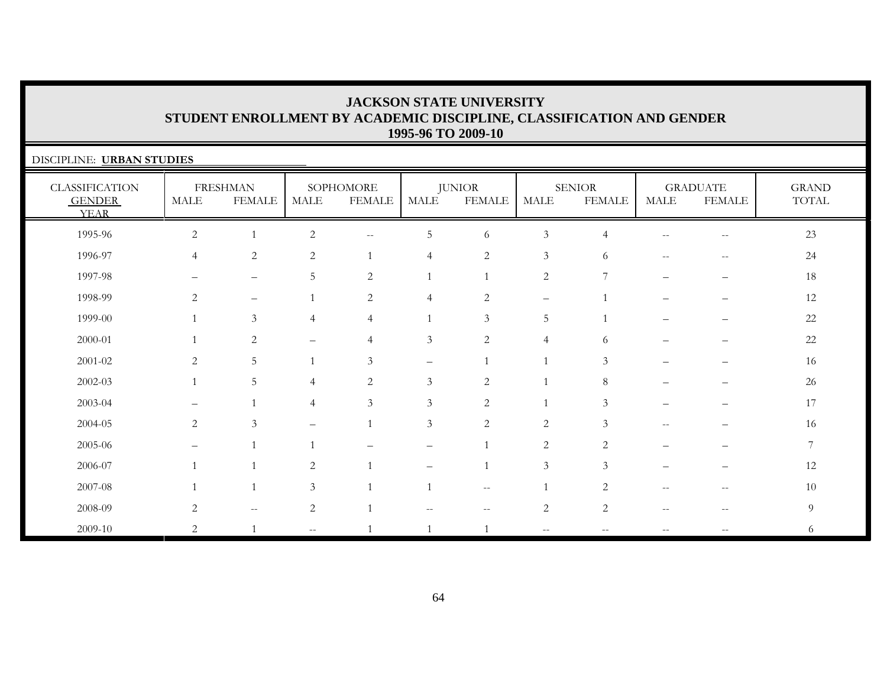# JACKSON STATE UNIVERSITY
## STUDENT ENROLLMENT BY ACADEMIC DISCIPLINE, CLASSIFICATION AND GENDER
## 1995-96 TO 2009-10

DISCIPLINE: **URBAN STUDIES**

| CLASSIFICATION GENDER YEAR | FRESHMAN | | SOPHOMORE | | JUNIOR | | SENIOR | | GRADUATE | | GRAND TOTAL |
|---|---|---|---|---|---|---|---|---|---|---|---|
| | MALE | FEMALE | MALE | FEMALE | MALE | FEMALE | MALE | FEMALE | MALE | FEMALE | |
| 1995-96 | 2 | 1 | 2 | -- | 5 | 6 | 3 | 4 | -- | -- | 23 |
| 1996-97 | 4 | 2 | 2 | 1 | 4 | 2 | 3 | 6 | -- | -- | 24 |
| 1997-98 | – | – | 5 | 2 | 1 | 1 | 2 | 7 | – | – | 18 |
| 1998-99 | 2 | – | 1 | 2 | 4 | 2 | – | 1 | – | – | 12 |
| 1999-00 | 1 | 3 | 4 | 4 | 1 | 3 | 5 | 1 | – | – | 22 |
| 2000-01 | 1 | 2 | – | 4 | 3 | 2 | 4 | 6 | – | – | 22 |
| 2001-02 | 2 | 5 | 1 | 3 | – | 1 | 1 | 3 | – | – | 16 |
| 2002-03 | 1 | 5 | 4 | 2 | 3 | 2 | 1 | 8 | – | – | 26 |
| 2003-04 | – | 1 | 4 | 3 | 3 | 2 | 1 | 3 | – | – | 17 |
| 2004-05 | 2 | 3 | – | 1 | 3 | 2 | 2 | 3 | -- | – | 16 |
| 2005-06 | – | 1 | 1 | – | – | 1 | 2 | 2 | – | – | 7 |
| 2006-07 | 1 | 1 | 2 | 1 | – | 1 | 3 | 3 | – | – | 12 |
| 2007-08 | 1 | 1 | 3 | 1 | 1 | -- | 1 | 2 | -- | -- | 10 |
| 2008-09 | 2 | -- | 2 | 1 | -- | -- | 2 | 2 | -- | -- | 9 |
| 2009-10 | 2 | 1 | -- | 1 | 1 | 1 | -- | -- | -- | -- | 6 |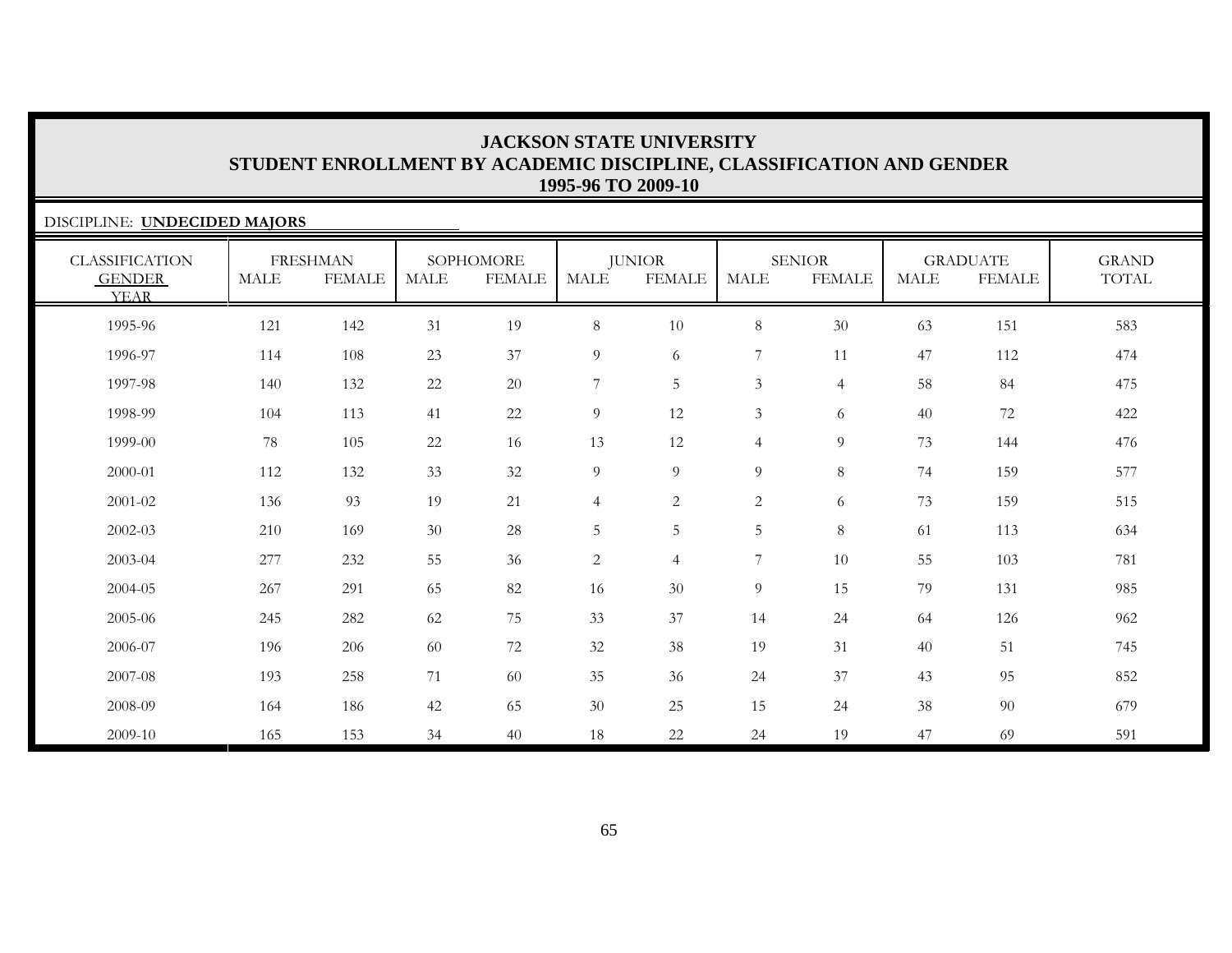# JACKSON STATE UNIVERSITY
## STUDENT ENROLLMENT BY ACADEMIC DISCIPLINE, CLASSIFICATION AND GENDER
### 1995-96 TO 2009-10

DISCIPLINE: **UNDECIDED MAJORS**

| CLASSIFICATION | FRESHMAN | | SOPHOMORE | | JUNIOR | | SENIOR | | GRADUATE | | GRAND |
|---|---|---|---|---|---|---|---|---|---|---|---|
| GENDER / YEAR | MALE | FEMALE | MALE | FEMALE | MALE | FEMALE | MALE | FEMALE | MALE | FEMALE | TOTAL |
| 1995-96 | 121 | 142 | 31 | 19 | 8 | 10 | 8 | 30 | 63 | 151 | 583 |
| 1996-97 | 114 | 108 | 23 | 37 | 9 | 6 | 7 | 11 | 47 | 112 | 474 |
| 1997-98 | 140 | 132 | 22 | 20 | 7 | 5 | 3 | 4 | 58 | 84 | 475 |
| 1998-99 | 104 | 113 | 41 | 22 | 9 | 12 | 3 | 6 | 40 | 72 | 422 |
| 1999-00 | 78 | 105 | 22 | 16 | 13 | 12 | 4 | 9 | 73 | 144 | 476 |
| 2000-01 | 112 | 132 | 33 | 32 | 9 | 9 | 9 | 8 | 74 | 159 | 577 |
| 2001-02 | 136 | 93 | 19 | 21 | 4 | 2 | 2 | 6 | 73 | 159 | 515 |
| 2002-03 | 210 | 169 | 30 | 28 | 5 | 5 | 5 | 8 | 61 | 113 | 634 |
| 2003-04 | 277 | 232 | 55 | 36 | 2 | 4 | 7 | 10 | 55 | 103 | 781 |
| 2004-05 | 267 | 291 | 65 | 82 | 16 | 30 | 9 | 15 | 79 | 131 | 985 |
| 2005-06 | 245 | 282 | 62 | 75 | 33 | 37 | 14 | 24 | 64 | 126 | 962 |
| 2006-07 | 196 | 206 | 60 | 72 | 32 | 38 | 19 | 31 | 40 | 51 | 745 |
| 2007-08 | 193 | 258 | 71 | 60 | 35 | 36 | 24 | 37 | 43 | 95 | 852 |
| 2008-09 | 164 | 186 | 42 | 65 | 30 | 25 | 15 | 24 | 38 | 90 | 679 |
| 2009-10 | 165 | 153 | 34 | 40 | 18 | 22 | 24 | 19 | 47 | 69 | 591 |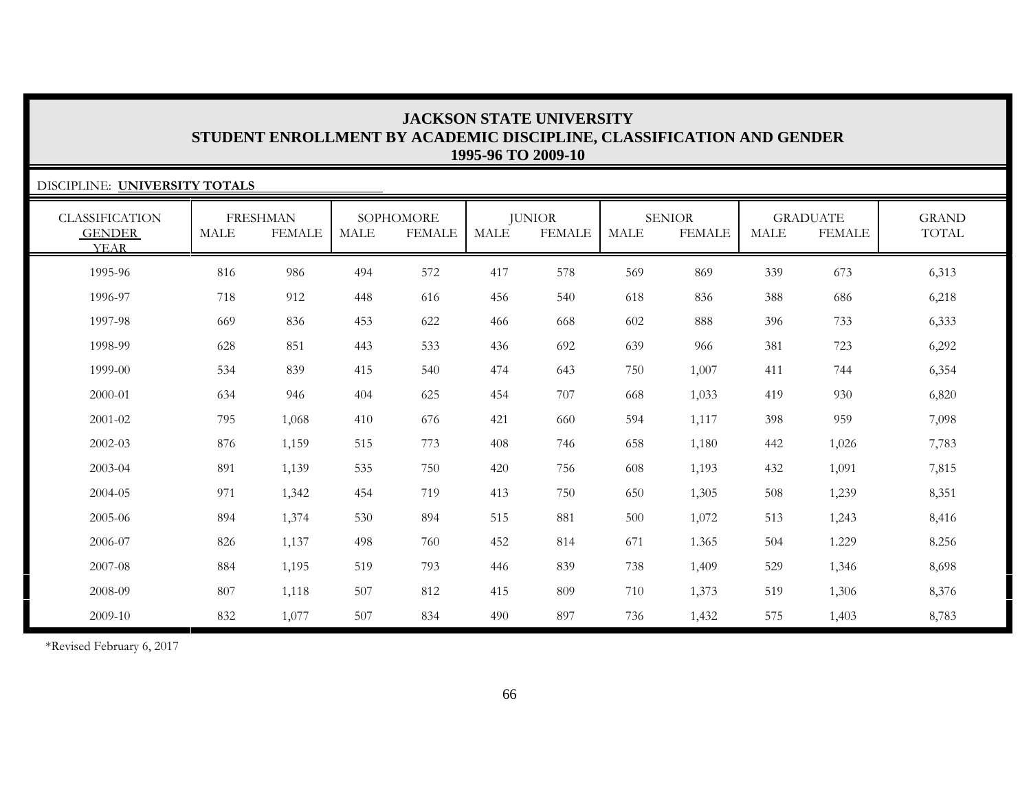# JACKSON STATE UNIVERSITY
## STUDENT ENROLLMENT BY ACADEMIC DISCIPLINE, CLASSIFICATION AND GENDER
### 1995-96 TO 2009-10

DISCIPLINE: **UNIVERSITY TOTALS**

| CLASSIFICATION | FRESHMAN | | SOPHOMORE | | JUNIOR | | SENIOR | | GRADUATE | | GRAND |
|---|---|---|---|---|---|---|---|---|---|---|---|
| GENDER / YEAR | MALE | FEMALE | MALE | FEMALE | MALE | FEMALE | MALE | FEMALE | MALE | FEMALE | TOTAL |
| 1995-96 | 816 | 986 | 494 | 572 | 417 | 578 | 569 | 869 | 339 | 673 | 6,313 |
| 1996-97 | 718 | 912 | 448 | 616 | 456 | 540 | 618 | 836 | 388 | 686 | 6,218 |
| 1997-98 | 669 | 836 | 453 | 622 | 466 | 668 | 602 | 888 | 396 | 733 | 6,333 |
| 1998-99 | 628 | 851 | 443 | 533 | 436 | 692 | 639 | 966 | 381 | 723 | 6,292 |
| 1999-00 | 534 | 839 | 415 | 540 | 474 | 643 | 750 | 1,007 | 411 | 744 | 6,354 |
| 2000-01 | 634 | 946 | 404 | 625 | 454 | 707 | 668 | 1,033 | 419 | 930 | 6,820 |
| 2001-02 | 795 | 1,068 | 410 | 676 | 421 | 660 | 594 | 1,117 | 398 | 959 | 7,098 |
| 2002-03 | 876 | 1,159 | 515 | 773 | 408 | 746 | 658 | 1,180 | 442 | 1,026 | 7,783 |
| 2003-04 | 891 | 1,139 | 535 | 750 | 420 | 756 | 608 | 1,193 | 432 | 1,091 | 7,815 |
| 2004-05 | 971 | 1,342 | 454 | 719 | 413 | 750 | 650 | 1,305 | 508 | 1,239 | 8,351 |
| 2005-06 | 894 | 1,374 | 530 | 894 | 515 | 881 | 500 | 1,072 | 513 | 1,243 | 8,416 |
| 2006-07 | 826 | 1,137 | 498 | 760 | 452 | 814 | 671 | 1.365 | 504 | 1.229 | 8.256 |
| 2007-08 | 884 | 1,195 | 519 | 793 | 446 | 839 | 738 | 1,409 | 529 | 1,346 | 8,698 |
| 2008-09 | 807 | 1,118 | 507 | 812 | 415 | 809 | 710 | 1,373 | 519 | 1,306 | 8,376 |
| 2009-10 | 832 | 1,077 | 507 | 834 | 490 | 897 | 736 | 1,432 | 575 | 1,403 | 8,783 |

*Revised February 6, 2017